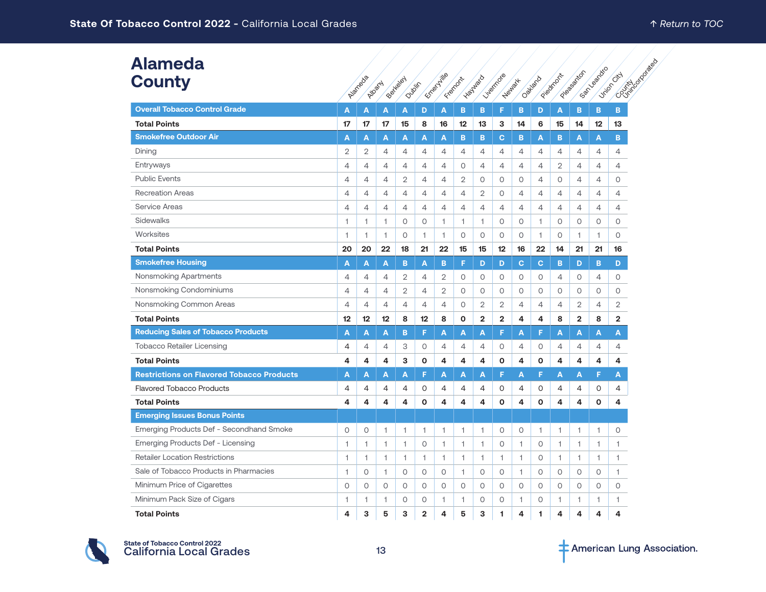# Alameda County

| | Alameda | Albany | Berkeley | Dublin | Emeryville | Fremont | Hayward | Livermore | Newark | Oakland | Piedmont | Pleasanton | San Leandro | Union City | County Unincorporated |
|---|---|---|---|---|---|---|---|---|---|---|---|---|---|---|---|
| **Overall Tobacco Control Grade** | A | A | A | A | D | A | B | B | F | B | D | A | B | B | B |
| **Total Points** | 17 | 17 | 17 | 15 | 8 | 16 | 12 | 13 | 3 | 14 | 6 | 15 | 14 | 12 | 13 |
| **Smokefree Outdoor Air** | A | A | A | A | A | A | B | B | C | B | A | B | A | A | B |
| Dining | 2 | 2 | 4 | 4 | 4 | 4 | 4 | 4 | 4 | 4 | 4 | 4 | 4 | 4 | 4 |
| Entryways | 4 | 4 | 4 | 4 | 4 | 4 | 0 | 4 | 4 | 4 | 4 | 2 | 4 | 4 | 4 |
| Public Events | 4 | 4 | 4 | 2 | 4 | 4 | 2 | 0 | 0 | 0 | 4 | 0 | 4 | 4 | 0 |
| Recreation Areas | 4 | 4 | 4 | 4 | 4 | 4 | 4 | 2 | 0 | 4 | 4 | 4 | 4 | 4 | 4 |
| Service Areas | 4 | 4 | 4 | 4 | 4 | 4 | 4 | 4 | 4 | 4 | 4 | 4 | 4 | 4 | 4 |
| Sidewalks | 1 | 1 | 1 | 0 | 0 | 1 | 1 | 1 | 0 | 0 | 1 | 0 | 0 | 0 | 0 |
| Worksites | 1 | 1 | 1 | 0 | 1 | 1 | 0 | 0 | 0 | 0 | 1 | 0 | 1 | 1 | 0 |
| **Total Points** | 20 | 20 | 22 | 18 | 21 | 22 | 15 | 15 | 12 | 16 | 22 | 14 | 21 | 21 | 16 |
| **Smokefree Housing** | A | A | A | B | A | B | F | D | D | C | C | B | D | B | D |
| Nonsmoking Apartments | 4 | 4 | 4 | 2 | 4 | 2 | 0 | 0 | 0 | 0 | 0 | 4 | 0 | 4 | 0 |
| Nonsmoking Condominiums | 4 | 4 | 4 | 2 | 4 | 2 | 0 | 0 | 0 | 0 | 0 | 0 | 0 | 0 | 0 |
| Nonsmoking Common Areas | 4 | 4 | 4 | 4 | 4 | 4 | 0 | 2 | 2 | 4 | 4 | 4 | 2 | 4 | 2 |
| **Total Points** | 12 | 12 | 12 | 8 | 12 | 8 | 0 | 2 | 2 | 4 | 4 | 8 | 2 | 8 | 2 |
| **Reducing Sales of Tobacco Products** | A | A | A | B | F | A | A | A | F | A | F | A | A | A | A |
| Tobacco Retailer Licensing | 4 | 4 | 4 | 3 | 0 | 4 | 4 | 4 | 0 | 4 | 0 | 4 | 4 | 4 | 4 |
| **Total Points** | 4 | 4 | 4 | 3 | 0 | 4 | 4 | 4 | 0 | 4 | 0 | 4 | 4 | 4 | 4 |
| **Restrictions on Flavored Tobacco Products** | A | A | A | A | F | A | A | A | F | A | F | A | A | F | A |
| Flavored Tobacco Products | 4 | 4 | 4 | 4 | 0 | 4 | 4 | 4 | 0 | 4 | 0 | 4 | 4 | 0 | 4 |
| **Total Points** | 4 | 4 | 4 | 4 | 0 | 4 | 4 | 4 | 0 | 4 | 0 | 4 | 4 | 0 | 4 |
| **Emerging Issues Bonus Points** | | | | | | | | | | | | | | | |
| Emerging Products Def - Secondhand Smoke | 0 | 0 | 1 | 1 | 1 | 1 | 1 | 1 | 0 | 0 | 1 | 1 | 1 | 1 | 0 |
| Emerging Products Def - Licensing | 1 | 1 | 1 | 1 | 0 | 1 | 1 | 1 | 0 | 1 | 0 | 1 | 1 | 1 | 1 |
| Retailer Location Restrictions | 1 | 1 | 1 | 1 | 1 | 1 | 1 | 1 | 1 | 1 | 0 | 1 | 1 | 1 | 1 |
| Sale of Tobacco Products in Pharmacies | 1 | 0 | 1 | 0 | 0 | 0 | 1 | 0 | 0 | 1 | 0 | 0 | 0 | 0 | 1 |
| Minimum Price of Cigarettes | 0 | 0 | 0 | 0 | 0 | 0 | 0 | 0 | 0 | 0 | 0 | 0 | 0 | 0 | 0 |
| Minimum Pack Size of Cigars | 1 | 1 | 1 | 0 | 0 | 1 | 1 | 0 | 0 | 1 | 0 | 1 | 1 | 1 | 1 |
| **Total Points** | 4 | 3 | 5 | 3 | 2 | 4 | 5 | 3 | 1 | 4 | 1 | 4 | 4 | 4 | 4 |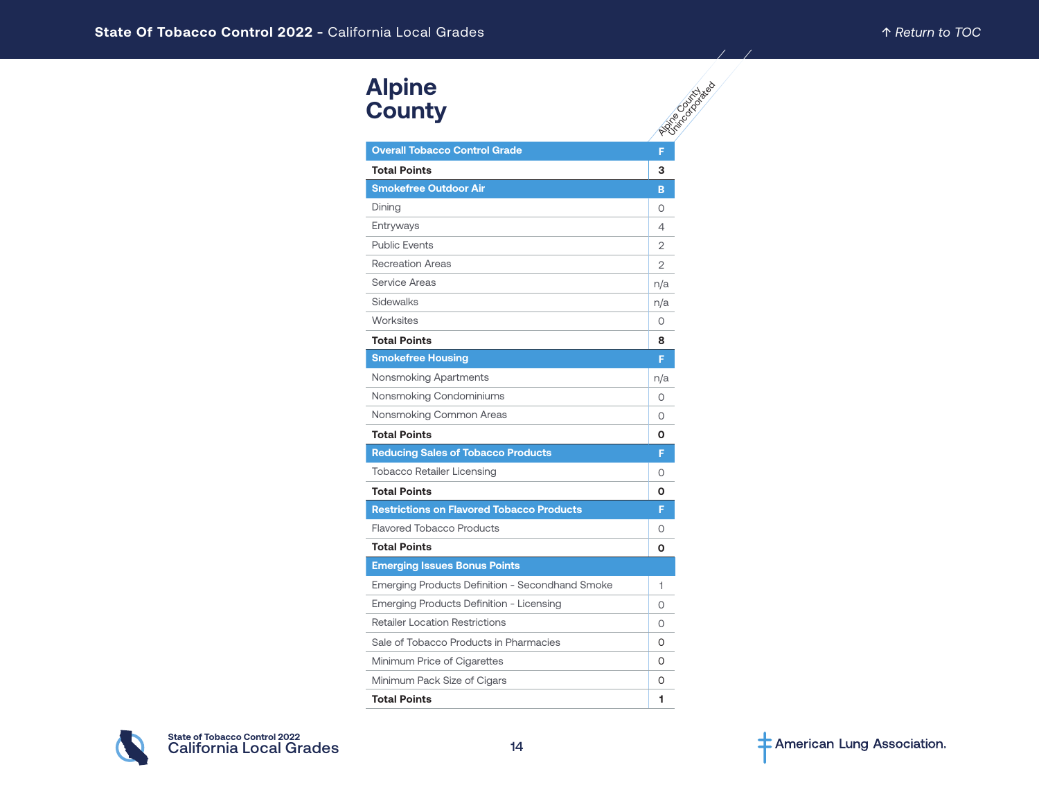# Alpine County

| | Alpine County Unincorporated |
|---|---|
| **Overall Tobacco Control Grade** | **F** |
| **Total Points** | **3** |
| **Smokefree Outdoor Air** | **B** |
| Dining | 0 |
| Entryways | 4 |
| Public Events | 2 |
| Recreation Areas | 2 |
| Service Areas | n/a |
| Sidewalks | n/a |
| Worksites | 0 |
| **Total Points** | **8** |
| **Smokefree Housing** | **F** |
| Nonsmoking Apartments | n/a |
| Nonsmoking Condominiums | 0 |
| Nonsmoking Common Areas | 0 |
| **Total Points** | **0** |
| **Reducing Sales of Tobacco Products** | **F** |
| Tobacco Retailer Licensing | 0 |
| **Total Points** | **0** |
| **Restrictions on Flavored Tobacco Products** | **F** |
| Flavored Tobacco Products | 0 |
| **Total Points** | **0** |
| **Emerging Issues Bonus Points** | |
| Emerging Products Definition - Secondhand Smoke | 1 |
| Emerging Products Definition - Licensing | 0 |
| Retailer Location Restrictions | 0 |
| Sale of Tobacco Products in Pharmacies | 0 |
| Minimum Price of Cigarettes | 0 |
| Minimum Pack Size of Cigars | 0 |
| **Total Points** | **1** |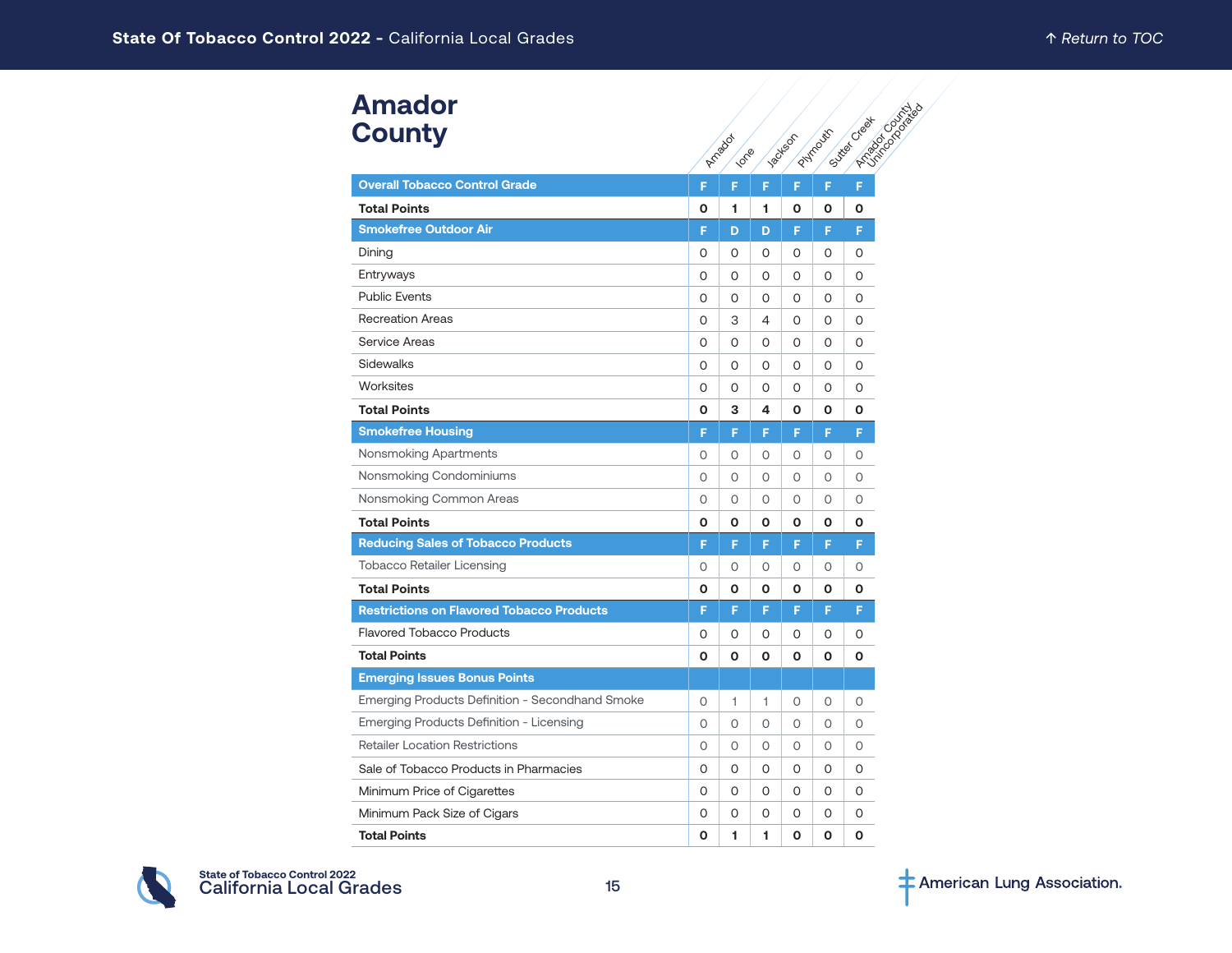# Amador County

| | Amador | Ione | Jackson | Plymouth | Sutter Creek | Amador County Unincorporated |
|---|---|---|---|---|---|---|
| **Overall Tobacco Control Grade** | F | F | F | F | F | F |
| **Total Points** | **0** | **1** | **1** | **0** | **0** | **0** |
| **Smokefree Outdoor Air** | F | D | D | F | F | F |
| Dining | 0 | 0 | 0 | 0 | 0 | 0 |
| Entryways | 0 | 0 | 0 | 0 | 0 | 0 |
| Public Events | 0 | 0 | 0 | 0 | 0 | 0 |
| Recreation Areas | 0 | 3 | 4 | 0 | 0 | 0 |
| Service Areas | 0 | 0 | 0 | 0 | 0 | 0 |
| Sidewalks | 0 | 0 | 0 | 0 | 0 | 0 |
| Worksites | 0 | 0 | 0 | 0 | 0 | 0 |
| **Total Points** | **0** | **3** | **4** | **0** | **0** | **0** |
| **Smokefree Housing** | F | F | F | F | F | F |
| Nonsmoking Apartments | 0 | 0 | 0 | 0 | 0 | 0 |
| Nonsmoking Condominiums | 0 | 0 | 0 | 0 | 0 | 0 |
| Nonsmoking Common Areas | 0 | 0 | 0 | 0 | 0 | 0 |
| **Total Points** | **0** | **0** | **0** | **0** | **0** | **0** |
| **Reducing Sales of Tobacco Products** | F | F | F | F | F | F |
| Tobacco Retailer Licensing | 0 | 0 | 0 | 0 | 0 | 0 |
| **Total Points** | **0** | **0** | **0** | **0** | **0** | **0** |
| **Restrictions on Flavored Tobacco Products** | F | F | F | F | F | F |
| Flavored Tobacco Products | 0 | 0 | 0 | 0 | 0 | 0 |
| **Total Points** | **0** | **0** | **0** | **0** | **0** | **0** |
| **Emerging Issues Bonus Points** | | | | | | |
| Emerging Products Definition - Secondhand Smoke | 0 | 1 | 1 | 0 | 0 | 0 |
| Emerging Products Definition - Licensing | 0 | 0 | 0 | 0 | 0 | 0 |
| Retailer Location Restrictions | 0 | 0 | 0 | 0 | 0 | 0 |
| Sale of Tobacco Products in Pharmacies | 0 | 0 | 0 | 0 | 0 | 0 |
| Minimum Price of Cigarettes | 0 | 0 | 0 | 0 | 0 | 0 |
| Minimum Pack Size of Cigars | 0 | 0 | 0 | 0 | 0 | 0 |
| **Total Points** | **0** | **1** | **1** | **0** | **0** | **0** |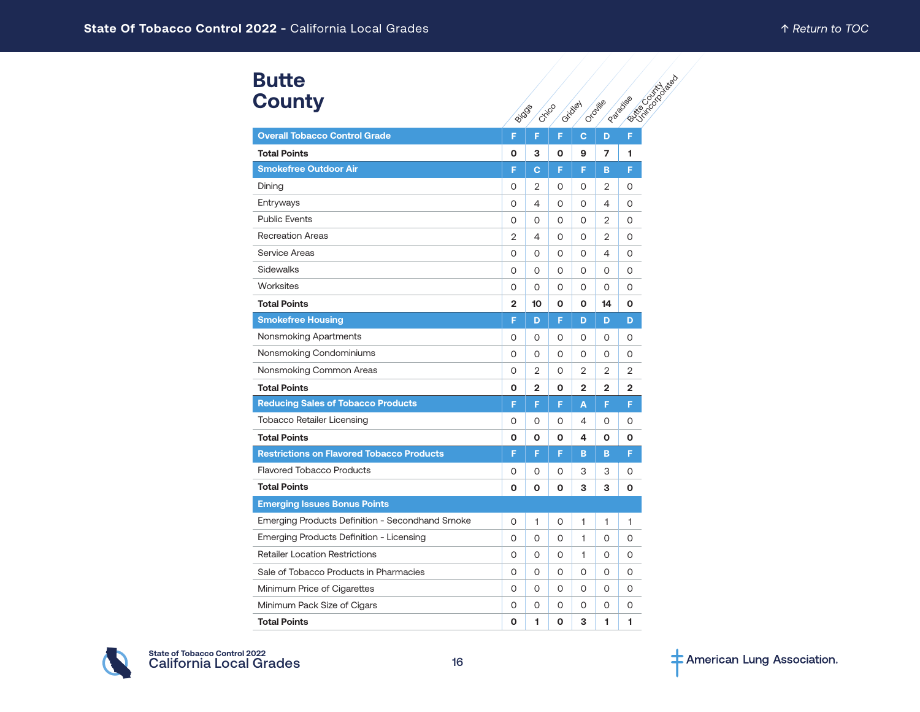# Butte County

| | Biggs | Chico | Gridley | Oroville | Paradise | Butte County Unincorporated |
|---|---|---|---|---|---|---|
| **Overall Tobacco Control Grade** | F | F | F | C | D | F |
| **Total Points** | **0** | **3** | **0** | **9** | **7** | **1** |
| **Smokefree Outdoor Air** | F | C | F | F | B | F |
| Dining | 0 | 2 | 0 | 0 | 2 | 0 |
| Entryways | 0 | 4 | 0 | 0 | 4 | 0 |
| Public Events | 0 | 0 | 0 | 0 | 2 | 0 |
| Recreation Areas | 2 | 4 | 0 | 0 | 2 | 0 |
| Service Areas | 0 | 0 | 0 | 0 | 4 | 0 |
| Sidewalks | 0 | 0 | 0 | 0 | 0 | 0 |
| Worksites | 0 | 0 | 0 | 0 | 0 | 0 |
| **Total Points** | **2** | **10** | **0** | **0** | **14** | **0** |
| **Smokefree Housing** | F | D | F | D | D | D |
| Nonsmoking Apartments | 0 | 0 | 0 | 0 | 0 | 0 |
| Nonsmoking Condominiums | 0 | 0 | 0 | 0 | 0 | 0 |
| Nonsmoking Common Areas | 0 | 2 | 0 | 2 | 2 | 2 |
| **Total Points** | **0** | **2** | **0** | **2** | **2** | **2** |
| **Reducing Sales of Tobacco Products** | F | F | F | A | F | F |
| Tobacco Retailer Licensing | 0 | 0 | 0 | 4 | 0 | 0 |
| **Total Points** | **0** | **0** | **0** | **4** | **0** | **0** |
| **Restrictions on Flavored Tobacco Products** | F | F | F | B | B | F |
| Flavored Tobacco Products | 0 | 0 | 0 | 3 | 3 | 0 |
| **Total Points** | **0** | **0** | **0** | **3** | **3** | **0** |
| **Emerging Issues Bonus Points** | | | | | | |
| Emerging Products Definition - Secondhand Smoke | 0 | 1 | 0 | 1 | 1 | 1 |
| Emerging Products Definition - Licensing | 0 | 0 | 0 | 1 | 0 | 0 |
| Retailer Location Restrictions | 0 | 0 | 0 | 1 | 0 | 0 |
| Sale of Tobacco Products in Pharmacies | 0 | 0 | 0 | 0 | 0 | 0 |
| Minimum Price of Cigarettes | 0 | 0 | 0 | 0 | 0 | 0 |
| Minimum Pack Size of Cigars | 0 | 0 | 0 | 0 | 0 | 0 |
| **Total Points** | **0** | **1** | **0** | **3** | **1** | **1** |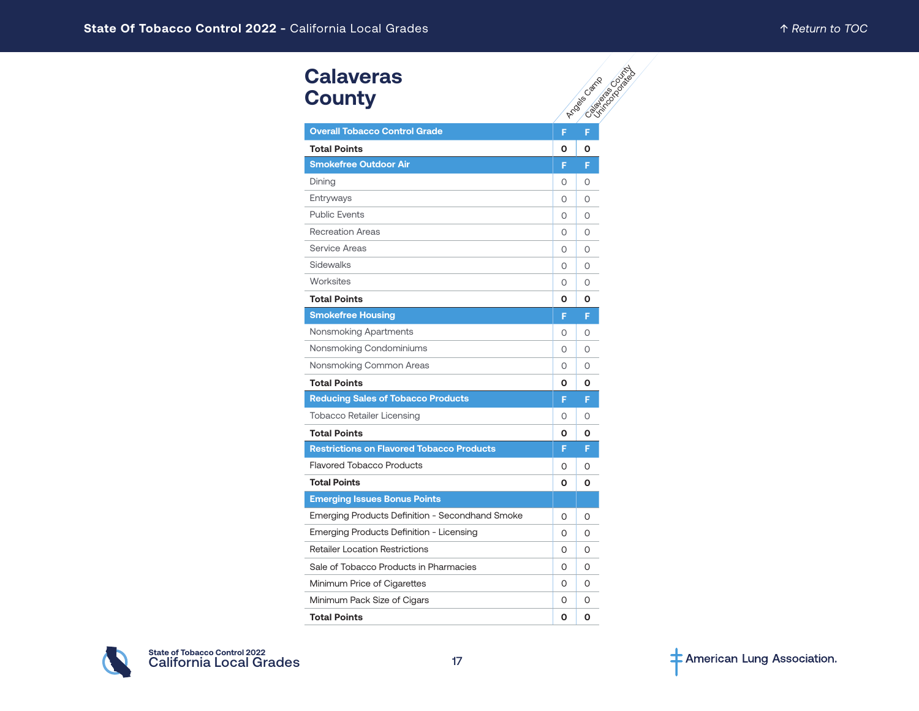# Calaveras County

| | Angels Camp | Calaveras County Unincorporated |
|---|---|---|
| **Overall Tobacco Control Grade** | **F** | **F** |
| **Total Points** | **0** | **0** |
| **Smokefree Outdoor Air** | **F** | **F** |
| Dining | 0 | 0 |
| Entryways | 0 | 0 |
| Public Events | 0 | 0 |
| Recreation Areas | 0 | 0 |
| Service Areas | 0 | 0 |
| Sidewalks | 0 | 0 |
| Worksites | 0 | 0 |
| **Total Points** | **0** | **0** |
| **Smokefree Housing** | **F** | **F** |
| Nonsmoking Apartments | 0 | 0 |
| Nonsmoking Condominiums | 0 | 0 |
| Nonsmoking Common Areas | 0 | 0 |
| **Total Points** | **0** | **0** |
| **Reducing Sales of Tobacco Products** | **F** | **F** |
| Tobacco Retailer Licensing | 0 | 0 |
| **Total Points** | **0** | **0** |
| **Restrictions on Flavored Tobacco Products** | **F** | **F** |
| Flavored Tobacco Products | 0 | 0 |
| **Total Points** | **0** | **0** |
| **Emerging Issues Bonus Points** | | |
| Emerging Products Definition - Secondhand Smoke | 0 | 0 |
| Emerging Products Definition - Licensing | 0 | 0 |
| Retailer Location Restrictions | 0 | 0 |
| Sale of Tobacco Products in Pharmacies | 0 | 0 |
| Minimum Price of Cigarettes | 0 | 0 |
| Minimum Pack Size of Cigars | 0 | 0 |
| **Total Points** | **0** | **0** |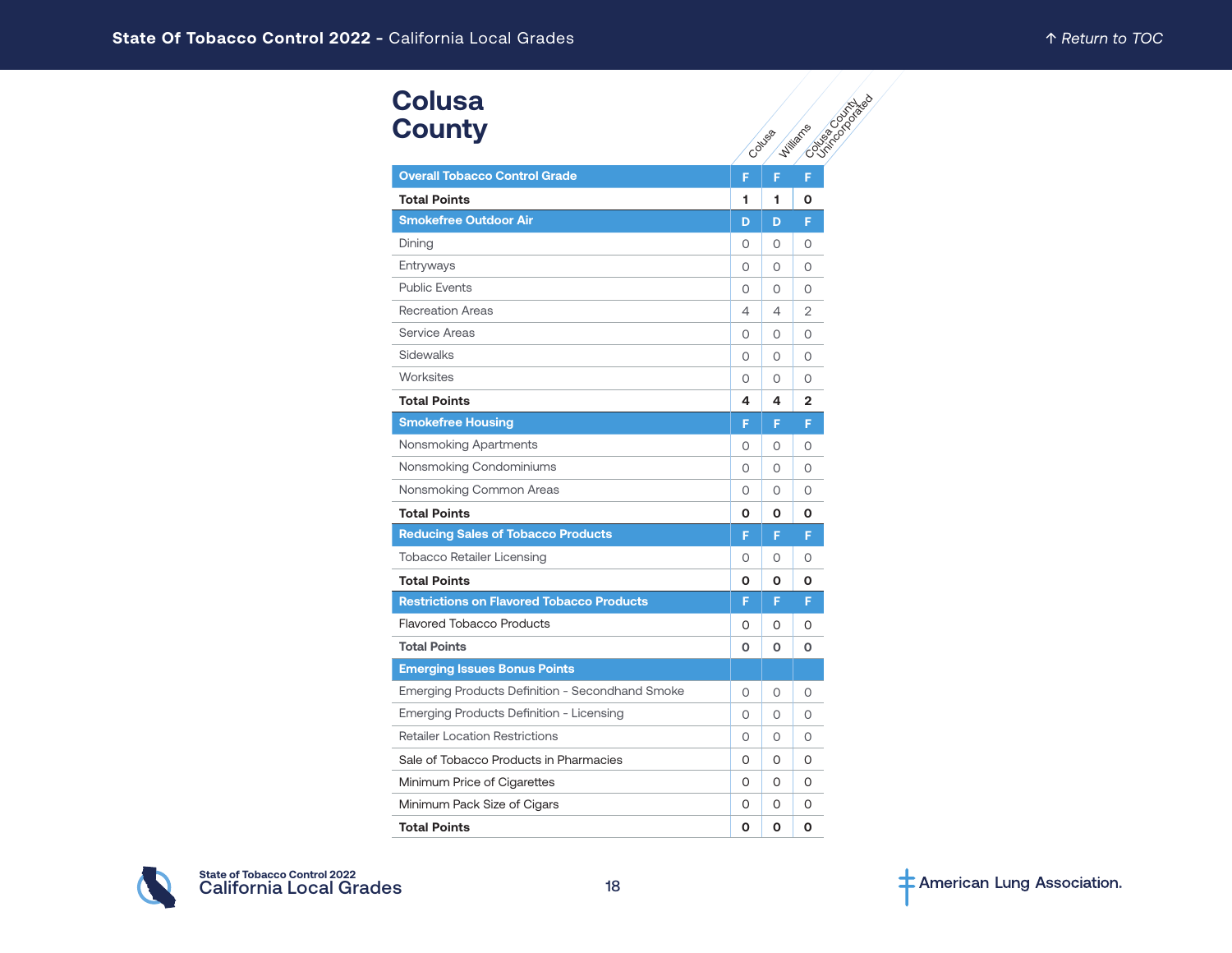# Colusa County

| | Colusa | Williams | Colusa County Unincorporated |
|---|---|---|---|
| **Overall Tobacco Control Grade** | **F** | **F** | **F** |
| **Total Points** | **1** | **1** | **0** |
| **Smokefree Outdoor Air** | **D** | **D** | **F** |
| Dining | 0 | 0 | 0 |
| Entryways | 0 | 0 | 0 |
| Public Events | 0 | 0 | 0 |
| Recreation Areas | 4 | 4 | 2 |
| Service Areas | 0 | 0 | 0 |
| Sidewalks | 0 | 0 | 0 |
| Worksites | 0 | 0 | 0 |
| **Total Points** | **4** | **4** | **2** |
| **Smokefree Housing** | **F** | **F** | **F** |
| Nonsmoking Apartments | 0 | 0 | 0 |
| Nonsmoking Condominiums | 0 | 0 | 0 |
| Nonsmoking Common Areas | 0 | 0 | 0 |
| **Total Points** | **0** | **0** | **0** |
| **Reducing Sales of Tobacco Products** | **F** | **F** | **F** |
| Tobacco Retailer Licensing | 0 | 0 | 0 |
| **Total Points** | **0** | **0** | **0** |
| **Restrictions on Flavored Tobacco Products** | **F** | **F** | **F** |
| Flavored Tobacco Products | 0 | 0 | 0 |
| **Total Points** | **0** | **0** | **0** |
| **Emerging Issues Bonus Points** | | | |
| Emerging Products Definition - Secondhand Smoke | 0 | 0 | 0 |
| Emerging Products Definition - Licensing | 0 | 0 | 0 |
| Retailer Location Restrictions | 0 | 0 | 0 |
| Sale of Tobacco Products in Pharmacies | 0 | 0 | 0 |
| Minimum Price of Cigarettes | 0 | 0 | 0 |
| Minimum Pack Size of Cigars | 0 | 0 | 0 |
| **Total Points** | **0** | **0** | **0** |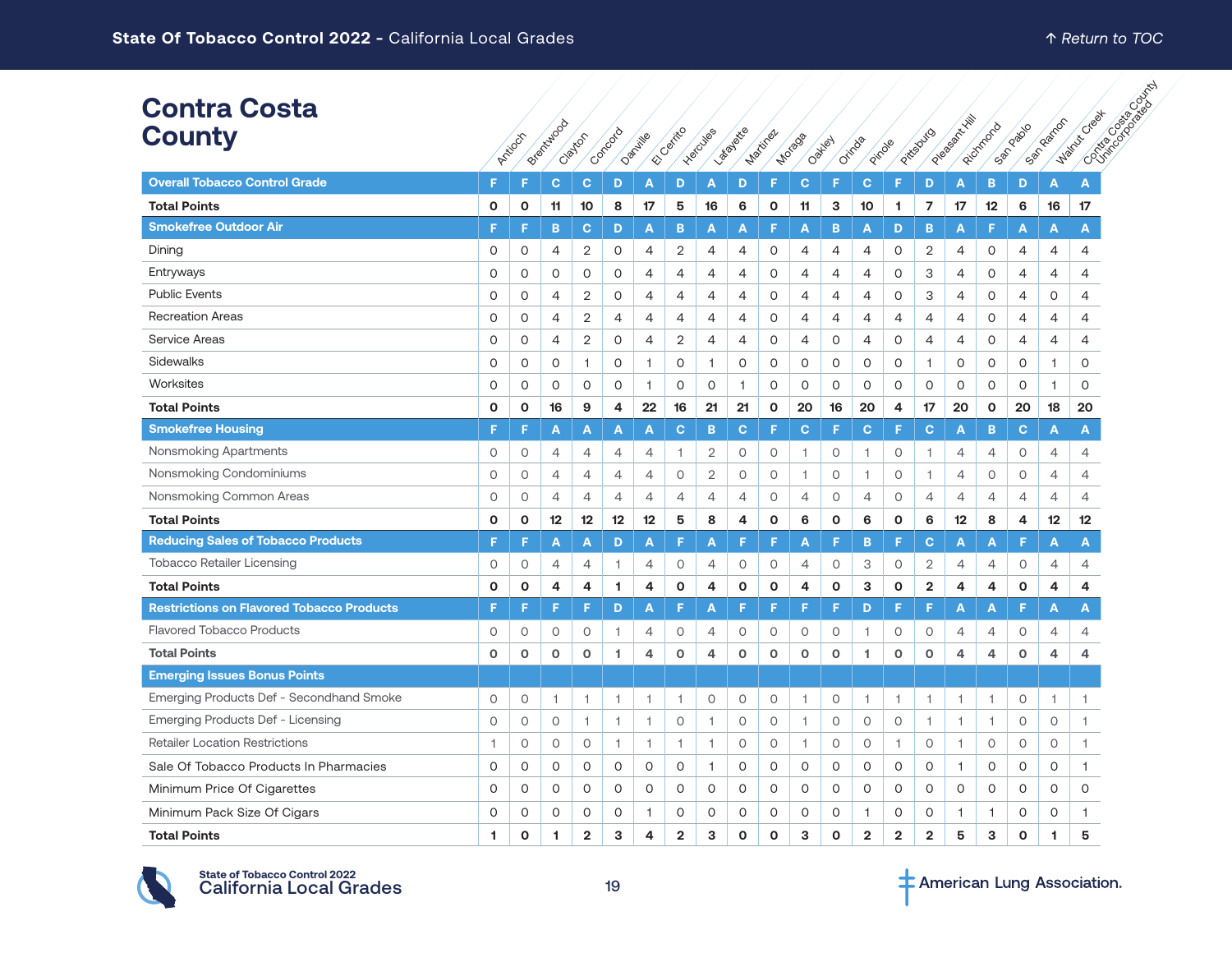# Contra Costa County

| | Antioch | Brentwood | Clayton | Concord | Danville | El Cerrito | Hercules | Lafayette | Martinez | Moraga | Oakley | Orinda | Pinole | Pittsburg | Pleasant Hill | Richmond | San Pablo | San Ramon | Walnut Creek | Contra Costa County Unincorporated |
|---|---|---|---|---|---|---|---|---|---|---|---|---|---|---|---|---|---|---|---|---|
| **Overall Tobacco Control Grade** | F | F | C | C | D | A | D | A | D | F | C | F | C | F | D | A | B | D | A | A |
| **Total Points** | **0** | **0** | **11** | **10** | **8** | **17** | **5** | **16** | **6** | **0** | **11** | **3** | **10** | **1** | **7** | **17** | **12** | **6** | **16** | **17** |
| **Smokefree Outdoor Air** | F | F | B | C | D | A | B | A | A | F | A | B | A | D | B | A | F | A | A | A |
| Dining | 0 | 0 | 4 | 2 | 0 | 4 | 2 | 4 | 4 | 0 | 4 | 4 | 4 | 0 | 2 | 4 | 0 | 4 | 4 | 4 |
| Entryways | 0 | 0 | 0 | 0 | 0 | 4 | 4 | 4 | 4 | 0 | 4 | 4 | 4 | 0 | 3 | 4 | 0 | 4 | 4 | 4 |
| Public Events | 0 | 0 | 4 | 2 | 0 | 4 | 4 | 4 | 4 | 0 | 4 | 4 | 4 | 0 | 3 | 4 | 0 | 4 | 0 | 4 |
| Recreation Areas | 0 | 0 | 4 | 2 | 4 | 4 | 4 | 4 | 4 | 0 | 4 | 4 | 4 | 4 | 4 | 4 | 0 | 4 | 4 | 4 |
| Service Areas | 0 | 0 | 4 | 2 | 0 | 4 | 2 | 4 | 4 | 0 | 4 | 0 | 4 | 0 | 4 | 4 | 0 | 4 | 4 | 4 |
| Sidewalks | 0 | 0 | 0 | 1 | 0 | 1 | 0 | 1 | 0 | 0 | 0 | 0 | 0 | 0 | 1 | 0 | 0 | 0 | 1 | 0 |
| Worksites | 0 | 0 | 0 | 0 | 0 | 1 | 0 | 0 | 1 | 0 | 0 | 0 | 0 | 0 | 0 | 0 | 0 | 0 | 1 | 0 |
| **Total Points** | **0** | **0** | **16** | **9** | **4** | **22** | **16** | **21** | **21** | **0** | **20** | **16** | **20** | **4** | **17** | **20** | **0** | **20** | **18** | **20** |
| **Smokefree Housing** | F | F | A | A | A | A | C | B | C | F | C | F | C | F | C | A | B | C | A | A |
| Nonsmoking Apartments | 0 | 0 | 4 | 4 | 4 | 4 | 1 | 2 | 0 | 0 | 1 | 0 | 1 | 0 | 1 | 4 | 4 | 0 | 4 | 4 |
| Nonsmoking Condominiums | 0 | 0 | 4 | 4 | 4 | 4 | 0 | 2 | 0 | 0 | 1 | 0 | 1 | 0 | 1 | 4 | 0 | 0 | 4 | 4 |
| Nonsmoking Common Areas | 0 | 0 | 4 | 4 | 4 | 4 | 4 | 4 | 4 | 0 | 4 | 0 | 4 | 0 | 4 | 4 | 4 | 4 | 4 | 4 |
| **Total Points** | **0** | **0** | **12** | **12** | **12** | **12** | **5** | **8** | **4** | **0** | **6** | **0** | **6** | **0** | **6** | **12** | **8** | **4** | **12** | **12** |
| **Reducing Sales of Tobacco Products** | F | F | A | A | D | A | F | A | F | F | A | F | B | F | C | A | A | F | A | A |
| Tobacco Retailer Licensing | 0 | 0 | 4 | 4 | 1 | 4 | 0 | 4 | 0 | 0 | 4 | 0 | 3 | 0 | 2 | 4 | 4 | 0 | 4 | 4 |
| **Total Points** | **0** | **0** | **4** | **4** | **1** | **4** | **0** | **4** | **0** | **0** | **4** | **0** | **3** | **0** | **2** | **4** | **4** | **0** | **4** | **4** |
| **Restrictions on Flavored Tobacco Products** | F | F | F | F | D | A | F | A | F | F | F | F | D | F | F | A | A | F | A | A |
| Flavored Tobacco Products | 0 | 0 | 0 | 0 | 1 | 4 | 0 | 4 | 0 | 0 | 0 | 0 | 1 | 0 | 0 | 4 | 4 | 0 | 4 | 4 |
| **Total Points** | **0** | **0** | **0** | **0** | **1** | **4** | **0** | **4** | **0** | **0** | **0** | **0** | **1** | **0** | **0** | **4** | **4** | **0** | **4** | **4** |
| **Emerging Issues Bonus Points** | | | | | | | | | | | | | | | | | | | | |
| Emerging Products Def - Secondhand Smoke | 0 | 0 | 1 | 1 | 1 | 1 | 1 | 0 | 0 | 0 | 1 | 0 | 1 | 1 | 1 | 1 | 1 | 0 | 1 | 1 |
| Emerging Products Def - Licensing | 0 | 0 | 0 | 1 | 1 | 1 | 0 | 1 | 0 | 0 | 1 | 0 | 0 | 0 | 1 | 1 | 1 | 0 | 0 | 1 |
| Retailer Location Restrictions | 1 | 0 | 0 | 0 | 1 | 1 | 1 | 1 | 0 | 0 | 1 | 0 | 0 | 1 | 0 | 1 | 0 | 0 | 0 | 1 |
| Sale Of Tobacco Products In Pharmacies | 0 | 0 | 0 | 0 | 0 | 0 | 0 | 1 | 0 | 0 | 0 | 0 | 0 | 0 | 0 | 1 | 0 | 0 | 0 | 1 |
| Minimum Price Of Cigarettes | 0 | 0 | 0 | 0 | 0 | 0 | 0 | 0 | 0 | 0 | 0 | 0 | 0 | 0 | 0 | 0 | 0 | 0 | 0 | 0 |
| Minimum Pack Size Of Cigars | 0 | 0 | 0 | 0 | 0 | 1 | 0 | 0 | 0 | 0 | 0 | 0 | 1 | 0 | 0 | 1 | 1 | 0 | 0 | 1 |
| **Total Points** | **1** | **0** | **1** | **2** | **3** | **4** | **2** | **3** | **0** | **0** | **3** | **0** | **2** | **2** | **2** | **5** | **3** | **0** | **1** | **5** |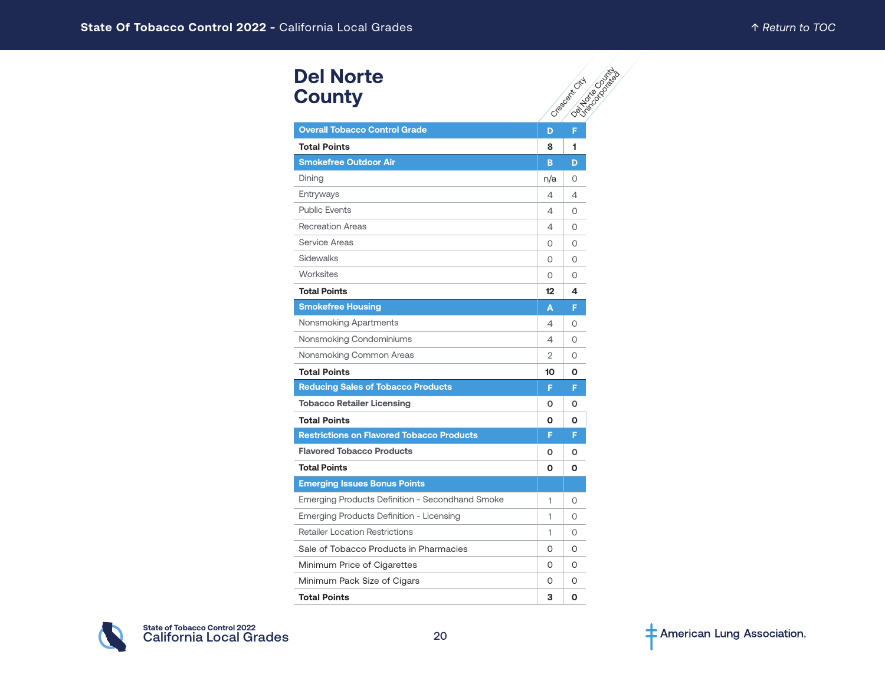# Del Norte County

| | Crescent City | Del Norte County Unincorporated |
|---|---|---|
| **Overall Tobacco Control Grade** | **D** | **F** |
| **Total Points** | **8** | **1** |
| **Smokefree Outdoor Air** | **B** | **D** |
| Dining | n/a | 0 |
| Entryways | 4 | 4 |
| Public Events | 4 | 0 |
| Recreation Areas | 4 | 0 |
| Service Areas | 0 | 0 |
| Sidewalks | 0 | 0 |
| Worksites | 0 | 0 |
| **Total Points** | **12** | **4** |
| **Smokefree Housing** | **A** | **F** |
| Nonsmoking Apartments | 4 | 0 |
| Nonsmoking Condominiums | 4 | 0 |
| Nonsmoking Common Areas | 2 | 0 |
| **Total Points** | **10** | **0** |
| **Reducing Sales of Tobacco Products** | **F** | **F** |
| **Tobacco Retailer Licensing** | **0** | **0** |
| **Total Points** | **0** | **0** |
| **Restrictions on Flavored Tobacco Products** | **F** | **F** |
| **Flavored Tobacco Products** | **0** | **0** |
| **Total Points** | **0** | **0** |
| **Emerging Issues Bonus Points** | | |
| Emerging Products Definition - Secondhand Smoke | 1 | 0 |
| Emerging Products Definition - Licensing | 1 | 0 |
| Retailer Location Restrictions | 1 | 0 |
| Sale of Tobacco Products in Pharmacies | 0 | 0 |
| Minimum Price of Cigarettes | 0 | 0 |
| Minimum Pack Size of Cigars | 0 | 0 |
| **Total Points** | **3** | **0** |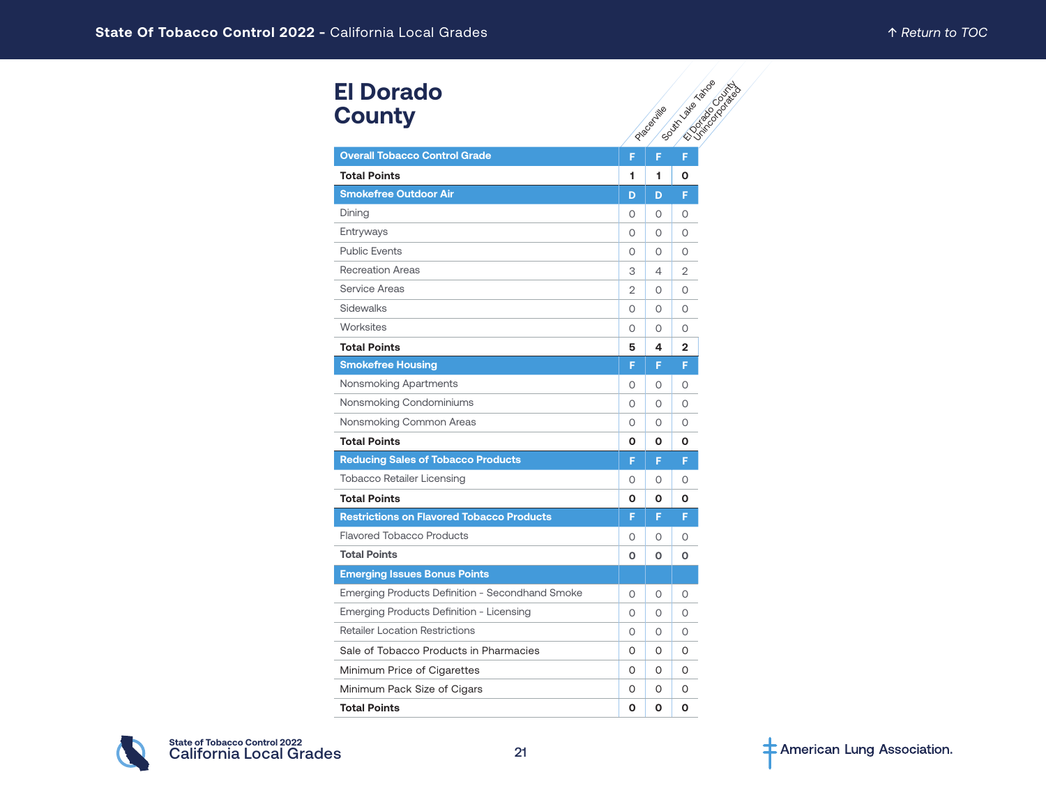# El Dorado County

| | Placerville | South Lake Tahoe | El Dorado County Unincorporated |
|---|---|---|---|
| **Overall Tobacco Control Grade** | F | F | F |
| **Total Points** | 1 | 1 | 0 |
| **Smokefree Outdoor Air** | D | D | F |
| Dining | 0 | 0 | 0 |
| Entryways | 0 | 0 | 0 |
| Public Events | 0 | 0 | 0 |
| Recreation Areas | 3 | 4 | 2 |
| Service Areas | 2 | 0 | 0 |
| Sidewalks | 0 | 0 | 0 |
| Worksites | 0 | 0 | 0 |
| **Total Points** | 5 | 4 | 2 |
| **Smokefree Housing** | F | F | F |
| Nonsmoking Apartments | 0 | 0 | 0 |
| Nonsmoking Condominiums | 0 | 0 | 0 |
| Nonsmoking Common Areas | 0 | 0 | 0 |
| **Total Points** | 0 | 0 | 0 |
| **Reducing Sales of Tobacco Products** | F | F | F |
| Tobacco Retailer Licensing | 0 | 0 | 0 |
| **Total Points** | 0 | 0 | 0 |
| **Restrictions on Flavored Tobacco Products** | F | F | F |
| Flavored Tobacco Products | 0 | 0 | 0 |
| **Total Points** | 0 | 0 | 0 |
| **Emerging Issues Bonus Points** | | | |
| Emerging Products Definition - Secondhand Smoke | 0 | 0 | 0 |
| Emerging Products Definition - Licensing | 0 | 0 | 0 |
| Retailer Location Restrictions | 0 | 0 | 0 |
| Sale of Tobacco Products in Pharmacies | 0 | 0 | 0 |
| Minimum Price of Cigarettes | 0 | 0 | 0 |
| Minimum Pack Size of Cigars | 0 | 0 | 0 |
| **Total Points** | 0 | 0 | 0 |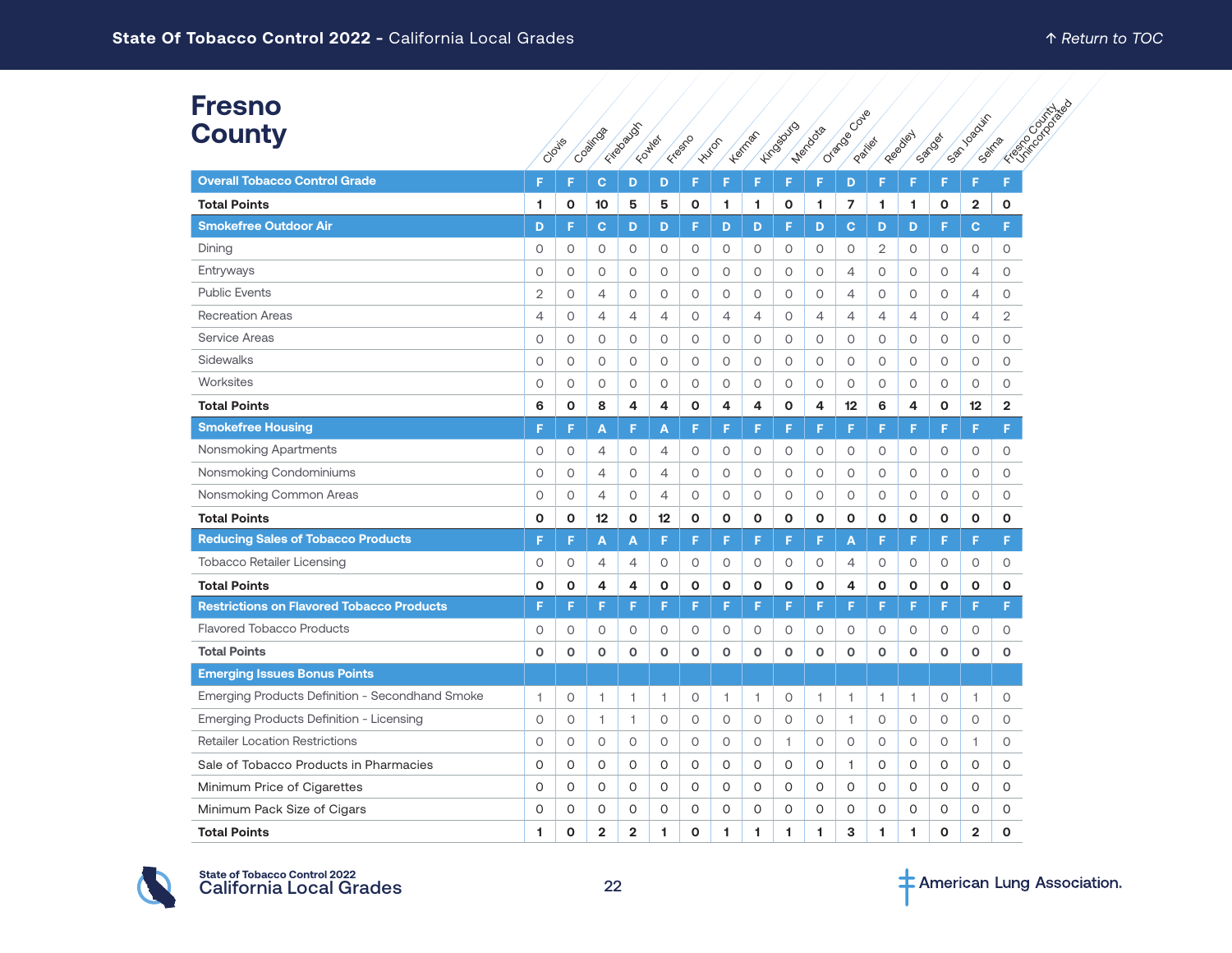# Fresno County

| | Clovis | Coalinga | Firebaugh | Fowler | Fresno | Huron | Kerman | Kingsburg | Mendota | Orange Cove | Parlier | Reedley | Sanger | San Joaquin | Selma | Fresno County Unincorporated |
|---|---|---|---|---|---|---|---|---|---|---|---|---|---|---|---|---|
| **Overall Tobacco Control Grade** | F | F | C | D | D | F | F | F | F | F | D | F | F | F | F | F |
| **Total Points** | **1** | **0** | **10** | **5** | **5** | **0** | **1** | **1** | **0** | **1** | **7** | **1** | **1** | **0** | **2** | **0** |
| **Smokefree Outdoor Air** | D | F | C | D | D | F | D | D | F | D | C | D | D | F | C | F |
| Dining | 0 | 0 | 0 | 0 | 0 | 0 | 0 | 0 | 0 | 0 | 0 | 2 | 0 | 0 | 0 | 0 |
| Entryways | 0 | 0 | 0 | 0 | 0 | 0 | 0 | 0 | 0 | 0 | 4 | 0 | 0 | 0 | 4 | 0 |
| Public Events | 2 | 0 | 4 | 0 | 0 | 0 | 0 | 0 | 0 | 0 | 4 | 0 | 0 | 0 | 4 | 0 |
| Recreation Areas | 4 | 0 | 4 | 4 | 4 | 0 | 4 | 4 | 0 | 4 | 4 | 4 | 4 | 0 | 4 | 2 |
| Service Areas | 0 | 0 | 0 | 0 | 0 | 0 | 0 | 0 | 0 | 0 | 0 | 0 | 0 | 0 | 0 | 0 |
| Sidewalks | 0 | 0 | 0 | 0 | 0 | 0 | 0 | 0 | 0 | 0 | 0 | 0 | 0 | 0 | 0 | 0 |
| Worksites | 0 | 0 | 0 | 0 | 0 | 0 | 0 | 0 | 0 | 0 | 0 | 0 | 0 | 0 | 0 | 0 |
| **Total Points** | **6** | **0** | **8** | **4** | **4** | **0** | **4** | **4** | **0** | **4** | **12** | **6** | **4** | **0** | **12** | **2** |
| **Smokefree Housing** | F | F | A | F | A | F | F | F | F | F | F | F | F | F | F | F |
| Nonsmoking Apartments | 0 | 0 | 4 | 0 | 4 | 0 | 0 | 0 | 0 | 0 | 0 | 0 | 0 | 0 | 0 | 0 |
| Nonsmoking Condominiums | 0 | 0 | 4 | 0 | 4 | 0 | 0 | 0 | 0 | 0 | 0 | 0 | 0 | 0 | 0 | 0 |
| Nonsmoking Common Areas | 0 | 0 | 4 | 0 | 4 | 0 | 0 | 0 | 0 | 0 | 0 | 0 | 0 | 0 | 0 | 0 |
| **Total Points** | **0** | **0** | **12** | **0** | **12** | **0** | **0** | **0** | **0** | **0** | **0** | **0** | **0** | **0** | **0** | **0** |
| **Reducing Sales of Tobacco Products** | F | F | A | A | F | F | F | F | F | F | A | F | F | F | F | F |
| Tobacco Retailer Licensing | 0 | 0 | 4 | 4 | 0 | 0 | 0 | 0 | 0 | 0 | 4 | 0 | 0 | 0 | 0 | 0 |
| **Total Points** | **0** | **0** | **4** | **4** | **0** | **0** | **0** | **0** | **0** | **0** | **4** | **0** | **0** | **0** | **0** | **0** |
| **Restrictions on Flavored Tobacco Products** | F | F | F | F | F | F | F | F | F | F | F | F | F | F | F | F |
| Flavored Tobacco Products | 0 | 0 | 0 | 0 | 0 | 0 | 0 | 0 | 0 | 0 | 0 | 0 | 0 | 0 | 0 | 0 |
| **Total Points** | **0** | **0** | **0** | **0** | **0** | **0** | **0** | **0** | **0** | **0** | **0** | **0** | **0** | **0** | **0** | **0** |
| **Emerging Issues Bonus Points** | | | | | | | | | | | | | | | | |
| Emerging Products Definition - Secondhand Smoke | 1 | 0 | 1 | 1 | 1 | 0 | 1 | 1 | 0 | 1 | 1 | 1 | 1 | 0 | 1 | 0 |
| Emerging Products Definition - Licensing | 0 | 0 | 1 | 1 | 0 | 0 | 0 | 0 | 0 | 0 | 1 | 0 | 0 | 0 | 0 | 0 |
| Retailer Location Restrictions | 0 | 0 | 0 | 0 | 0 | 0 | 0 | 0 | 1 | 0 | 0 | 0 | 0 | 0 | 1 | 0 |
| Sale of Tobacco Products in Pharmacies | 0 | 0 | 0 | 0 | 0 | 0 | 0 | 0 | 0 | 0 | 1 | 0 | 0 | 0 | 0 | 0 |
| Minimum Price of Cigarettes | 0 | 0 | 0 | 0 | 0 | 0 | 0 | 0 | 0 | 0 | 0 | 0 | 0 | 0 | 0 | 0 |
| Minimum Pack Size of Cigars | 0 | 0 | 0 | 0 | 0 | 0 | 0 | 0 | 0 | 0 | 0 | 0 | 0 | 0 | 0 | 0 |
| **Total Points** | **1** | **0** | **2** | **2** | **1** | **0** | **1** | **1** | **1** | **1** | **3** | **1** | **1** | **0** | **2** | **0** |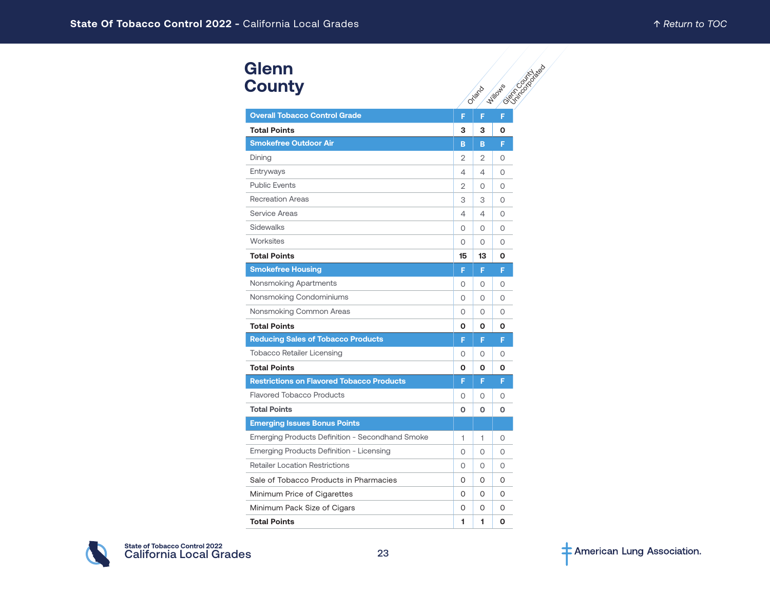# Glenn County

| | Orland | Willows | Glenn County Unincorporated |
|---|---|---|---|
| **Overall Tobacco Control Grade** | **F** | **F** | **F** |
| **Total Points** | **3** | **3** | **0** |
| **Smokefree Outdoor Air** | **B** | **B** | **F** |
| Dining | 2 | 2 | 0 |
| Entryways | 4 | 4 | 0 |
| Public Events | 2 | 0 | 0 |
| Recreation Areas | 3 | 3 | 0 |
| Service Areas | 4 | 4 | 0 |
| Sidewalks | 0 | 0 | 0 |
| Worksites | 0 | 0 | 0 |
| **Total Points** | **15** | **13** | **0** |
| **Smokefree Housing** | **F** | **F** | **F** |
| Nonsmoking Apartments | 0 | 0 | 0 |
| Nonsmoking Condominiums | 0 | 0 | 0 |
| Nonsmoking Common Areas | 0 | 0 | 0 |
| **Total Points** | **0** | **0** | **0** |
| **Reducing Sales of Tobacco Products** | **F** | **F** | **F** |
| Tobacco Retailer Licensing | 0 | 0 | 0 |
| **Total Points** | **0** | **0** | **0** |
| **Restrictions on Flavored Tobacco Products** | **F** | **F** | **F** |
| Flavored Tobacco Products | 0 | 0 | 0 |
| **Total Points** | **0** | **0** | **0** |
| **Emerging Issues Bonus Points** | | | |
| Emerging Products Definition - Secondhand Smoke | 1 | 1 | 0 |
| Emerging Products Definition - Licensing | 0 | 0 | 0 |
| Retailer Location Restrictions | 0 | 0 | 0 |
| Sale of Tobacco Products in Pharmacies | 0 | 0 | 0 |
| Minimum Price of Cigarettes | 0 | 0 | 0 |
| Minimum Pack Size of Cigars | 0 | 0 | 0 |
| **Total Points** | **1** | **1** | **0** |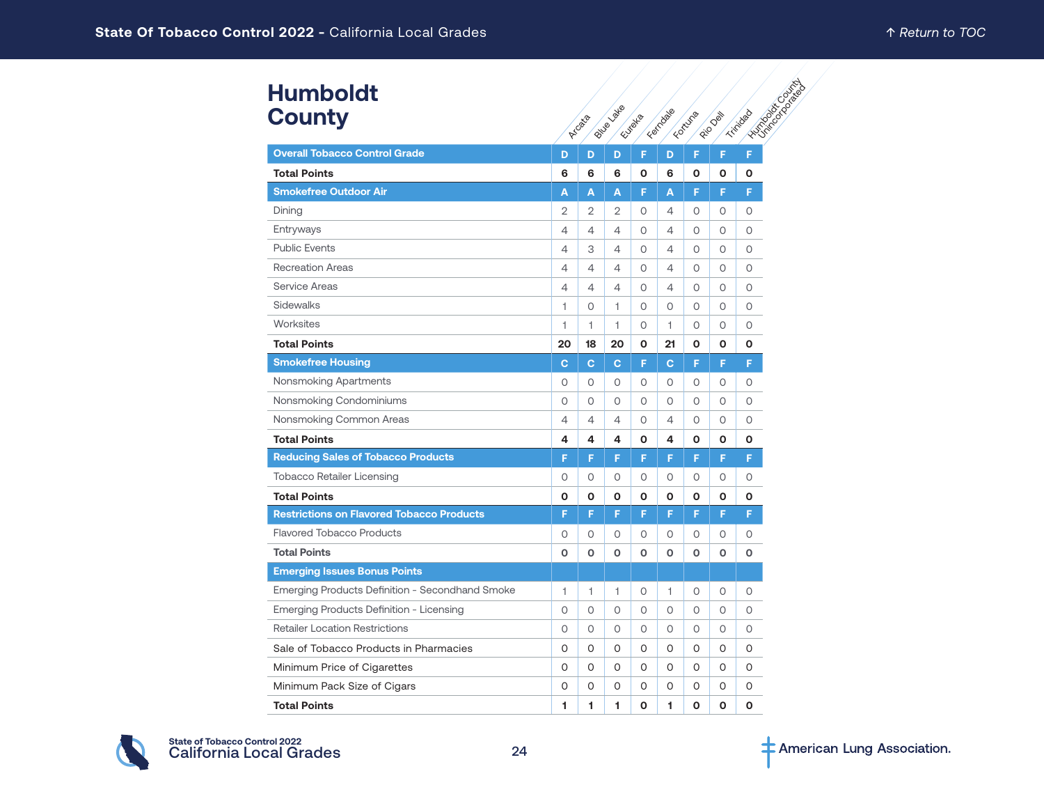# Humboldt County

| | Arcata | Blue Lake | Eureka | Ferndale | Fortuna | Rio Dell | Trinidad | Humboldt County Unincorporated |
|---|---|---|---|---|---|---|---|---|
| **Overall Tobacco Control Grade** | D | D | D | F | D | F | F | F |
| **Total Points** | **6** | **6** | **6** | **0** | **6** | **0** | **0** | **0** |
| **Smokefree Outdoor Air** | A | A | A | F | A | F | F | F |
| Dining | 2 | 2 | 2 | 0 | 4 | 0 | 0 | 0 |
| Entryways | 4 | 4 | 4 | 0 | 4 | 0 | 0 | 0 |
| Public Events | 4 | 3 | 4 | 0 | 4 | 0 | 0 | 0 |
| Recreation Areas | 4 | 4 | 4 | 0 | 4 | 0 | 0 | 0 |
| Service Areas | 4 | 4 | 4 | 0 | 4 | 0 | 0 | 0 |
| Sidewalks | 1 | 0 | 1 | 0 | 0 | 0 | 0 | 0 |
| Worksites | 1 | 1 | 1 | 0 | 1 | 0 | 0 | 0 |
| **Total Points** | **20** | **18** | **20** | **0** | **21** | **0** | **0** | **0** |
| **Smokefree Housing** | C | C | C | F | C | F | F | F |
| Nonsmoking Apartments | 0 | 0 | 0 | 0 | 0 | 0 | 0 | 0 |
| Nonsmoking Condominiums | 0 | 0 | 0 | 0 | 0 | 0 | 0 | 0 |
| Nonsmoking Common Areas | 4 | 4 | 4 | 0 | 4 | 0 | 0 | 0 |
| **Total Points** | **4** | **4** | **4** | **0** | **4** | **0** | **0** | **0** |
| **Reducing Sales of Tobacco Products** | F | F | F | F | F | F | F | F |
| Tobacco Retailer Licensing | 0 | 0 | 0 | 0 | 0 | 0 | 0 | 0 |
| **Total Points** | **0** | **0** | **0** | **0** | **0** | **0** | **0** | **0** |
| **Restrictions on Flavored Tobacco Products** | F | F | F | F | F | F | F | F |
| Flavored Tobacco Products | 0 | 0 | 0 | 0 | 0 | 0 | 0 | 0 |
| **Total Points** | **0** | **0** | **0** | **0** | **0** | **0** | **0** | **0** |
| **Emerging Issues Bonus Points** | | | | | | | | |
| Emerging Products Definition - Secondhand Smoke | 1 | 1 | 1 | 0 | 1 | 0 | 0 | 0 |
| Emerging Products Definition - Licensing | 0 | 0 | 0 | 0 | 0 | 0 | 0 | 0 |
| Retailer Location Restrictions | 0 | 0 | 0 | 0 | 0 | 0 | 0 | 0 |
| Sale of Tobacco Products in Pharmacies | 0 | 0 | 0 | 0 | 0 | 0 | 0 | 0 |
| Minimum Price of Cigarettes | 0 | 0 | 0 | 0 | 0 | 0 | 0 | 0 |
| Minimum Pack Size of Cigars | 0 | 0 | 0 | 0 | 0 | 0 | 0 | 0 |
| **Total Points** | **1** | **1** | **1** | **0** | **1** | **0** | **0** | **0** |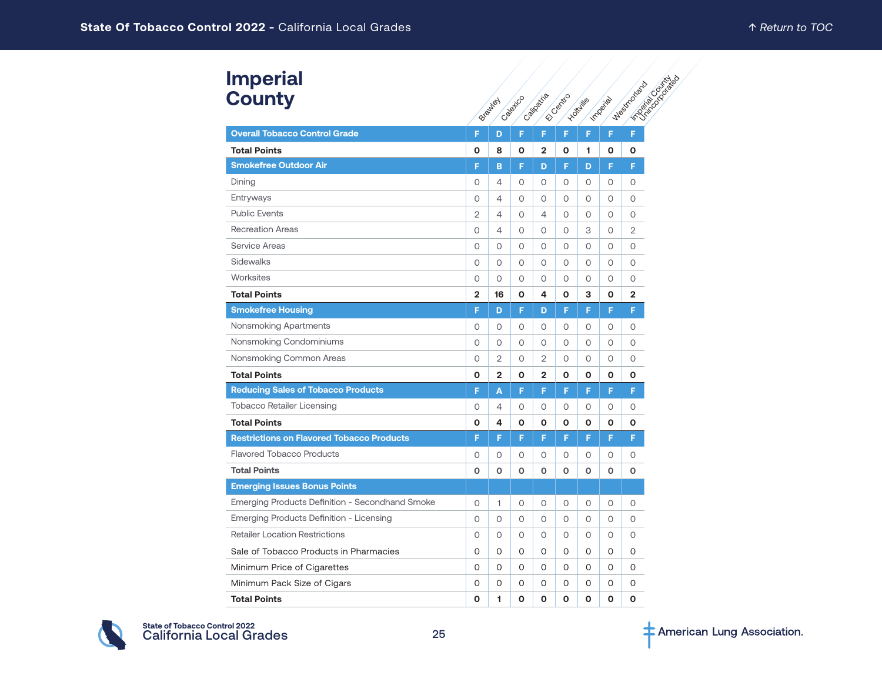# Imperial County

| | Brawley | Calexico | Calipatria | El Centro | Holtville | Imperial | Westmorland | Imperial County Unincorporated |
|---|---|---|---|---|---|---|---|---|
| **Overall Tobacco Control Grade** | F | D | F | F | F | F | F | F |
| **Total Points** | **0** | **8** | **0** | **2** | **0** | **1** | **0** | **0** |
| **Smokefree Outdoor Air** | F | B | F | D | F | D | F | F |
| Dining | 0 | 4 | 0 | 0 | 0 | 0 | 0 | 0 |
| Entryways | 0 | 4 | 0 | 0 | 0 | 0 | 0 | 0 |
| Public Events | 2 | 4 | 0 | 4 | 0 | 0 | 0 | 0 |
| Recreation Areas | 0 | 4 | 0 | 0 | 0 | 3 | 0 | 2 |
| Service Areas | 0 | 0 | 0 | 0 | 0 | 0 | 0 | 0 |
| Sidewalks | 0 | 0 | 0 | 0 | 0 | 0 | 0 | 0 |
| Worksites | 0 | 0 | 0 | 0 | 0 | 0 | 0 | 0 |
| **Total Points** | **2** | **16** | **0** | **4** | **0** | **3** | **0** | **2** |
| **Smokefree Housing** | F | D | F | D | F | F | F | F |
| Nonsmoking Apartments | 0 | 0 | 0 | 0 | 0 | 0 | 0 | 0 |
| Nonsmoking Condominiums | 0 | 0 | 0 | 0 | 0 | 0 | 0 | 0 |
| Nonsmoking Common Areas | 0 | 2 | 0 | 2 | 0 | 0 | 0 | 0 |
| **Total Points** | **0** | **2** | **0** | **2** | **0** | **0** | **0** | **0** |
| **Reducing Sales of Tobacco Products** | F | A | F | F | F | F | F | F |
| Tobacco Retailer Licensing | 0 | 4 | 0 | 0 | 0 | 0 | 0 | 0 |
| **Total Points** | **0** | **4** | **0** | **0** | **0** | **0** | **0** | **0** |
| **Restrictions on Flavored Tobacco Products** | F | F | F | F | F | F | F | F |
| Flavored Tobacco Products | 0 | 0 | 0 | 0 | 0 | 0 | 0 | 0 |
| **Total Points** | **0** | **0** | **0** | **0** | **0** | **0** | **0** | **0** |
| **Emerging Issues Bonus Points** | | | | | | | | |
| Emerging Products Definition - Secondhand Smoke | 0 | 1 | 0 | 0 | 0 | 0 | 0 | 0 |
| Emerging Products Definition - Licensing | 0 | 0 | 0 | 0 | 0 | 0 | 0 | 0 |
| Retailer Location Restrictions | 0 | 0 | 0 | 0 | 0 | 0 | 0 | 0 |
| Sale of Tobacco Products in Pharmacies | 0 | 0 | 0 | 0 | 0 | 0 | 0 | 0 |
| Minimum Price of Cigarettes | 0 | 0 | 0 | 0 | 0 | 0 | 0 | 0 |
| Minimum Pack Size of Cigars | 0 | 0 | 0 | 0 | 0 | 0 | 0 | 0 |
| **Total Points** | **0** | **1** | **0** | **0** | **0** | **0** | **0** | **0** |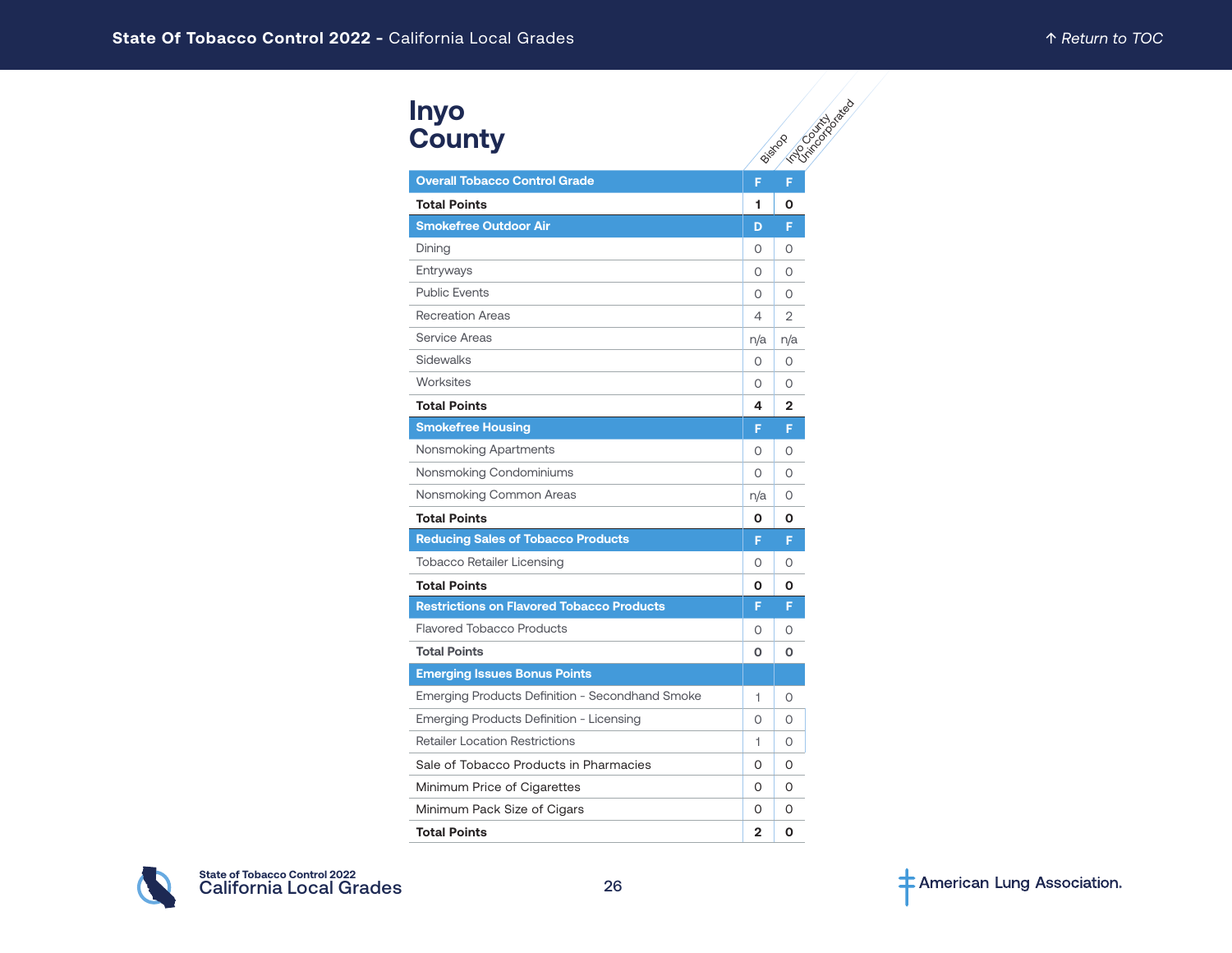# Inyo County

| | Bishop | Inyo County Unincorporated |
|---|---|---|
| **Overall Tobacco Control Grade** | **F** | **F** |
| **Total Points** | **1** | **0** |
| **Smokefree Outdoor Air** | **D** | **F** |
| Dining | 0 | 0 |
| Entryways | 0 | 0 |
| Public Events | 0 | 0 |
| Recreation Areas | 4 | 2 |
| Service Areas | n/a | n/a |
| Sidewalks | 0 | 0 |
| Worksites | 0 | 0 |
| **Total Points** | **4** | **2** |
| **Smokefree Housing** | **F** | **F** |
| Nonsmoking Apartments | 0 | 0 |
| Nonsmoking Condominiums | 0 | 0 |
| Nonsmoking Common Areas | n/a | 0 |
| **Total Points** | **0** | **0** |
| **Reducing Sales of Tobacco Products** | **F** | **F** |
| Tobacco Retailer Licensing | 0 | 0 |
| **Total Points** | **0** | **0** |
| **Restrictions on Flavored Tobacco Products** | **F** | **F** |
| Flavored Tobacco Products | 0 | 0 |
| **Total Points** | **0** | **0** |
| **Emerging Issues Bonus Points** | | |
| Emerging Products Definition - Secondhand Smoke | 1 | 0 |
| Emerging Products Definition - Licensing | 0 | 0 |
| Retailer Location Restrictions | 1 | 0 |
| Sale of Tobacco Products in Pharmacies | 0 | 0 |
| Minimum Price of Cigarettes | 0 | 0 |
| Minimum Pack Size of Cigars | 0 | 0 |
| **Total Points** | **2** | **0** |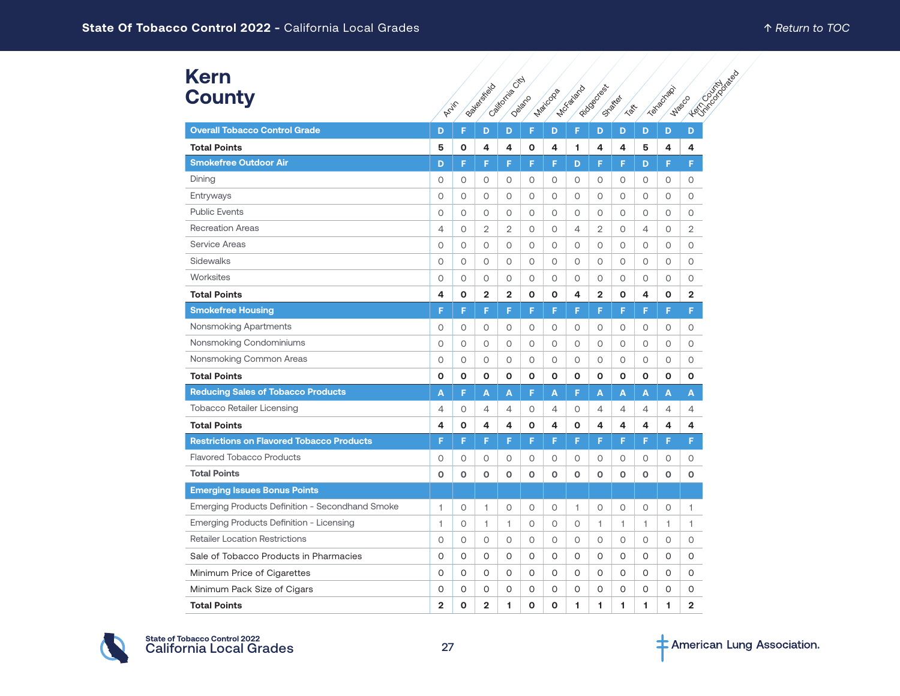# Kern County

| | Arvin | Bakersfield | California City | Delano | Maricopa | McFarland | Ridgecrest | Shafter | Taft | Tehachapi | Wasco | Kern County Unincorporated |
|---|---|---|---|---|---|---|---|---|---|---|---|---|
| **Overall Tobacco Control Grade** | D | F | D | D | F | D | F | D | D | D | D | D |
| **Total Points** | **5** | **0** | **4** | **4** | **0** | **4** | **1** | **4** | **4** | **5** | **4** | **4** |
| **Smokefree Outdoor Air** | D | F | F | F | F | F | D | F | F | D | F | F |
| Dining | 0 | 0 | 0 | 0 | 0 | 0 | 0 | 0 | 0 | 0 | 0 | 0 |
| Entryways | 0 | 0 | 0 | 0 | 0 | 0 | 0 | 0 | 0 | 0 | 0 | 0 |
| Public Events | 0 | 0 | 0 | 0 | 0 | 0 | 0 | 0 | 0 | 0 | 0 | 0 |
| Recreation Areas | 4 | 0 | 2 | 2 | 0 | 0 | 4 | 2 | 0 | 4 | 0 | 2 |
| Service Areas | 0 | 0 | 0 | 0 | 0 | 0 | 0 | 0 | 0 | 0 | 0 | 0 |
| Sidewalks | 0 | 0 | 0 | 0 | 0 | 0 | 0 | 0 | 0 | 0 | 0 | 0 |
| Worksites | 0 | 0 | 0 | 0 | 0 | 0 | 0 | 0 | 0 | 0 | 0 | 0 |
| **Total Points** | **4** | **0** | **2** | **2** | **0** | **0** | **4** | **2** | **0** | **4** | **0** | **2** |
| **Smokefree Housing** | F | F | F | F | F | F | F | F | F | F | F | F |
| Nonsmoking Apartments | 0 | 0 | 0 | 0 | 0 | 0 | 0 | 0 | 0 | 0 | 0 | 0 |
| Nonsmoking Condominiums | 0 | 0 | 0 | 0 | 0 | 0 | 0 | 0 | 0 | 0 | 0 | 0 |
| Nonsmoking Common Areas | 0 | 0 | 0 | 0 | 0 | 0 | 0 | 0 | 0 | 0 | 0 | 0 |
| **Total Points** | **0** | **0** | **0** | **0** | **0** | **0** | **0** | **0** | **0** | **0** | **0** | **0** |
| **Reducing Sales of Tobacco Products** | A | F | A | A | F | A | F | A | A | A | A | A |
| Tobacco Retailer Licensing | 4 | 0 | 4 | 4 | 0 | 4 | 0 | 4 | 4 | 4 | 4 | 4 |
| **Total Points** | **4** | **0** | **4** | **4** | **0** | **4** | **0** | **4** | **4** | **4** | **4** | **4** |
| **Restrictions on Flavored Tobacco Products** | F | F | F | F | F | F | F | F | F | F | F | F |
| Flavored Tobacco Products | 0 | 0 | 0 | 0 | 0 | 0 | 0 | 0 | 0 | 0 | 0 | 0 |
| **Total Points** | **0** | **0** | **0** | **0** | **0** | **0** | **0** | **0** | **0** | **0** | **0** | **0** |
| **Emerging Issues Bonus Points** | | | | | | | | | | | | |
| Emerging Products Definition - Secondhand Smoke | 1 | 0 | 1 | 0 | 0 | 0 | 1 | 0 | 0 | 0 | 0 | 1 |
| Emerging Products Definition - Licensing | 1 | 0 | 1 | 1 | 0 | 0 | 0 | 1 | 1 | 1 | 1 | 1 |
| Retailer Location Restrictions | 0 | 0 | 0 | 0 | 0 | 0 | 0 | 0 | 0 | 0 | 0 | 0 |
| Sale of Tobacco Products in Pharmacies | 0 | 0 | 0 | 0 | 0 | 0 | 0 | 0 | 0 | 0 | 0 | 0 |
| Minimum Price of Cigarettes | 0 | 0 | 0 | 0 | 0 | 0 | 0 | 0 | 0 | 0 | 0 | 0 |
| Minimum Pack Size of Cigars | 0 | 0 | 0 | 0 | 0 | 0 | 0 | 0 | 0 | 0 | 0 | 0 |
| **Total Points** | **2** | **0** | **2** | **1** | **0** | **0** | **1** | **1** | **1** | **1** | **1** | **2** |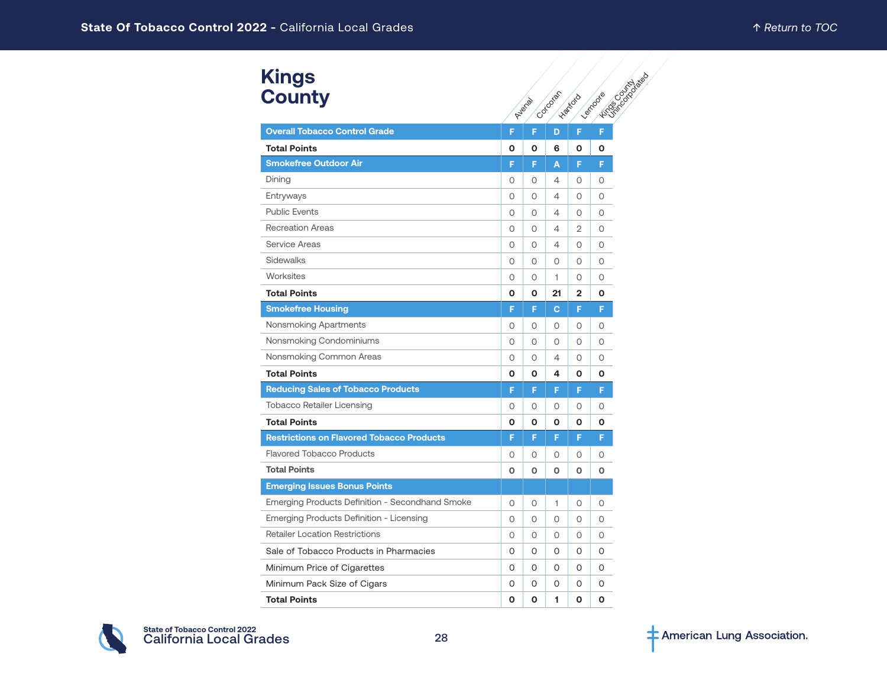# Kings County

| | Avenal | Corcoran | Hanford | Lemoore | Kings County Unincorporated |
|---|---|---|---|---|---|
| **Overall Tobacco Control Grade** | F | F | D | F | F |
| **Total Points** | **0** | **0** | **6** | **0** | **0** |
| **Smokefree Outdoor Air** | F | F | A | F | F |
| Dining | 0 | 0 | 4 | 0 | 0 |
| Entryways | 0 | 0 | 4 | 0 | 0 |
| Public Events | 0 | 0 | 4 | 0 | 0 |
| Recreation Areas | 0 | 0 | 4 | 2 | 0 |
| Service Areas | 0 | 0 | 4 | 0 | 0 |
| Sidewalks | 0 | 0 | 0 | 0 | 0 |
| Worksites | 0 | 0 | 1 | 0 | 0 |
| **Total Points** | **0** | **0** | **21** | **2** | **0** |
| **Smokefree Housing** | F | F | C | F | F |
| Nonsmoking Apartments | 0 | 0 | 0 | 0 | 0 |
| Nonsmoking Condominiums | 0 | 0 | 0 | 0 | 0 |
| Nonsmoking Common Areas | 0 | 0 | 4 | 0 | 0 |
| **Total Points** | **0** | **0** | **4** | **0** | **0** |
| **Reducing Sales of Tobacco Products** | F | F | F | F | F |
| Tobacco Retailer Licensing | 0 | 0 | 0 | 0 | 0 |
| **Total Points** | **0** | **0** | **0** | **0** | **0** |
| **Restrictions on Flavored Tobacco Products** | F | F | F | F | F |
| Flavored Tobacco Products | 0 | 0 | 0 | 0 | 0 |
| **Total Points** | **0** | **0** | **0** | **0** | **0** |
| **Emerging Issues Bonus Points** | | | | | |
| Emerging Products Definition - Secondhand Smoke | 0 | 0 | 1 | 0 | 0 |
| Emerging Products Definition - Licensing | 0 | 0 | 0 | 0 | 0 |
| Retailer Location Restrictions | 0 | 0 | 0 | 0 | 0 |
| Sale of Tobacco Products in Pharmacies | 0 | 0 | 0 | 0 | 0 |
| Minimum Price of Cigarettes | 0 | 0 | 0 | 0 | 0 |
| Minimum Pack Size of Cigars | 0 | 0 | 0 | 0 | 0 |
| **Total Points** | **0** | **0** | **1** | **0** | **0** |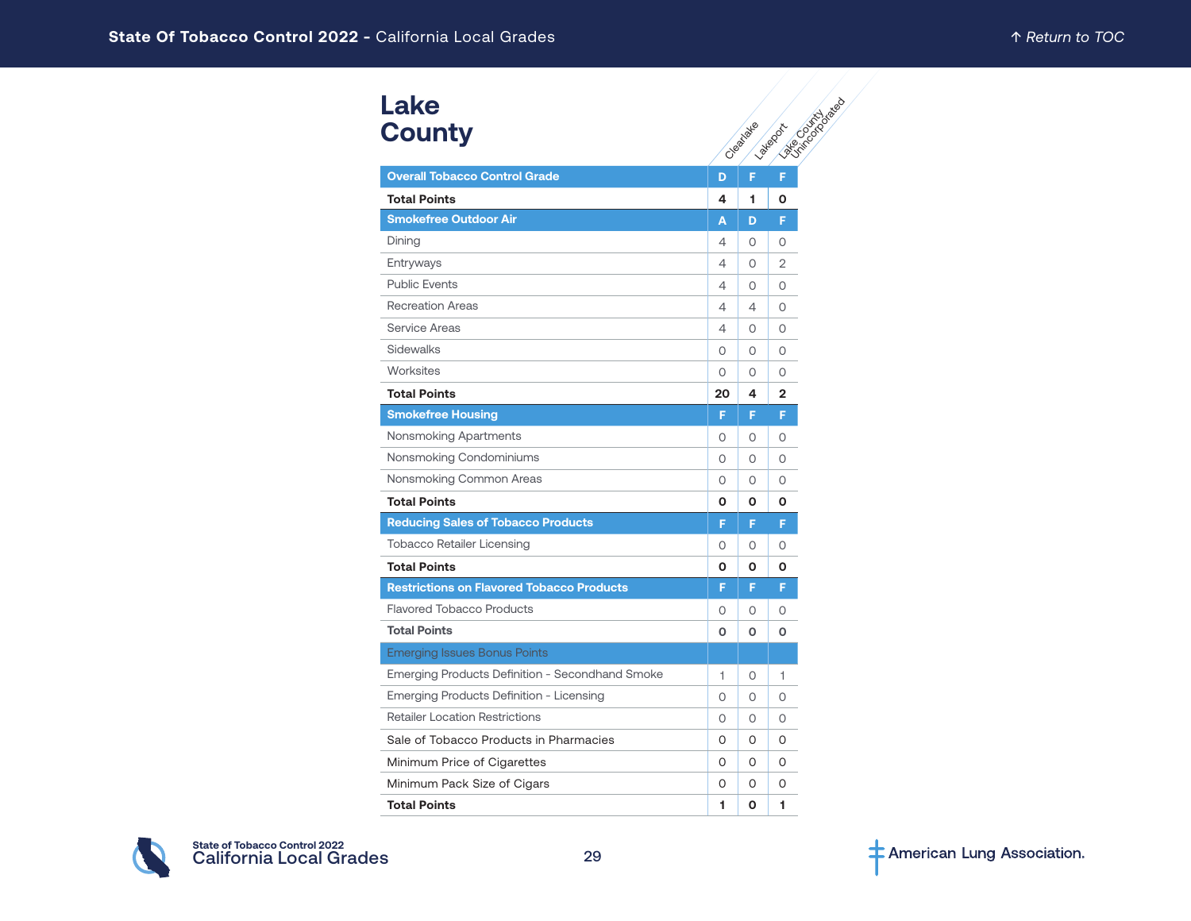# Lake County

| | Clearlake | Lakeport | Lake County Unincorporated |
|---|---|---|---|
| **Overall Tobacco Control Grade** | **D** | **F** | **F** |
| **Total Points** | **4** | **1** | **0** |
| **Smokefree Outdoor Air** | **A** | **D** | **F** |
| Dining | 4 | 0 | 0 |
| Entryways | 4 | 0 | 2 |
| Public Events | 4 | 0 | 0 |
| Recreation Areas | 4 | 4 | 0 |
| Service Areas | 4 | 0 | 0 |
| Sidewalks | 0 | 0 | 0 |
| Worksites | 0 | 0 | 0 |
| **Total Points** | **20** | **4** | **2** |
| **Smokefree Housing** | **F** | **F** | **F** |
| Nonsmoking Apartments | 0 | 0 | 0 |
| Nonsmoking Condominiums | 0 | 0 | 0 |
| Nonsmoking Common Areas | 0 | 0 | 0 |
| **Total Points** | **0** | **0** | **0** |
| **Reducing Sales of Tobacco Products** | **F** | **F** | **F** |
| Tobacco Retailer Licensing | 0 | 0 | 0 |
| **Total Points** | **0** | **0** | **0** |
| **Restrictions on Flavored Tobacco Products** | **F** | **F** | **F** |
| Flavored Tobacco Products | 0 | 0 | 0 |
| **Total Points** | **0** | **0** | **0** |
| Emerging Issues Bonus Points | | | |
| Emerging Products Definition - Secondhand Smoke | 1 | 0 | 1 |
| Emerging Products Definition - Licensing | 0 | 0 | 0 |
| Retailer Location Restrictions | 0 | 0 | 0 |
| Sale of Tobacco Products in Pharmacies | 0 | 0 | 0 |
| Minimum Price of Cigarettes | 0 | 0 | 0 |
| Minimum Pack Size of Cigars | 0 | 0 | 0 |
| **Total Points** | **1** | **0** | **1** |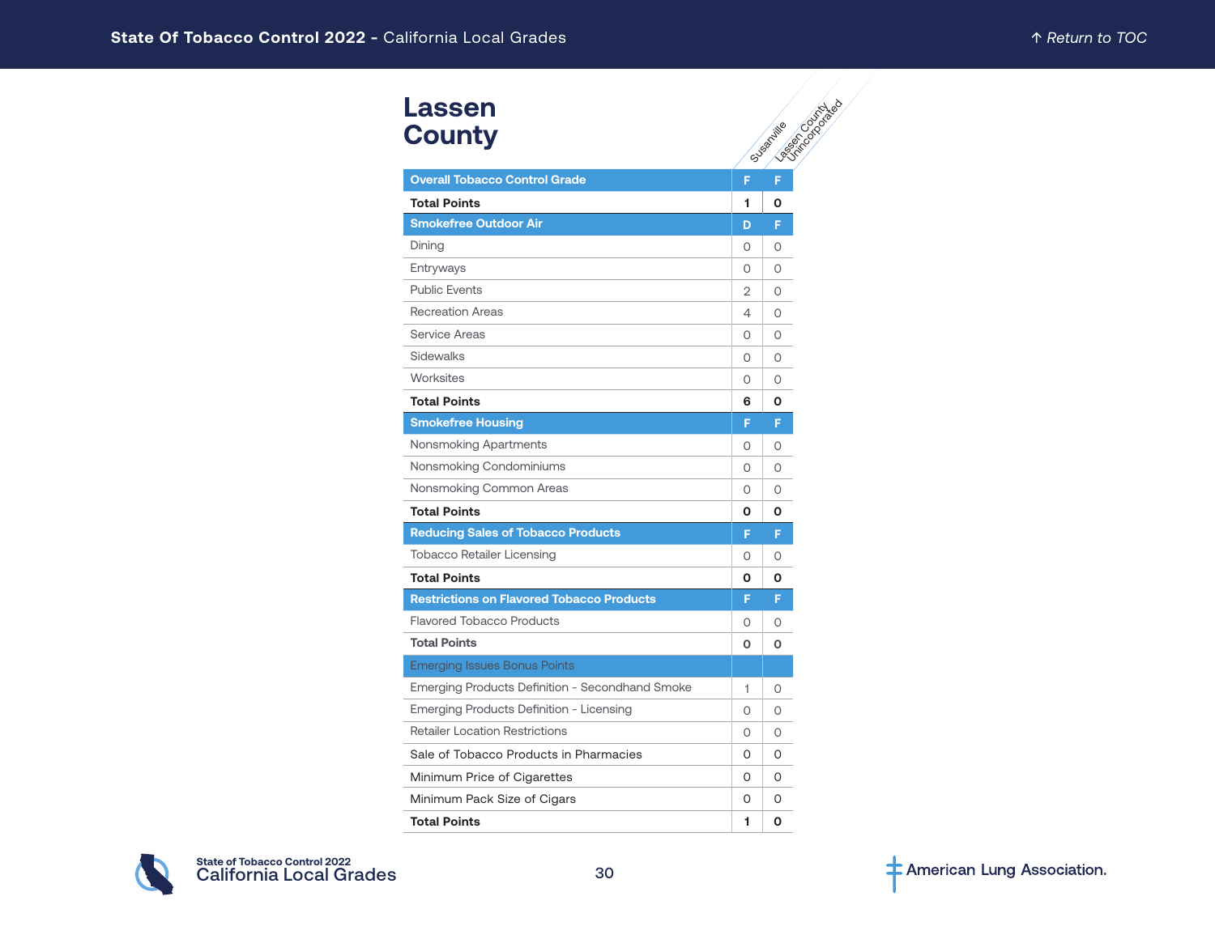# Lassen County

| | Susanville | Lassen County Unincorporated |
|---|---|---|
| **Overall Tobacco Control Grade** | **F** | **F** |
| **Total Points** | **1** | **0** |
| **Smokefree Outdoor Air** | **D** | **F** |
| Dining | 0 | 0 |
| Entryways | 0 | 0 |
| Public Events | 2 | 0 |
| Recreation Areas | 4 | 0 |
| Service Areas | 0 | 0 |
| Sidewalks | 0 | 0 |
| Worksites | 0 | 0 |
| **Total Points** | **6** | **0** |
| **Smokefree Housing** | **F** | **F** |
| Nonsmoking Apartments | 0 | 0 |
| Nonsmoking Condominiums | 0 | 0 |
| Nonsmoking Common Areas | 0 | 0 |
| **Total Points** | **0** | **0** |
| **Reducing Sales of Tobacco Products** | **F** | **F** |
| Tobacco Retailer Licensing | 0 | 0 |
| **Total Points** | **0** | **0** |
| **Restrictions on Flavored Tobacco Products** | **F** | **F** |
| Flavored Tobacco Products | 0 | 0 |
| **Total Points** | **0** | **0** |
| Emerging Issues Bonus Points | | |
| Emerging Products Definition - Secondhand Smoke | 1 | 0 |
| Emerging Products Definition - Licensing | 0 | 0 |
| Retailer Location Restrictions | 0 | 0 |
| Sale of Tobacco Products in Pharmacies | 0 | 0 |
| Minimum Price of Cigarettes | 0 | 0 |
| Minimum Pack Size of Cigars | 0 | 0 |
| **Total Points** | **1** | **0** |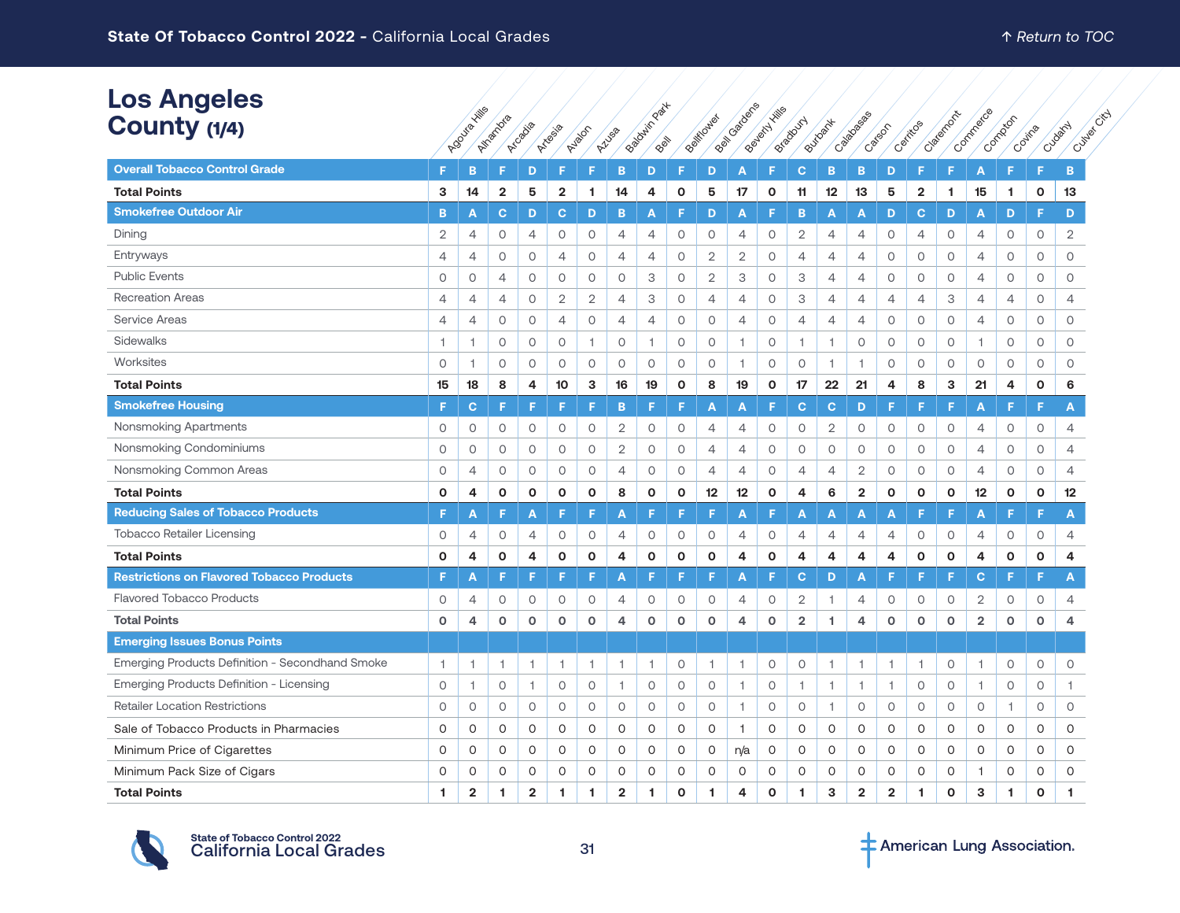# Los Angeles County (1/4)

| | Agoura Hills | Alhambra | Arcadia | Artesia | Avalon | Azusa | Baldwin Park | Bell | Bellflower | Bell Gardens | Beverly Hills | Bradbury | Burbank | Calabasas | Carson | Cerritos | Claremont | Commerce | Compton | Covina | Cudahy | Culver City |
|---|---|---|---|---|---|---|---|---|---|---|---|---|---|---|---|---|---|---|---|---|---|---|
| **Overall Tobacco Control Grade** | F | B | F | D | F | F | B | D | F | D | A | F | C | B | B | D | F | F | A | F | F | B |
| **Total Points** | 3 | 14 | 2 | 5 | 2 | 1 | 14 | 4 | 0 | 5 | 17 | 0 | 11 | 12 | 13 | 5 | 2 | 1 | 15 | 1 | 0 | 13 |
| **Smokefree Outdoor Air** | B | A | C | D | C | D | B | A | F | D | A | F | B | A | A | D | C | D | A | D | F | D |
| Dining | 2 | 4 | 0 | 4 | 0 | 0 | 4 | 4 | 0 | 0 | 4 | 0 | 2 | 4 | 4 | 0 | 4 | 0 | 4 | 0 | 0 | 2 |
| Entryways | 4 | 4 | 0 | 0 | 4 | 0 | 4 | 4 | 0 | 2 | 2 | 0 | 4 | 4 | 4 | 0 | 0 | 0 | 4 | 0 | 0 | 0 |
| Public Events | 0 | 0 | 4 | 0 | 0 | 0 | 0 | 3 | 0 | 2 | 3 | 0 | 3 | 4 | 4 | 0 | 0 | 0 | 4 | 0 | 0 | 0 |
| Recreation Areas | 4 | 4 | 4 | 0 | 2 | 2 | 4 | 3 | 0 | 4 | 4 | 0 | 3 | 4 | 4 | 4 | 4 | 3 | 4 | 4 | 0 | 4 |
| Service Areas | 4 | 4 | 0 | 0 | 4 | 0 | 4 | 4 | 0 | 0 | 4 | 0 | 4 | 4 | 4 | 0 | 0 | 0 | 4 | 0 | 0 | 0 |
| Sidewalks | 1 | 1 | 0 | 0 | 0 | 1 | 0 | 1 | 0 | 0 | 1 | 0 | 1 | 1 | 0 | 0 | 0 | 0 | 1 | 0 | 0 | 0 |
| Worksites | 0 | 1 | 0 | 0 | 0 | 0 | 0 | 0 | 0 | 0 | 1 | 0 | 0 | 1 | 1 | 0 | 0 | 0 | 0 | 0 | 0 | 0 |
| **Total Points** | 15 | 18 | 8 | 4 | 10 | 3 | 16 | 19 | 0 | 8 | 19 | 0 | 17 | 22 | 21 | 4 | 8 | 3 | 21 | 4 | 0 | 6 |
| **Smokefree Housing** | F | C | F | F | F | F | B | F | F | A | A | F | C | C | D | F | F | F | A | F | F | A |
| Nonsmoking Apartments | 0 | 0 | 0 | 0 | 0 | 0 | 2 | 0 | 0 | 4 | 4 | 0 | 0 | 2 | 0 | 0 | 0 | 0 | 4 | 0 | 0 | 4 |
| Nonsmoking Condominiums | 0 | 0 | 0 | 0 | 0 | 0 | 2 | 0 | 0 | 4 | 4 | 0 | 0 | 0 | 0 | 0 | 0 | 0 | 4 | 0 | 0 | 4 |
| Nonsmoking Common Areas | 0 | 4 | 0 | 0 | 0 | 0 | 4 | 0 | 0 | 4 | 4 | 0 | 4 | 4 | 2 | 0 | 0 | 0 | 4 | 0 | 0 | 4 |
| **Total Points** | 0 | 4 | 0 | 0 | 0 | 0 | 8 | 0 | 0 | 12 | 12 | 0 | 4 | 6 | 2 | 0 | 0 | 0 | 12 | 0 | 0 | 12 |
| **Reducing Sales of Tobacco Products** | F | A | F | A | F | F | A | F | F | F | A | F | A | A | A | A | F | F | A | F | F | A |
| Tobacco Retailer Licensing | 0 | 4 | 0 | 4 | 0 | 0 | 4 | 0 | 0 | 0 | 4 | 0 | 4 | 4 | 4 | 4 | 0 | 0 | 4 | 0 | 0 | 4 |
| **Total Points** | 0 | 4 | 0 | 4 | 0 | 0 | 4 | 0 | 0 | 0 | 4 | 0 | 4 | 4 | 4 | 4 | 0 | 0 | 4 | 0 | 0 | 4 |
| **Restrictions on Flavored Tobacco Products** | F | A | F | F | F | F | A | F | F | F | A | F | C | D | A | F | F | F | C | F | F | A |
| Flavored Tobacco Products | 0 | 4 | 0 | 0 | 0 | 0 | 4 | 0 | 0 | 0 | 4 | 0 | 2 | 1 | 4 | 0 | 0 | 0 | 2 | 0 | 0 | 4 |
| **Total Points** | 0 | 4 | 0 | 0 | 0 | 0 | 4 | 0 | 0 | 0 | 4 | 0 | 2 | 1 | 4 | 0 | 0 | 0 | 2 | 0 | 0 | 4 |
| **Emerging Issues Bonus Points** | | | | | | | | | | | | | | | | | | | | | | |
| Emerging Products Definition - Secondhand Smoke | 1 | 1 | 1 | 1 | 1 | 1 | 1 | 1 | 0 | 1 | 1 | 0 | 0 | 1 | 1 | 1 | 1 | 0 | 1 | 0 | 0 | 0 |
| Emerging Products Definition - Licensing | 0 | 1 | 0 | 1 | 0 | 0 | 1 | 0 | 0 | 0 | 1 | 0 | 1 | 1 | 1 | 1 | 0 | 0 | 1 | 0 | 0 | 1 |
| Retailer Location Restrictions | 0 | 0 | 0 | 0 | 0 | 0 | 0 | 0 | 0 | 0 | 1 | 0 | 0 | 1 | 0 | 0 | 0 | 0 | 0 | 1 | 0 | 0 |
| Sale of Tobacco Products in Pharmacies | 0 | 0 | 0 | 0 | 0 | 0 | 0 | 0 | 0 | 0 | 1 | 0 | 0 | 0 | 0 | 0 | 0 | 0 | 0 | 0 | 0 | 0 |
| Minimum Price of Cigarettes | 0 | 0 | 0 | 0 | 0 | 0 | 0 | 0 | 0 | 0 | n/a | 0 | 0 | 0 | 0 | 0 | 0 | 0 | 0 | 0 | 0 | 0 |
| Minimum Pack Size of Cigars | 0 | 0 | 0 | 0 | 0 | 0 | 0 | 0 | 0 | 0 | 0 | 0 | 0 | 0 | 0 | 0 | 0 | 0 | 1 | 0 | 0 | 0 |
| **Total Points** | 1 | 2 | 1 | 2 | 1 | 1 | 2 | 1 | 0 | 1 | 4 | 0 | 1 | 3 | 2 | 2 | 1 | 0 | 3 | 1 | 0 | 1 |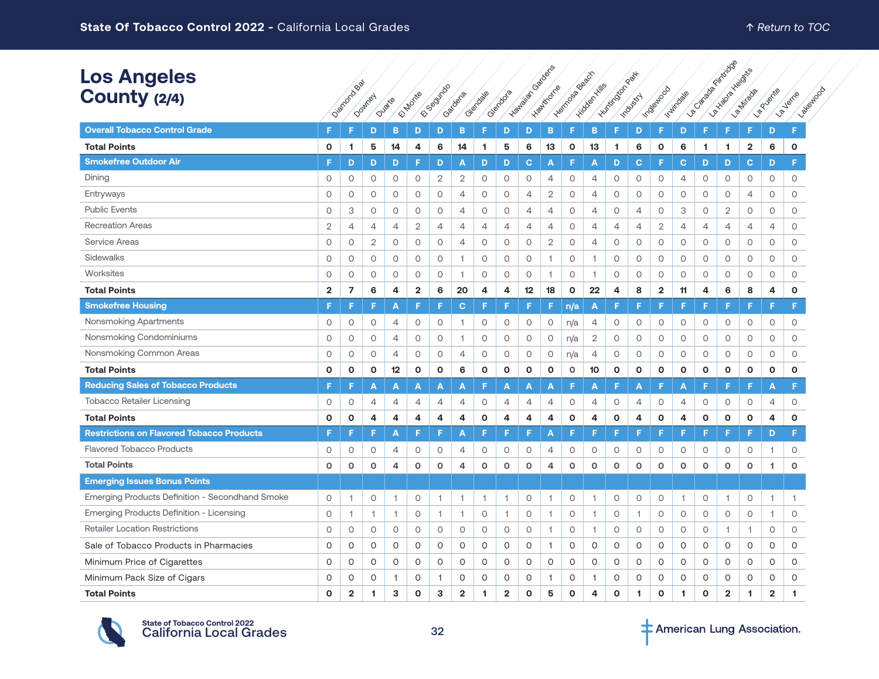# Los Angeles County (2/4)

| | Diamond Bar | Downey | Duarte | El Monte | El Segundo | Gardena | Glendale | Glendora | Hawaiian Gardens | Hawthorne | Hermosa Beach | Hidden Hills | Huntington Park | Industry | Inglewood | Irwindale | La Canada Flintridge | La Habra Heights | La Mirada | La Puente | La Verne | Lakewood |
|---|---|---|---|---|---|---|---|---|---|---|---|---|---|---|---|---|---|---|---|---|---|---|
| **Overall Tobacco Control Grade** | F | F | D | B | D | D | B | F | D | D | B | F | B | F | D | F | D | F | F | F | D | F |
| **Total Points** | **0** | **1** | **5** | **14** | **4** | **6** | **14** | **1** | **5** | **6** | **13** | **0** | **13** | **1** | **6** | **0** | **6** | **1** | **1** | **2** | **6** | **0** |
| **Smokefree Outdoor Air** | F | D | D | D | F | D | A | D | D | C | A | F | A | D | C | F | C | D | D | C | D | F |
| Dining | 0 | 0 | 0 | 0 | 0 | 2 | 2 | 0 | 0 | 0 | 4 | 0 | 4 | 0 | 0 | 0 | 4 | 0 | 0 | 0 | 0 | 0 |
| Entryways | 0 | 0 | 0 | 0 | 0 | 0 | 4 | 0 | 0 | 4 | 2 | 0 | 4 | 0 | 0 | 0 | 0 | 0 | 0 | 4 | 0 | 0 |
| Public Events | 0 | 3 | 0 | 0 | 0 | 0 | 4 | 0 | 0 | 4 | 4 | 0 | 4 | 0 | 4 | 0 | 3 | 0 | 2 | 0 | 0 | 0 |
| Recreation Areas | 2 | 4 | 4 | 4 | 2 | 4 | 4 | 4 | 4 | 4 | 4 | 0 | 4 | 4 | 4 | 2 | 4 | 4 | 4 | 4 | 4 | 0 |
| Service Areas | 0 | 0 | 2 | 0 | 0 | 0 | 4 | 0 | 0 | 0 | 2 | 0 | 4 | 0 | 0 | 0 | 0 | 0 | 0 | 0 | 0 | 0 |
| Sidewalks | 0 | 0 | 0 | 0 | 0 | 0 | 1 | 0 | 0 | 0 | 1 | 0 | 1 | 0 | 0 | 0 | 0 | 0 | 0 | 0 | 0 | 0 |
| Worksites | 0 | 0 | 0 | 0 | 0 | 0 | 1 | 0 | 0 | 0 | 1 | 0 | 1 | 0 | 0 | 0 | 0 | 0 | 0 | 0 | 0 | 0 |
| **Total Points** | **2** | **7** | **6** | **4** | **2** | **6** | **20** | **4** | **4** | **12** | **18** | **0** | **22** | **4** | **8** | **2** | **11** | **4** | **6** | **8** | **4** | **0** |
| **Smokefree Housing** | F | F | F | A | F | F | C | F | F | F | F | n/a | A | F | F | F | F | F | F | F | F | F |
| Nonsmoking Apartments | 0 | 0 | 0 | 4 | 0 | 0 | 1 | 0 | 0 | 0 | 0 | n/a | 4 | 0 | 0 | 0 | 0 | 0 | 0 | 0 | 0 | 0 |
| Nonsmoking Condominiums | 0 | 0 | 0 | 4 | 0 | 0 | 1 | 0 | 0 | 0 | 0 | n/a | 2 | 0 | 0 | 0 | 0 | 0 | 0 | 0 | 0 | 0 |
| Nonsmoking Common Areas | 0 | 0 | 0 | 4 | 0 | 0 | 4 | 0 | 0 | 0 | 0 | n/a | 4 | 0 | 0 | 0 | 0 | 0 | 0 | 0 | 0 | 0 |
| **Total Points** | **0** | **0** | **0** | **12** | **0** | **0** | **6** | **0** | **0** | **0** | **0** | **0** | **10** | **0** | **0** | **0** | **0** | **0** | **0** | **0** | **0** | **0** |
| **Reducing Sales of Tobacco Products** | F | F | A | A | A | A | A | F | A | A | A | F | A | F | A | F | A | F | F | F | A | F |
| Tobacco Retailer Licensing | 0 | 0 | 4 | 4 | 4 | 4 | 4 | 0 | 4 | 4 | 4 | 0 | 4 | 0 | 4 | 0 | 4 | 0 | 0 | 0 | 4 | 0 |
| **Total Points** | **0** | **0** | **4** | **4** | **4** | **4** | **4** | **0** | **4** | **4** | **4** | **0** | **4** | **0** | **4** | **0** | **4** | **0** | **0** | **0** | **4** | **0** |
| **Restrictions on Flavored Tobacco Products** | F | F | F | A | F | F | A | F | F | F | A | F | F | F | F | F | F | F | F | F | D | F |
| Flavored Tobacco Products | 0 | 0 | 0 | 4 | 0 | 0 | 4 | 0 | 0 | 0 | 4 | 0 | 0 | 0 | 0 | 0 | 0 | 0 | 0 | 0 | 1 | 0 |
| **Total Points** | **0** | **0** | **0** | **4** | **0** | **0** | **4** | **0** | **0** | **0** | **4** | **0** | **0** | **0** | **0** | **0** | **0** | **0** | **0** | **0** | **1** | **0** |
| **Emerging Issues Bonus Points** | | | | | | | | | | | | | | | | | | | | | | |
| Emerging Products Definition - Secondhand Smoke | 0 | 1 | 0 | 1 | 0 | 1 | 1 | 1 | 1 | 0 | 1 | 0 | 1 | 0 | 0 | 0 | 1 | 0 | 1 | 0 | 1 | 1 |
| Emerging Products Definition - Licensing | 0 | 1 | 1 | 1 | 0 | 1 | 1 | 0 | 1 | 0 | 1 | 0 | 1 | 0 | 1 | 0 | 0 | 0 | 0 | 0 | 1 | 0 |
| Retailer Location Restrictions | 0 | 0 | 0 | 0 | 0 | 0 | 0 | 0 | 0 | 0 | 1 | 0 | 1 | 0 | 0 | 0 | 0 | 0 | 1 | 1 | 0 | 0 |
| Sale of Tobacco Products in Pharmacies | 0 | 0 | 0 | 0 | 0 | 0 | 0 | 0 | 0 | 0 | 1 | 0 | 0 | 0 | 0 | 0 | 0 | 0 | 0 | 0 | 0 | 0 |
| Minimum Price of Cigarettes | 0 | 0 | 0 | 0 | 0 | 0 | 0 | 0 | 0 | 0 | 0 | 0 | 0 | 0 | 0 | 0 | 0 | 0 | 0 | 0 | 0 | 0 |
| Minimum Pack Size of Cigars | 0 | 0 | 0 | 1 | 0 | 1 | 0 | 0 | 0 | 0 | 1 | 0 | 1 | 0 | 0 | 0 | 0 | 0 | 0 | 0 | 0 | 0 |
| **Total Points** | **0** | **2** | **1** | **3** | **0** | **3** | **2** | **1** | **2** | **0** | **5** | **0** | **4** | **0** | **1** | **0** | **1** | **0** | **2** | **1** | **2** | **1** |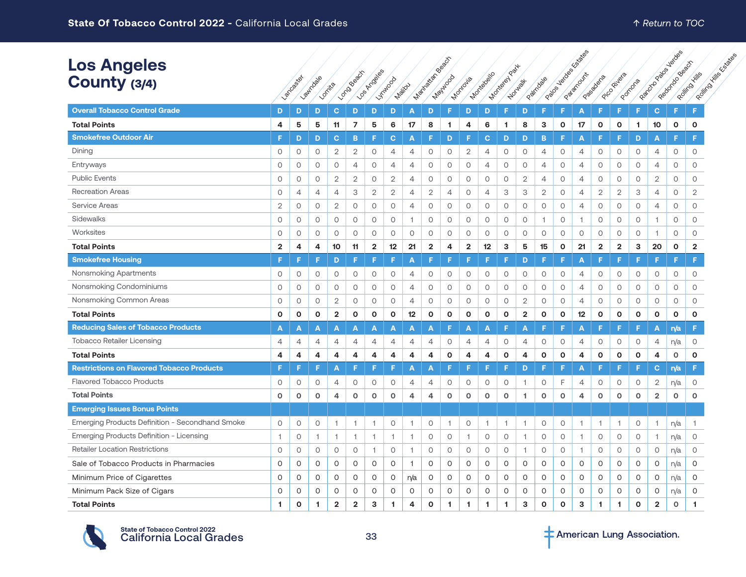# Los Angeles County (3/4)

| | Lancaster | Lawndale | Lomita | Long Beach | Los Angeles | Lynwood | Malibu | Manhattan Beach | Maywood | Monrovia | Montebello | Monterey Park | Norwalk | Palmdale | Palos Verdes Estates | Paramount | Pasadena | Pico Rivera | Pomona | Rancho Palos Verdes | Redondo Beach | Rolling Hills | Rolling Hills Estates |
|---|---|---|---|---|---|---|---|---|---|---|---|---|---|---|---|---|---|---|---|---|---|---|---|
| **Overall Tobacco Control Grade** | D | D | D | C | D | D | D | A | D | F | D | D | F | D | F | F | A | F | F | F | C | F | F |
| **Total Points** | **4** | **5** | **5** | **11** | **7** | **5** | **6** | **17** | **8** | **1** | **4** | **6** | **1** | **8** | **3** | **0** | **17** | **0** | **0** | **1** | **10** | **0** | **0** |
| **Smokefree Outdoor Air** | F | D | D | C | B | F | C | A | F | D | F | C | D | D | B | F | A | F | F | D | A | F | F |
| Dining | 0 | 0 | 0 | 2 | 2 | 0 | 4 | 4 | 0 | 0 | 2 | 4 | 0 | 0 | 4 | 0 | 4 | 0 | 0 | 0 | 4 | 0 | 0 |
| Entryways | 0 | 0 | 0 | 0 | 4 | 0 | 4 | 4 | 0 | 0 | 0 | 4 | 0 | 0 | 4 | 0 | 4 | 0 | 0 | 0 | 4 | 0 | 0 |
| Public Events | 0 | 0 | 0 | 2 | 2 | 0 | 2 | 4 | 0 | 0 | 0 | 0 | 0 | 2 | 4 | 0 | 4 | 0 | 0 | 0 | 2 | 0 | 0 |
| Recreation Areas | 0 | 4 | 4 | 4 | 3 | 2 | 2 | 4 | 2 | 4 | 0 | 4 | 3 | 3 | 2 | 0 | 4 | 2 | 2 | 3 | 4 | 0 | 2 |
| Service Areas | 2 | 0 | 0 | 2 | 0 | 0 | 0 | 4 | 0 | 0 | 0 | 0 | 0 | 0 | 0 | 0 | 4 | 0 | 0 | 0 | 4 | 0 | 0 |
| Sidewalks | 0 | 0 | 0 | 0 | 0 | 0 | 0 | 1 | 0 | 0 | 0 | 0 | 0 | 0 | 1 | 0 | 1 | 0 | 0 | 0 | 1 | 0 | 0 |
| Worksites | 0 | 0 | 0 | 0 | 0 | 0 | 0 | 0 | 0 | 0 | 0 | 0 | 0 | 0 | 0 | 0 | 0 | 0 | 0 | 0 | 1 | 0 | 0 |
| **Total Points** | **2** | **4** | **4** | **10** | **11** | **2** | **12** | **21** | **2** | **4** | **2** | **12** | **3** | **5** | **15** | **0** | **21** | **2** | **2** | **3** | **20** | **0** | **2** |
| **Smokefree Housing** | F | F | F | D | F | F | F | A | F | F | F | F | F | D | F | F | A | F | F | F | F | F | F |
| Nonsmoking Apartments | 0 | 0 | 0 | 0 | 0 | 0 | 0 | 4 | 0 | 0 | 0 | 0 | 0 | 0 | 0 | 0 | 4 | 0 | 0 | 0 | 0 | 0 | 0 |
| Nonsmoking Condominiums | 0 | 0 | 0 | 0 | 0 | 0 | 0 | 4 | 0 | 0 | 0 | 0 | 0 | 0 | 0 | 0 | 4 | 0 | 0 | 0 | 0 | 0 | 0 |
| Nonsmoking Common Areas | 0 | 0 | 0 | 2 | 0 | 0 | 0 | 4 | 0 | 0 | 0 | 0 | 0 | 2 | 0 | 0 | 4 | 0 | 0 | 0 | 0 | 0 | 0 |
| **Total Points** | **0** | **0** | **0** | **2** | **0** | **0** | **0** | **12** | **0** | **0** | **0** | **0** | **0** | **2** | **0** | **0** | **12** | **0** | **0** | **0** | **0** | **0** | **0** |
| **Reducing Sales of Tobacco Products** | A | A | A | A | A | A | A | A | A | F | A | A | F | A | F | F | A | F | F | F | A | n/a | F |
| Tobacco Retailer Licensing | 4 | 4 | 4 | 4 | 4 | 4 | 4 | 4 | 4 | 0 | 4 | 4 | 0 | 4 | 0 | 0 | 4 | 0 | 0 | 0 | 4 | n/a | 0 |
| **Total Points** | **4** | **4** | **4** | **4** | **4** | **4** | **4** | **4** | **4** | **0** | **4** | **4** | **0** | **4** | **0** | **0** | **4** | **0** | **0** | **0** | **4** | **0** | **0** |
| **Restrictions on Flavored Tobacco Products** | F | F | F | A | F | F | F | A | A | F | F | F | F | D | F | F | A | F | F | F | C | n/a | F |
| Flavored Tobacco Products | 0 | 0 | 0 | 4 | 0 | 0 | 0 | 4 | 4 | 0 | 0 | 0 | 0 | 1 | 0 | F | 4 | 0 | 0 | 0 | 2 | n/a | 0 |
| **Total Points** | **0** | **0** | **0** | **4** | **0** | **0** | **0** | **4** | **4** | **0** | **0** | **0** | **0** | **1** | **0** | **0** | **4** | **0** | **0** | **0** | **2** | **0** | **0** |
| **Emerging Issues Bonus Points** | | | | | | | | | | | | | | | | | | | | | | | |
| Emerging Products Definition - Secondhand Smoke | 0 | 0 | 0 | 1 | 1 | 1 | 0 | 1 | 0 | 1 | 0 | 1 | 1 | 1 | 0 | 0 | 1 | 1 | 1 | 0 | 1 | n/a | 1 |
| Emerging Products Definition - Licensing | 1 | 0 | 1 | 1 | 1 | 1 | 1 | 1 | 0 | 0 | 1 | 0 | 0 | 1 | 0 | 0 | 1 | 0 | 0 | 0 | 1 | n/a | 0 |
| Retailer Location Restrictions | 0 | 0 | 0 | 0 | 0 | 1 | 0 | 1 | 0 | 0 | 0 | 0 | 0 | 1 | 0 | 0 | 1 | 0 | 0 | 0 | 0 | n/a | 0 |
| Sale of Tobacco Products in Pharmacies | 0 | 0 | 0 | 0 | 0 | 0 | 0 | 1 | 0 | 0 | 0 | 0 | 0 | 0 | 0 | 0 | 0 | 0 | 0 | 0 | 0 | n/a | 0 |
| Minimum Price of Cigarettes | 0 | 0 | 0 | 0 | 0 | 0 | 0 | n/a | 0 | 0 | 0 | 0 | 0 | 0 | 0 | 0 | 0 | 0 | 0 | 0 | 0 | n/a | 0 |
| Minimum Pack Size of Cigars | 0 | 0 | 0 | 0 | 0 | 0 | 0 | 0 | 0 | 0 | 0 | 0 | 0 | 0 | 0 | 0 | 0 | 0 | 0 | 0 | 0 | n/a | 0 |
| **Total Points** | **1** | **0** | **1** | **2** | **2** | **3** | **1** | **4** | **0** | **1** | **1** | **1** | **1** | **3** | **0** | **0** | **3** | **1** | **1** | **0** | **2** | **0** | **1** |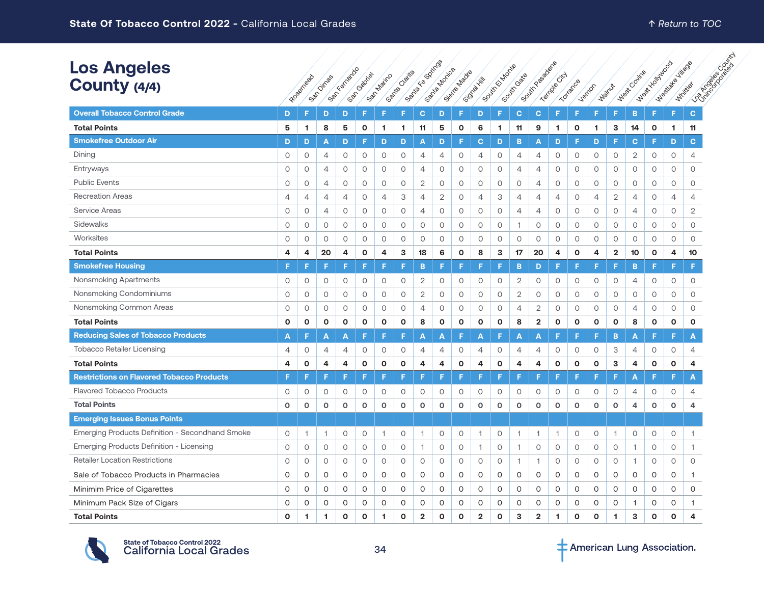# Los Angeles County (4/4)

| | Rosemead | San Dimas | San Fernando | San Gabriel | San Marino | Santa Clarita | Santa Fe Springs | Santa Monica | Sierra Madre | Signal Hill | South El Monte | South Gate | South Pasadena | Temple City | Torrance | Vernon | Walnut | West Covina | West Hollywood | Westlake Village | Whittier | Los Angeles County Unincorporated |
|---|---|---|---|---|---|---|---|---|---|---|---|---|---|---|---|---|---|---|---|---|---|---|
| **Overall Tobacco Control Grade** | D | F | D | D | F | F | F | C | D | F | D | F | C | C | F | F | F | F | B | F | F | C |
| **Total Points** | 5 | 1 | 8 | 5 | 0 | 1 | 1 | 11 | 5 | 0 | 6 | 1 | 11 | 9 | 1 | 0 | 1 | 3 | 14 | 0 | 1 | 11 |
| **Smokefree Outdoor Air** | D | D | A | D | F | D | D | A | D | F | C | D | B | A | D | F | D | F | C | F | D | C |
| Dining | 0 | 0 | 4 | 0 | 0 | 0 | 0 | 4 | 4 | 0 | 4 | 0 | 4 | 4 | 0 | 0 | 0 | 0 | 2 | 0 | 0 | 4 |
| Entryways | 0 | 0 | 4 | 0 | 0 | 0 | 0 | 4 | 0 | 0 | 0 | 0 | 4 | 4 | 0 | 0 | 0 | 0 | 0 | 0 | 0 | 0 |
| Public Events | 0 | 0 | 4 | 0 | 0 | 0 | 0 | 2 | 0 | 0 | 0 | 0 | 0 | 4 | 0 | 0 | 0 | 0 | 0 | 0 | 0 | 0 |
| Recreation Areas | 4 | 4 | 4 | 4 | 0 | 4 | 3 | 4 | 2 | 0 | 4 | 3 | 4 | 4 | 4 | 0 | 4 | 2 | 4 | 0 | 4 | 4 |
| Service Areas | 0 | 0 | 4 | 0 | 0 | 0 | 0 | 4 | 0 | 0 | 0 | 0 | 4 | 4 | 0 | 0 | 0 | 0 | 4 | 0 | 0 | 2 |
| Sidewalks | 0 | 0 | 0 | 0 | 0 | 0 | 0 | 0 | 0 | 0 | 0 | 0 | 1 | 0 | 0 | 0 | 0 | 0 | 0 | 0 | 0 | 0 |
| Worksites | 0 | 0 | 0 | 0 | 0 | 0 | 0 | 0 | 0 | 0 | 0 | 0 | 0 | 0 | 0 | 0 | 0 | 0 | 0 | 0 | 0 | 0 |
| **Total Points** | 4 | 4 | 20 | 4 | 0 | 4 | 3 | 18 | 6 | 0 | 8 | 3 | 17 | 20 | 4 | 0 | 4 | 2 | 10 | 0 | 4 | 10 |
| **Smokefree Housing** | F | F | F | F | F | F | F | B | F | F | F | F | B | D | F | F | F | F | B | F | F | F |
| Nonsmoking Apartments | 0 | 0 | 0 | 0 | 0 | 0 | 0 | 2 | 0 | 0 | 0 | 0 | 2 | 0 | 0 | 0 | 0 | 0 | 4 | 0 | 0 | 0 |
| Nonsmoking Condominiums | 0 | 0 | 0 | 0 | 0 | 0 | 0 | 2 | 0 | 0 | 0 | 0 | 2 | 0 | 0 | 0 | 0 | 0 | 0 | 0 | 0 | 0 |
| Nonsmoking Common Areas | 0 | 0 | 0 | 0 | 0 | 0 | 0 | 4 | 0 | 0 | 0 | 0 | 4 | 2 | 0 | 0 | 0 | 0 | 4 | 0 | 0 | 0 |
| **Total Points** | 0 | 0 | 0 | 0 | 0 | 0 | 0 | 8 | 0 | 0 | 0 | 0 | 8 | 2 | 0 | 0 | 0 | 0 | 8 | 0 | 0 | 0 |
| **Reducing Sales of Tobacco Products** | A | F | A | A | F | F | F | A | A | F | A | F | A | A | F | F | F | B | A | F | F | A |
| Tobacco Retailer Licensing | 4 | 0 | 4 | 4 | 0 | 0 | 0 | 4 | 4 | 0 | 4 | 0 | 4 | 4 | 0 | 0 | 0 | 3 | 4 | 0 | 0 | 4 |
| **Total Points** | 4 | 0 | 4 | 4 | 0 | 0 | 0 | 4 | 4 | 0 | 4 | 0 | 4 | 4 | 0 | 0 | 0 | 3 | 4 | 0 | 0 | 4 |
| **Restrictions on Flavored Tobacco Products** | F | F | F | F | F | F | F | F | F | F | F | F | F | F | F | F | F | F | A | F | F | A |
| Flavored Tobacco Products | 0 | 0 | 0 | 0 | 0 | 0 | 0 | 0 | 0 | 0 | 0 | 0 | 0 | 0 | 0 | 0 | 0 | 0 | 4 | 0 | 0 | 4 |
| **Total Points** | 0 | 0 | 0 | 0 | 0 | 0 | 0 | 0 | 0 | 0 | 0 | 0 | 0 | 0 | 0 | 0 | 0 | 0 | 4 | 0 | 0 | 4 |
| **Emerging Issues Bonus Points** | | | | | | | | | | | | | | | | | | | | | | |
| Emerging Products Definition - Secondhand Smoke | 0 | 1 | 1 | 0 | 0 | 1 | 0 | 1 | 0 | 0 | 1 | 0 | 1 | 1 | 1 | 0 | 0 | 1 | 0 | 0 | 0 | 1 |
| Emerging Products Definition - Licensing | 0 | 0 | 0 | 0 | 0 | 0 | 0 | 1 | 0 | 0 | 1 | 0 | 1 | 0 | 0 | 0 | 0 | 0 | 1 | 0 | 0 | 1 |
| Retailer Location Restrictions | 0 | 0 | 0 | 0 | 0 | 0 | 0 | 0 | 0 | 0 | 0 | 0 | 1 | 1 | 0 | 0 | 0 | 0 | 1 | 0 | 0 | 0 |
| Sale of Tobacco Products in Pharmacies | 0 | 0 | 0 | 0 | 0 | 0 | 0 | 0 | 0 | 0 | 0 | 0 | 0 | 0 | 0 | 0 | 0 | 0 | 0 | 0 | 0 | 1 |
| Minimim Price of Cigarettes | 0 | 0 | 0 | 0 | 0 | 0 | 0 | 0 | 0 | 0 | 0 | 0 | 0 | 0 | 0 | 0 | 0 | 0 | 0 | 0 | 0 | 0 |
| Minimum Pack Size of Cigars | 0 | 0 | 0 | 0 | 0 | 0 | 0 | 0 | 0 | 0 | 0 | 0 | 0 | 0 | 0 | 0 | 0 | 0 | 1 | 0 | 0 | 1 |
| **Total Points** | 0 | 1 | 1 | 0 | 0 | 1 | 0 | 2 | 0 | 0 | 2 | 0 | 3 | 2 | 1 | 0 | 0 | 1 | 3 | 0 | 0 | 4 |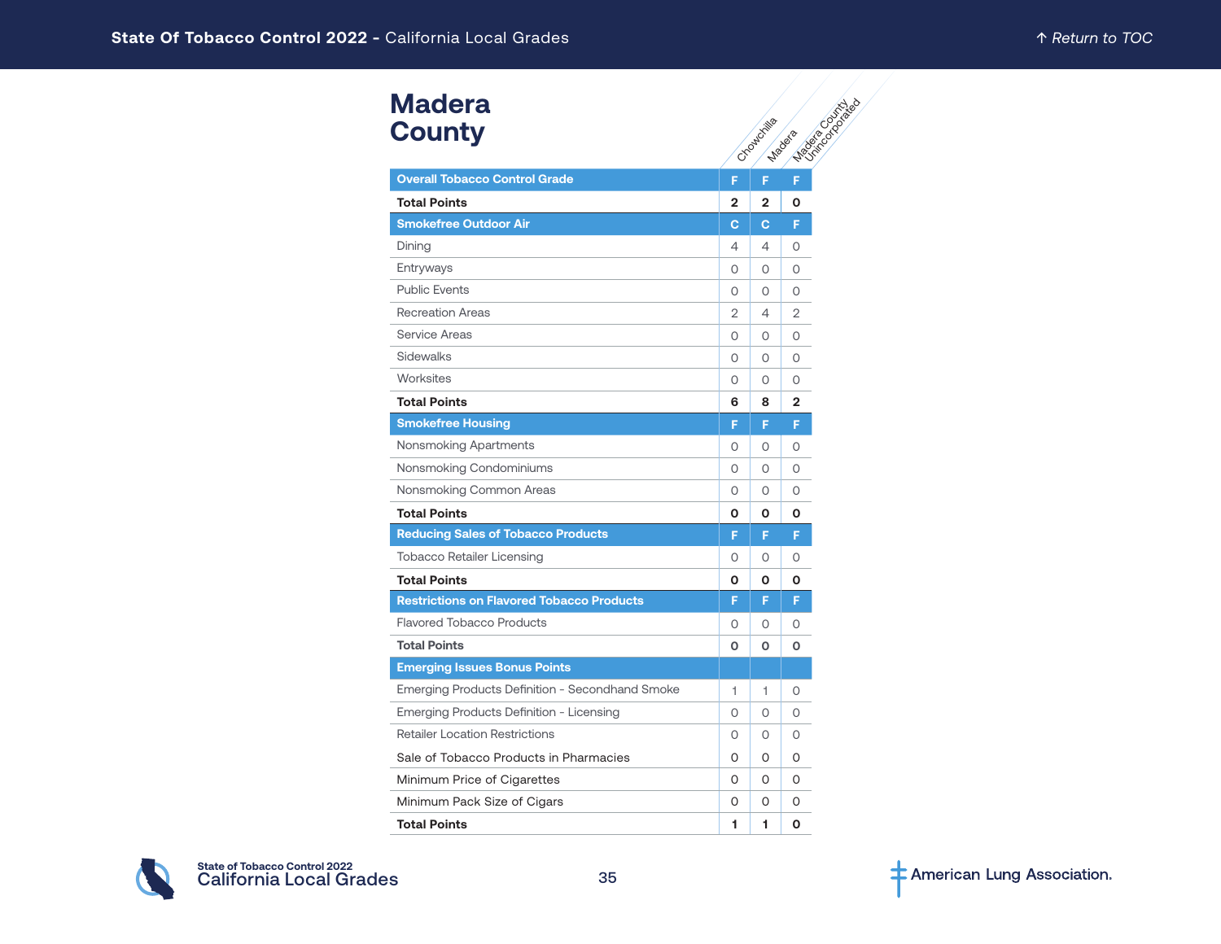# Madera County

| | Chowchilla | Madera | Madera County Unincorporated |
|---|---|---|---|
| **Overall Tobacco Control Grade** | **F** | **F** | **F** |
| **Total Points** | **2** | **2** | **0** |
| **Smokefree Outdoor Air** | **C** | **C** | **F** |
| Dining | 4 | 4 | 0 |
| Entryways | 0 | 0 | 0 |
| Public Events | 0 | 0 | 0 |
| Recreation Areas | 2 | 4 | 2 |
| Service Areas | 0 | 0 | 0 |
| Sidewalks | 0 | 0 | 0 |
| Worksites | 0 | 0 | 0 |
| **Total Points** | **6** | **8** | **2** |
| **Smokefree Housing** | **F** | **F** | **F** |
| Nonsmoking Apartments | 0 | 0 | 0 |
| Nonsmoking Condominiums | 0 | 0 | 0 |
| Nonsmoking Common Areas | 0 | 0 | 0 |
| **Total Points** | **0** | **0** | **0** |
| **Reducing Sales of Tobacco Products** | **F** | **F** | **F** |
| Tobacco Retailer Licensing | 0 | 0 | 0 |
| **Total Points** | **0** | **0** | **0** |
| **Restrictions on Flavored Tobacco Products** | **F** | **F** | **F** |
| Flavored Tobacco Products | 0 | 0 | 0 |
| **Total Points** | **0** | **0** | **0** |
| **Emerging Issues Bonus Points** | | | |
| Emerging Products Definition - Secondhand Smoke | 1 | 1 | 0 |
| Emerging Products Definition - Licensing | 0 | 0 | 0 |
| Retailer Location Restrictions | 0 | 0 | 0 |
| Sale of Tobacco Products in Pharmacies | 0 | 0 | 0 |
| Minimum Price of Cigarettes | 0 | 0 | 0 |
| Minimum Pack Size of Cigars | 0 | 0 | 0 |
| **Total Points** | **1** | **1** | **0** |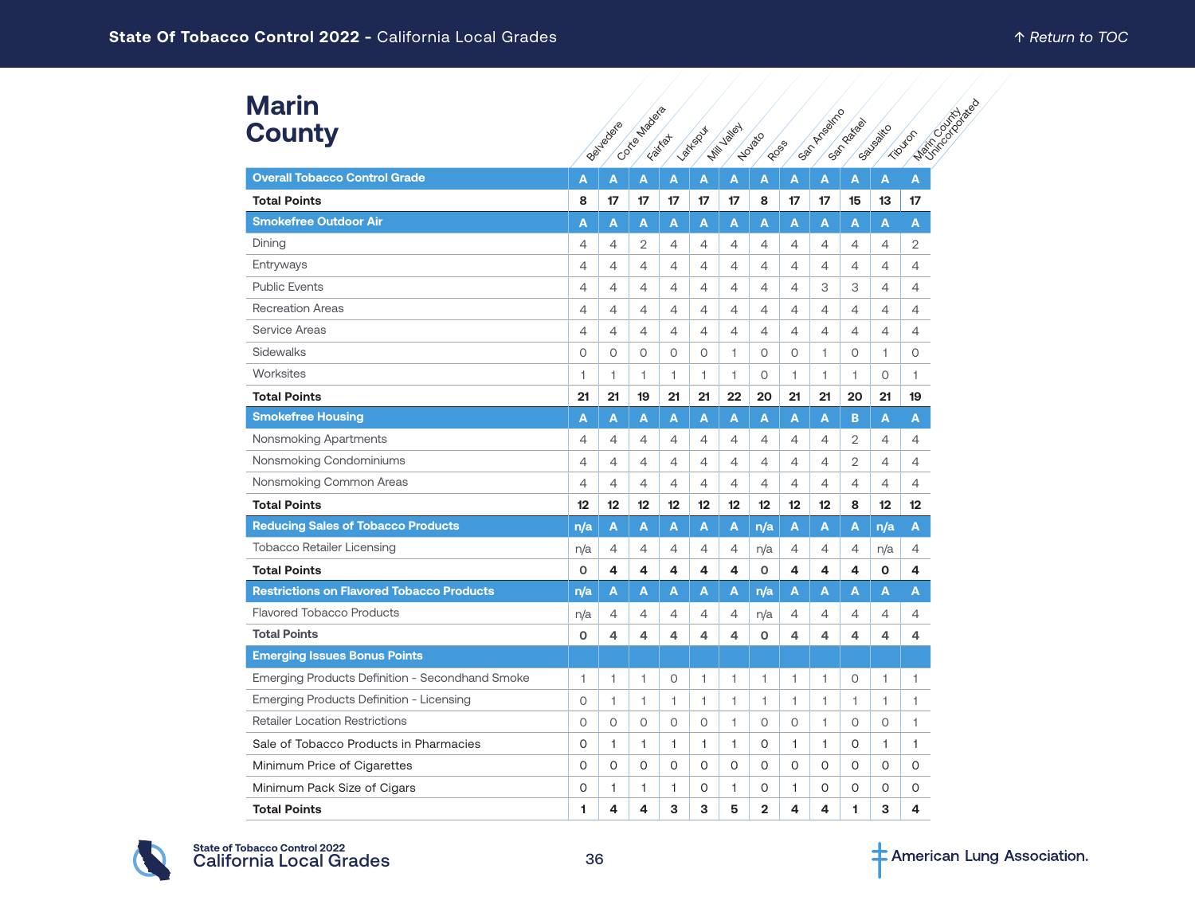# Marin County

| | Belvedere | Corte Madera | Fairfax | Larkspur | Mill Valley | Novato | Ross | San Anselmo | San Rafael | Sausalito | Tiburon | Marin County Unincorporated |
|---|---|---|---|---|---|---|---|---|---|---|---|---|
| **Overall Tobacco Control Grade** | **A** | **A** | **A** | **A** | **A** | **A** | **A** | **A** | **A** | **A** | **A** | **A** |
| **Total Points** | **8** | **17** | **17** | **17** | **17** | **17** | **8** | **17** | **17** | **15** | **13** | **17** |
| **Smokefree Outdoor Air** | **A** | **A** | **A** | **A** | **A** | **A** | **A** | **A** | **A** | **A** | **A** | **A** |
| Dining | 4 | 4 | 2 | 4 | 4 | 4 | 4 | 4 | 4 | 4 | 4 | 2 |
| Entryways | 4 | 4 | 4 | 4 | 4 | 4 | 4 | 4 | 4 | 4 | 4 | 4 |
| Public Events | 4 | 4 | 4 | 4 | 4 | 4 | 4 | 4 | 3 | 3 | 4 | 4 |
| Recreation Areas | 4 | 4 | 4 | 4 | 4 | 4 | 4 | 4 | 4 | 4 | 4 | 4 |
| Service Areas | 4 | 4 | 4 | 4 | 4 | 4 | 4 | 4 | 4 | 4 | 4 | 4 |
| Sidewalks | 0 | 0 | 0 | 0 | 0 | 1 | 0 | 0 | 1 | 0 | 1 | 0 |
| Worksites | 1 | 1 | 1 | 1 | 1 | 1 | 0 | 1 | 1 | 1 | 0 | 1 |
| **Total Points** | **21** | **21** | **19** | **21** | **21** | **22** | **20** | **21** | **21** | **20** | **21** | **19** |
| **Smokefree Housing** | **A** | **A** | **A** | **A** | **A** | **A** | **A** | **A** | **A** | **B** | **A** | **A** |
| Nonsmoking Apartments | 4 | 4 | 4 | 4 | 4 | 4 | 4 | 4 | 4 | 2 | 4 | 4 |
| Nonsmoking Condominiums | 4 | 4 | 4 | 4 | 4 | 4 | 4 | 4 | 4 | 2 | 4 | 4 |
| Nonsmoking Common Areas | 4 | 4 | 4 | 4 | 4 | 4 | 4 | 4 | 4 | 4 | 4 | 4 |
| **Total Points** | **12** | **12** | **12** | **12** | **12** | **12** | **12** | **12** | **12** | **8** | **12** | **12** |
| **Reducing Sales of Tobacco Products** | **n/a** | **A** | **A** | **A** | **A** | **A** | **n/a** | **A** | **A** | **A** | **n/a** | **A** |
| Tobacco Retailer Licensing | n/a | 4 | 4 | 4 | 4 | 4 | n/a | 4 | 4 | 4 | n/a | 4 |
| **Total Points** | **0** | **4** | **4** | **4** | **4** | **4** | **0** | **4** | **4** | **4** | **0** | **4** |
| **Restrictions on Flavored Tobacco Products** | **n/a** | **A** | **A** | **A** | **A** | **A** | **n/a** | **A** | **A** | **A** | **A** | **A** |
| Flavored Tobacco Products | n/a | 4 | 4 | 4 | 4 | 4 | n/a | 4 | 4 | 4 | 4 | 4 |
| **Total Points** | **0** | **4** | **4** | **4** | **4** | **4** | **0** | **4** | **4** | **4** | **4** | **4** |
| **Emerging Issues Bonus Points** | | | | | | | | | | | | |
| Emerging Products Definition - Secondhand Smoke | 1 | 1 | 1 | 0 | 1 | 1 | 1 | 1 | 1 | 0 | 1 | 1 |
| Emerging Products Definition - Licensing | 0 | 1 | 1 | 1 | 1 | 1 | 1 | 1 | 1 | 1 | 1 | 1 |
| Retailer Location Restrictions | 0 | 0 | 0 | 0 | 0 | 1 | 0 | 0 | 1 | 0 | 0 | 1 |
| Sale of Tobacco Products in Pharmacies | 0 | 1 | 1 | 1 | 1 | 1 | 0 | 1 | 1 | 0 | 1 | 1 |
| Minimum Price of Cigarettes | 0 | 0 | 0 | 0 | 0 | 0 | 0 | 0 | 0 | 0 | 0 | 0 |
| Minimum Pack Size of Cigars | 0 | 1 | 1 | 1 | 0 | 1 | 0 | 1 | 0 | 0 | 0 | 0 |
| **Total Points** | **1** | **4** | **4** | **3** | **3** | **5** | **2** | **4** | **4** | **1** | **3** | **4** |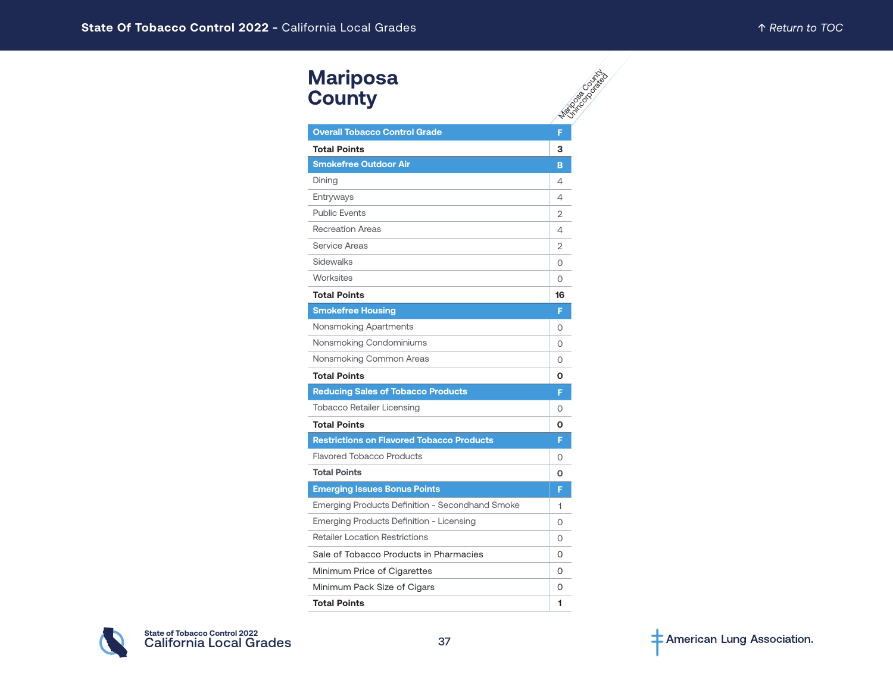# Mariposa County

| | Mariposa County Unincorporated |
|---|---|
| **Overall Tobacco Control Grade** | **F** |
| **Total Points** | **3** |
| **Smokefree Outdoor Air** | **B** |
| Dining | 4 |
| Entryways | 4 |
| Public Events | 2 |
| Recreation Areas | 4 |
| Service Areas | 2 |
| Sidewalks | 0 |
| Worksites | 0 |
| **Total Points** | **16** |
| **Smokefree Housing** | **F** |
| Nonsmoking Apartments | 0 |
| Nonsmoking Condominiums | 0 |
| Nonsmoking Common Areas | 0 |
| **Total Points** | **0** |
| **Reducing Sales of Tobacco Products** | **F** |
| Tobacco Retailer Licensing | 0 |
| **Total Points** | **0** |
| **Restrictions on Flavored Tobacco Products** | **F** |
| Flavored Tobacco Products | 0 |
| **Total Points** | **0** |
| **Emerging Issues Bonus Points** | **F** |
| Emerging Products Definition - Secondhand Smoke | 1 |
| Emerging Products Definition - Licensing | 0 |
| Retailer Location Restrictions | 0 |
| Sale of Tobacco Products in Pharmacies | 0 |
| Minimum Price of Cigarettes | 0 |
| Minimum Pack Size of Cigars | 0 |
| **Total Points** | **1** |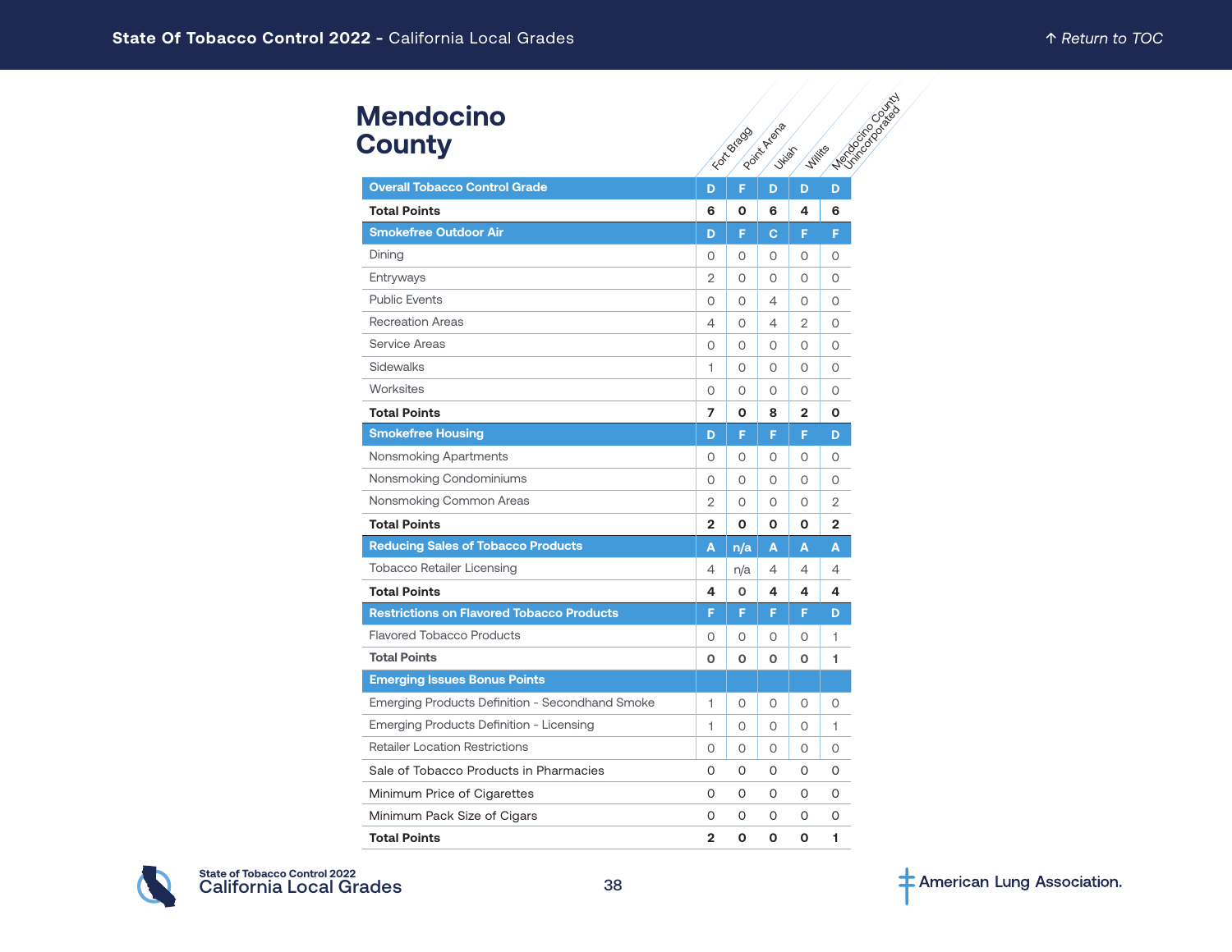# Mendocino County

| | Fort Bragg | Point Arena | Ukiah | Willits | Mendocino County Unincorporated |
|---|---|---|---|---|---|
| **Overall Tobacco Control Grade** | **D** | **F** | **D** | **D** | **D** |
| **Total Points** | **6** | **0** | **6** | **4** | **6** |
| **Smokefree Outdoor Air** | **D** | **F** | **C** | **F** | **F** |
| Dining | 0 | 0 | 0 | 0 | 0 |
| Entryways | 2 | 0 | 0 | 0 | 0 |
| Public Events | 0 | 0 | 4 | 0 | 0 |
| Recreation Areas | 4 | 0 | 4 | 2 | 0 |
| Service Areas | 0 | 0 | 0 | 0 | 0 |
| Sidewalks | 1 | 0 | 0 | 0 | 0 |
| Worksites | 0 | 0 | 0 | 0 | 0 |
| **Total Points** | **7** | **0** | **8** | **2** | **0** |
| **Smokefree Housing** | **D** | **F** | **F** | **F** | **D** |
| Nonsmoking Apartments | 0 | 0 | 0 | 0 | 0 |
| Nonsmoking Condominiums | 0 | 0 | 0 | 0 | 0 |
| Nonsmoking Common Areas | 2 | 0 | 0 | 0 | 2 |
| **Total Points** | **2** | **0** | **0** | **0** | **2** |
| **Reducing Sales of Tobacco Products** | **A** | **n/a** | **A** | **A** | **A** |
| Tobacco Retailer Licensing | 4 | n/a | 4 | 4 | 4 |
| **Total Points** | **4** | **0** | **4** | **4** | **4** |
| **Restrictions on Flavored Tobacco Products** | **F** | **F** | **F** | **F** | **D** |
| Flavored Tobacco Products | 0 | 0 | 0 | 0 | 1 |
| **Total Points** | **0** | **0** | **0** | **0** | **1** |
| **Emerging Issues Bonus Points** | | | | | |
| Emerging Products Definition - Secondhand Smoke | 1 | 0 | 0 | 0 | 0 |
| Emerging Products Definition - Licensing | 1 | 0 | 0 | 0 | 1 |
| Retailer Location Restrictions | 0 | 0 | 0 | 0 | 0 |
| Sale of Tobacco Products in Pharmacies | 0 | 0 | 0 | 0 | 0 |
| Minimum Price of Cigarettes | 0 | 0 | 0 | 0 | 0 |
| Minimum Pack Size of Cigars | 0 | 0 | 0 | 0 | 0 |
| **Total Points** | **2** | **0** | **0** | **0** | **1** |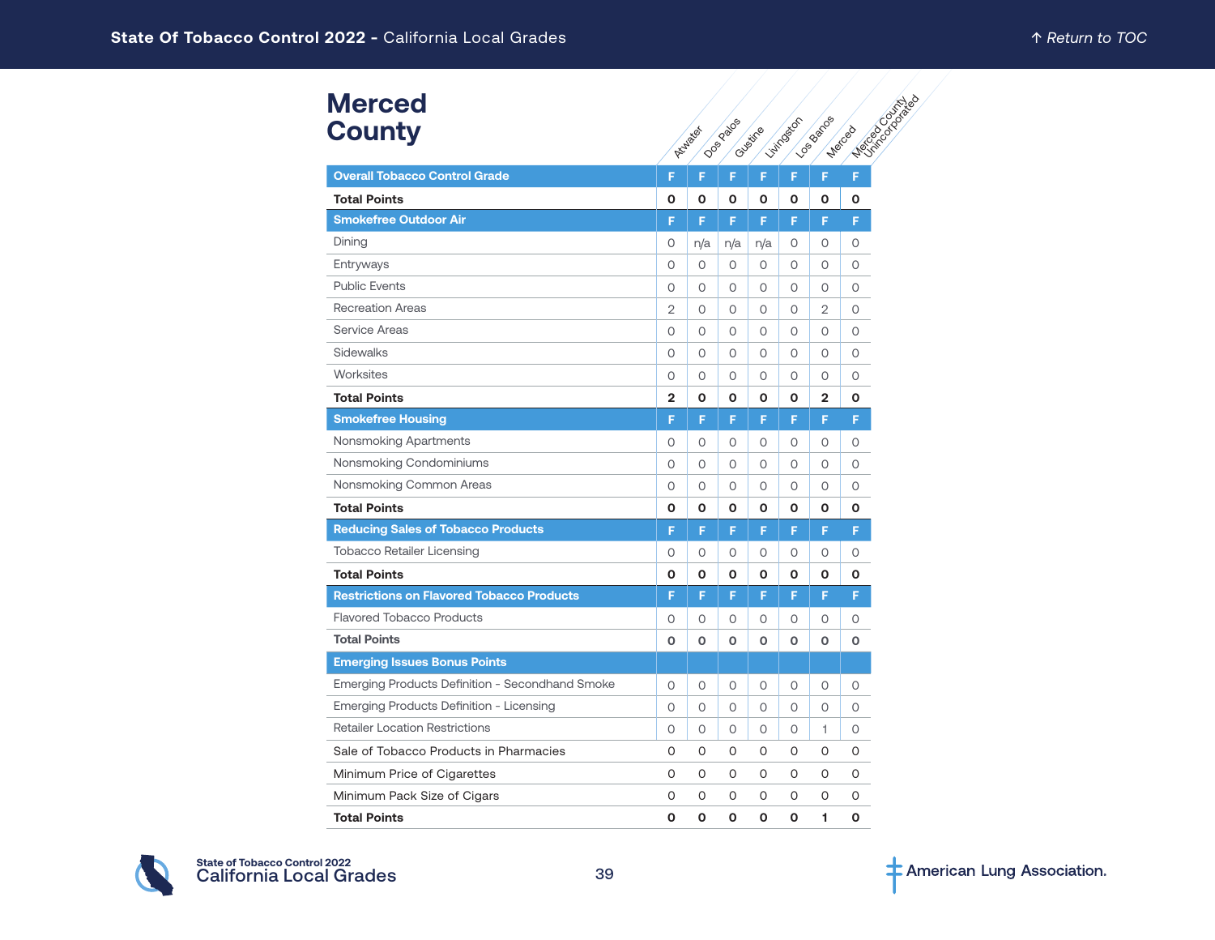# Merced County

| | Atwater | Dos Palos | Gustine | Livingston | Los Banos | Merced | Merced County Unincorporated |
|---|---|---|---|---|---|---|---|
| **Overall Tobacco Control Grade** | F | F | F | F | F | F | F |
| **Total Points** | **0** | **0** | **0** | **0** | **0** | **0** | **0** |
| **Smokefree Outdoor Air** | F | F | F | F | F | F | F |
| Dining | 0 | n/a | n/a | n/a | 0 | 0 | 0 |
| Entryways | 0 | 0 | 0 | 0 | 0 | 0 | 0 |
| Public Events | 0 | 0 | 0 | 0 | 0 | 0 | 0 |
| Recreation Areas | 2 | 0 | 0 | 0 | 0 | 2 | 0 |
| Service Areas | 0 | 0 | 0 | 0 | 0 | 0 | 0 |
| Sidewalks | 0 | 0 | 0 | 0 | 0 | 0 | 0 |
| Worksites | 0 | 0 | 0 | 0 | 0 | 0 | 0 |
| **Total Points** | **2** | **0** | **0** | **0** | **0** | **2** | **0** |
| **Smokefree Housing** | F | F | F | F | F | F | F |
| Nonsmoking Apartments | 0 | 0 | 0 | 0 | 0 | 0 | 0 |
| Nonsmoking Condominiums | 0 | 0 | 0 | 0 | 0 | 0 | 0 |
| Nonsmoking Common Areas | 0 | 0 | 0 | 0 | 0 | 0 | 0 |
| **Total Points** | **0** | **0** | **0** | **0** | **0** | **0** | **0** |
| **Reducing Sales of Tobacco Products** | F | F | F | F | F | F | F |
| Tobacco Retailer Licensing | 0 | 0 | 0 | 0 | 0 | 0 | 0 |
| **Total Points** | **0** | **0** | **0** | **0** | **0** | **0** | **0** |
| **Restrictions on Flavored Tobacco Products** | F | F | F | F | F | F | F |
| Flavored Tobacco Products | 0 | 0 | 0 | 0 | 0 | 0 | 0 |
| **Total Points** | **0** | **0** | **0** | **0** | **0** | **0** | **0** |
| **Emerging Issues Bonus Points** | | | | | | | |
| Emerging Products Definition - Secondhand Smoke | 0 | 0 | 0 | 0 | 0 | 0 | 0 |
| Emerging Products Definition - Licensing | 0 | 0 | 0 | 0 | 0 | 0 | 0 |
| Retailer Location Restrictions | 0 | 0 | 0 | 0 | 0 | 1 | 0 |
| Sale of Tobacco Products in Pharmacies | 0 | 0 | 0 | 0 | 0 | 0 | 0 |
| Minimum Price of Cigarettes | 0 | 0 | 0 | 0 | 0 | 0 | 0 |
| Minimum Pack Size of Cigars | 0 | 0 | 0 | 0 | 0 | 0 | 0 |
| **Total Points** | **0** | **0** | **0** | **0** | **0** | **1** | **0** |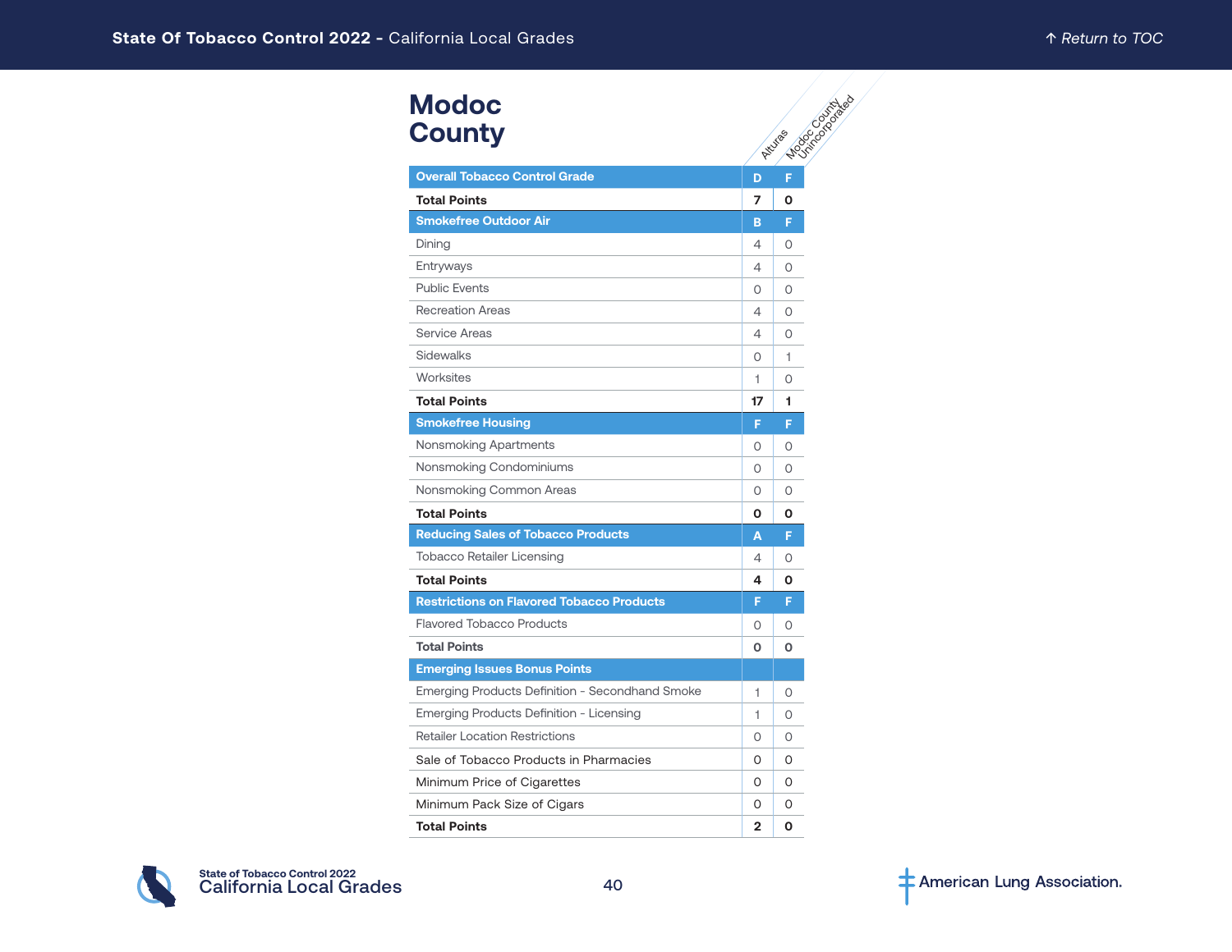# Modoc County

| | Alturas | Modoc County Unincorporated |
|---|---|---|
| **Overall Tobacco Control Grade** | **D** | **F** |
| **Total Points** | **7** | **0** |
| **Smokefree Outdoor Air** | **B** | **F** |
| Dining | 4 | 0 |
| Entryways | 4 | 0 |
| Public Events | 0 | 0 |
| Recreation Areas | 4 | 0 |
| Service Areas | 4 | 0 |
| Sidewalks | 0 | 1 |
| Worksites | 1 | 0 |
| **Total Points** | **17** | **1** |
| **Smokefree Housing** | **F** | **F** |
| Nonsmoking Apartments | 0 | 0 |
| Nonsmoking Condominiums | 0 | 0 |
| Nonsmoking Common Areas | 0 | 0 |
| **Total Points** | **0** | **0** |
| **Reducing Sales of Tobacco Products** | **A** | **F** |
| Tobacco Retailer Licensing | 4 | 0 |
| **Total Points** | **4** | **0** |
| **Restrictions on Flavored Tobacco Products** | **F** | **F** |
| Flavored Tobacco Products | 0 | 0 |
| **Total Points** | **0** | **0** |
| **Emerging Issues Bonus Points** | | |
| Emerging Products Definition - Secondhand Smoke | 1 | 0 |
| Emerging Products Definition - Licensing | 1 | 0 |
| Retailer Location Restrictions | 0 | 0 |
| Sale of Tobacco Products in Pharmacies | 0 | 0 |
| Minimum Price of Cigarettes | 0 | 0 |
| Minimum Pack Size of Cigars | 0 | 0 |
| **Total Points** | **2** | **0** |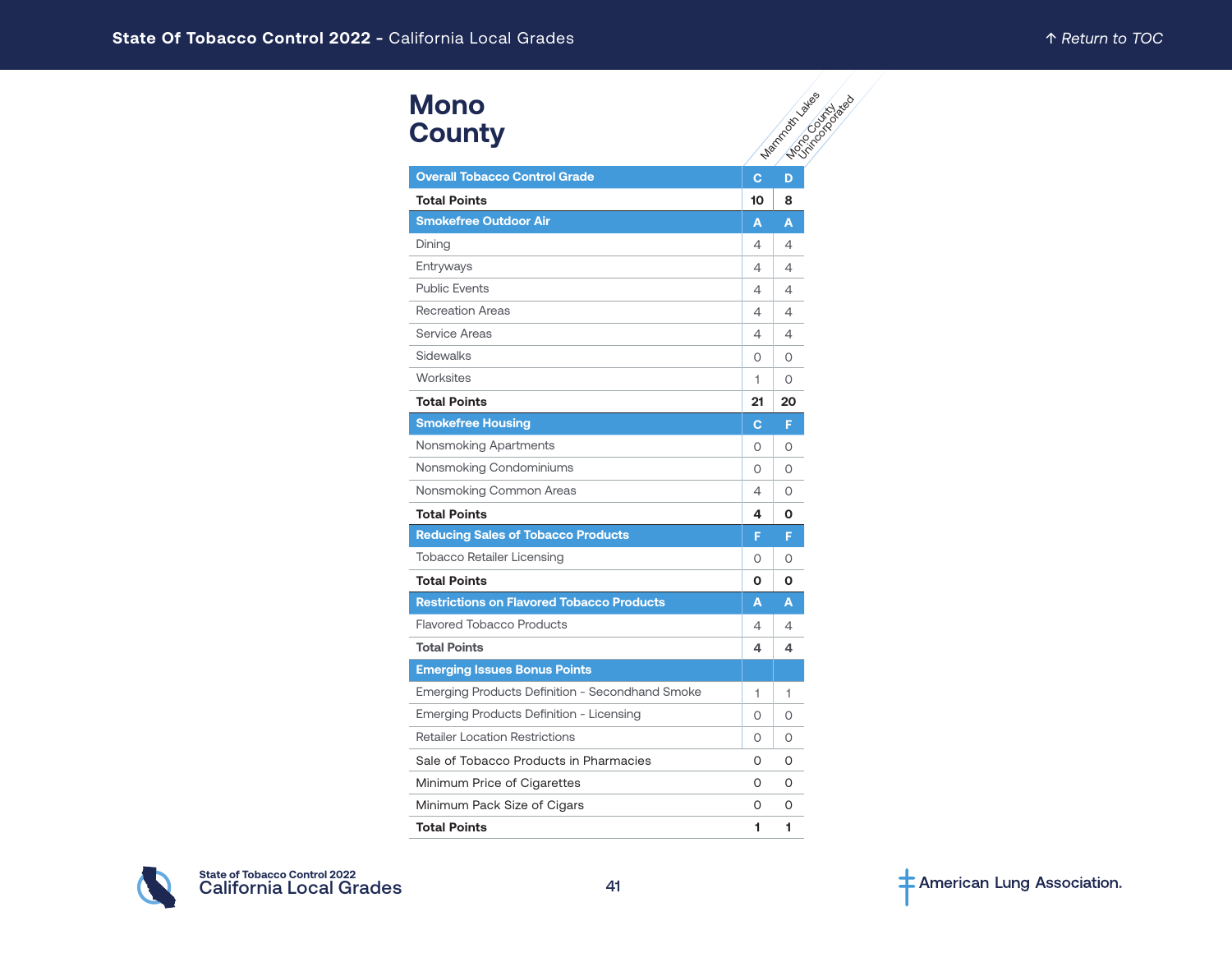# Mono County

| | Mammoth Lakes | Mono County Unincorporated |
|---|---|---|
| **Overall Tobacco Control Grade** | **C** | **D** |
| **Total Points** | **10** | **8** |
| **Smokefree Outdoor Air** | **A** | **A** |
| Dining | 4 | 4 |
| Entryways | 4 | 4 |
| Public Events | 4 | 4 |
| Recreation Areas | 4 | 4 |
| Service Areas | 4 | 4 |
| Sidewalks | 0 | 0 |
| Worksites | 1 | 0 |
| **Total Points** | **21** | **20** |
| **Smokefree Housing** | **C** | **F** |
| Nonsmoking Apartments | 0 | 0 |
| Nonsmoking Condominiums | 0 | 0 |
| Nonsmoking Common Areas | 4 | 0 |
| **Total Points** | **4** | **0** |
| **Reducing Sales of Tobacco Products** | **F** | **F** |
| Tobacco Retailer Licensing | 0 | 0 |
| **Total Points** | **0** | **0** |
| **Restrictions on Flavored Tobacco Products** | **A** | **A** |
| Flavored Tobacco Products | 4 | 4 |
| **Total Points** | **4** | **4** |
| **Emerging Issues Bonus Points** | | |
| Emerging Products Definition - Secondhand Smoke | 1 | 1 |
| Emerging Products Definition - Licensing | 0 | 0 |
| Retailer Location Restrictions | 0 | 0 |
| Sale of Tobacco Products in Pharmacies | 0 | 0 |
| Minimum Price of Cigarettes | 0 | 0 |
| Minimum Pack Size of Cigars | 0 | 0 |
| **Total Points** | **1** | **1** |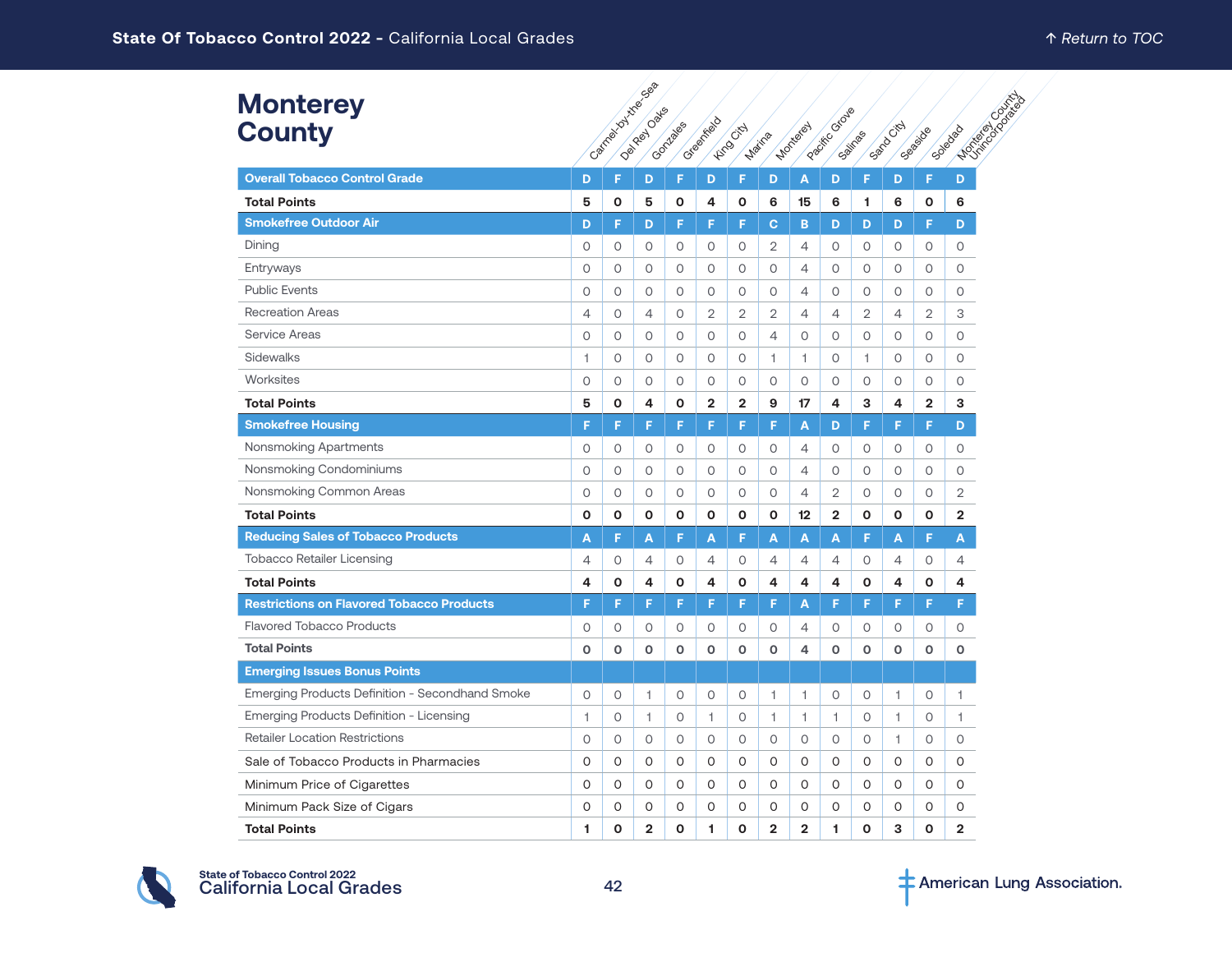# Monterey County

| | Carmel-by-the-Sea | Del Rey Oaks | Gonzales | Greenfield | King City | Marina | Monterey | Pacific Grove | Salinas | Sand City | Seaside | Soledad | Monterey County Unincorporated |
|---|---|---|---|---|---|---|---|---|---|---|---|---|---|
| **Overall Tobacco Control Grade** | D | F | D | F | D | F | D | A | D | F | D | F | D |
| **Total Points** | 5 | 0 | 5 | 0 | 4 | 0 | 6 | 15 | 6 | 1 | 6 | 0 | 6 |
| **Smokefree Outdoor Air** | D | F | D | F | F | F | C | B | D | D | D | F | D |
| Dining | 0 | 0 | 0 | 0 | 0 | 0 | 2 | 4 | 0 | 0 | 0 | 0 | 0 |
| Entryways | 0 | 0 | 0 | 0 | 0 | 0 | 0 | 4 | 0 | 0 | 0 | 0 | 0 |
| Public Events | 0 | 0 | 0 | 0 | 0 | 0 | 0 | 4 | 0 | 0 | 0 | 0 | 0 |
| Recreation Areas | 4 | 0 | 4 | 0 | 2 | 2 | 2 | 4 | 4 | 2 | 4 | 2 | 3 |
| Service Areas | 0 | 0 | 0 | 0 | 0 | 0 | 4 | 0 | 0 | 0 | 0 | 0 | 0 |
| Sidewalks | 1 | 0 | 0 | 0 | 0 | 0 | 1 | 1 | 0 | 1 | 0 | 0 | 0 |
| Worksites | 0 | 0 | 0 | 0 | 0 | 0 | 0 | 0 | 0 | 0 | 0 | 0 | 0 |
| **Total Points** | 5 | 0 | 4 | 0 | 2 | 2 | 9 | 17 | 4 | 3 | 4 | 2 | 3 |
| **Smokefree Housing** | F | F | F | F | F | F | F | A | D | F | F | F | D |
| Nonsmoking Apartments | 0 | 0 | 0 | 0 | 0 | 0 | 0 | 4 | 0 | 0 | 0 | 0 | 0 |
| Nonsmoking Condominiums | 0 | 0 | 0 | 0 | 0 | 0 | 0 | 4 | 0 | 0 | 0 | 0 | 0 |
| Nonsmoking Common Areas | 0 | 0 | 0 | 0 | 0 | 0 | 0 | 4 | 2 | 0 | 0 | 0 | 2 |
| **Total Points** | 0 | 0 | 0 | 0 | 0 | 0 | 0 | 12 | 2 | 0 | 0 | 0 | 2 |
| **Reducing Sales of Tobacco Products** | A | F | A | F | A | F | A | A | A | F | A | F | A |
| Tobacco Retailer Licensing | 4 | 0 | 4 | 0 | 4 | 0 | 4 | 4 | 4 | 0 | 4 | 0 | 4 |
| **Total Points** | 4 | 0 | 4 | 0 | 4 | 0 | 4 | 4 | 4 | 0 | 4 | 0 | 4 |
| **Restrictions on Flavored Tobacco Products** | F | F | F | F | F | F | F | A | F | F | F | F | F |
| Flavored Tobacco Products | 0 | 0 | 0 | 0 | 0 | 0 | 0 | 4 | 0 | 0 | 0 | 0 | 0 |
| **Total Points** | 0 | 0 | 0 | 0 | 0 | 0 | 0 | 4 | 0 | 0 | 0 | 0 | 0 |
| **Emerging Issues Bonus Points** | | | | | | | | | | | | | |
| Emerging Products Definition - Secondhand Smoke | 0 | 0 | 1 | 0 | 0 | 0 | 1 | 1 | 0 | 0 | 1 | 0 | 1 |
| Emerging Products Definition - Licensing | 1 | 0 | 1 | 0 | 1 | 0 | 1 | 1 | 1 | 0 | 1 | 0 | 1 |
| Retailer Location Restrictions | 0 | 0 | 0 | 0 | 0 | 0 | 0 | 0 | 0 | 0 | 1 | 0 | 0 |
| Sale of Tobacco Products in Pharmacies | 0 | 0 | 0 | 0 | 0 | 0 | 0 | 0 | 0 | 0 | 0 | 0 | 0 |
| Minimum Price of Cigarettes | 0 | 0 | 0 | 0 | 0 | 0 | 0 | 0 | 0 | 0 | 0 | 0 | 0 |
| Minimum Pack Size of Cigars | 0 | 0 | 0 | 0 | 0 | 0 | 0 | 0 | 0 | 0 | 0 | 0 | 0 |
| **Total Points** | 1 | 0 | 2 | 0 | 1 | 0 | 2 | 2 | 1 | 0 | 3 | 0 | 2 |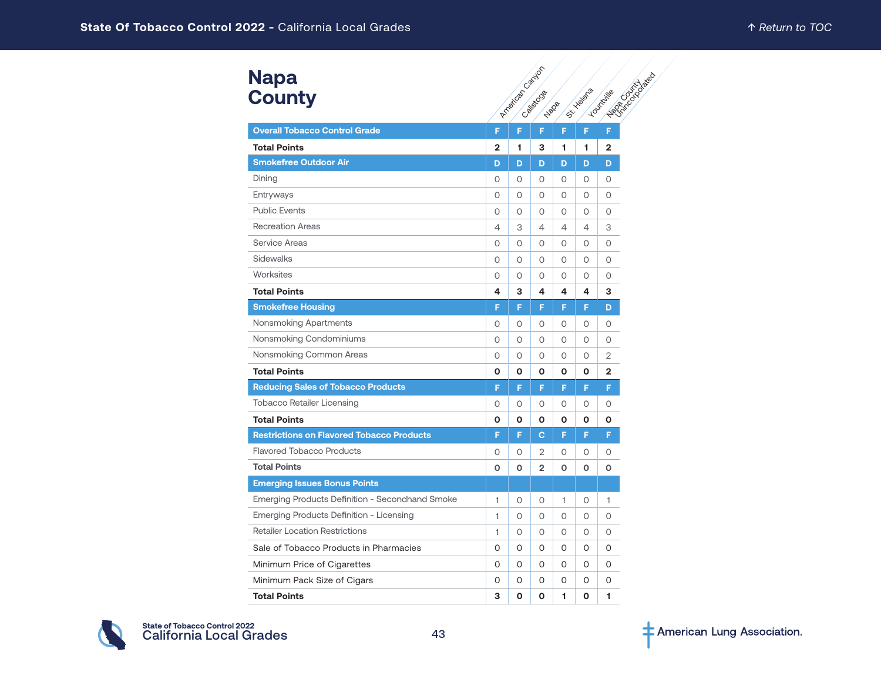# Napa County

| | American Canyon | Calistoga | Napa | St. Helena | Yountville | Napa County Unincorporated |
|---|---|---|---|---|---|---|
| **Overall Tobacco Control Grade** | F | F | F | F | F | F |
| **Total Points** | **2** | **1** | **3** | **1** | **1** | **2** |
| **Smokefree Outdoor Air** | D | D | D | D | D | D |
| Dining | 0 | 0 | 0 | 0 | 0 | 0 |
| Entryways | 0 | 0 | 0 | 0 | 0 | 0 |
| Public Events | 0 | 0 | 0 | 0 | 0 | 0 |
| Recreation Areas | 4 | 3 | 4 | 4 | 4 | 3 |
| Service Areas | 0 | 0 | 0 | 0 | 0 | 0 |
| Sidewalks | 0 | 0 | 0 | 0 | 0 | 0 |
| Worksites | 0 | 0 | 0 | 0 | 0 | 0 |
| **Total Points** | **4** | **3** | **4** | **4** | **4** | **3** |
| **Smokefree Housing** | F | F | F | F | F | D |
| Nonsmoking Apartments | 0 | 0 | 0 | 0 | 0 | 0 |
| Nonsmoking Condominiums | 0 | 0 | 0 | 0 | 0 | 0 |
| Nonsmoking Common Areas | 0 | 0 | 0 | 0 | 0 | 2 |
| **Total Points** | **0** | **0** | **0** | **0** | **0** | **2** |
| **Reducing Sales of Tobacco Products** | F | F | F | F | F | F |
| Tobacco Retailer Licensing | 0 | 0 | 0 | 0 | 0 | 0 |
| **Total Points** | **0** | **0** | **0** | **0** | **0** | **0** |
| **Restrictions on Flavored Tobacco Products** | F | F | C | F | F | F |
| Flavored Tobacco Products | 0 | 0 | 2 | 0 | 0 | 0 |
| **Total Points** | **0** | **0** | **2** | **0** | **0** | **0** |
| **Emerging Issues Bonus Points** | | | | | | |
| Emerging Products Definition - Secondhand Smoke | 1 | 0 | 0 | 1 | 0 | 1 |
| Emerging Products Definition - Licensing | 1 | 0 | 0 | 0 | 0 | 0 |
| Retailer Location Restrictions | 1 | 0 | 0 | 0 | 0 | 0 |
| Sale of Tobacco Products in Pharmacies | 0 | 0 | 0 | 0 | 0 | 0 |
| Minimum Price of Cigarettes | 0 | 0 | 0 | 0 | 0 | 0 |
| Minimum Pack Size of Cigars | 0 | 0 | 0 | 0 | 0 | 0 |
| **Total Points** | **3** | **0** | **0** | **1** | **0** | **1** |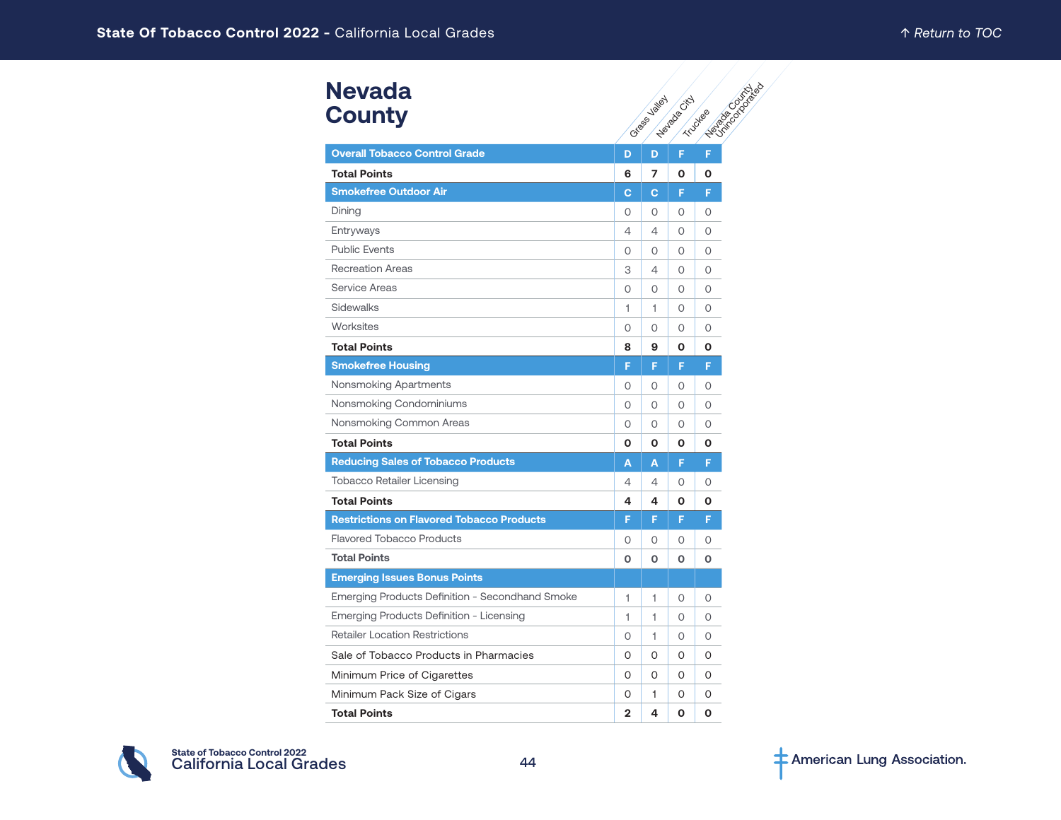# Nevada County

| | Grass Valley | Nevada City | Truckee | Nevada County Unincorporated |
|---|---|---|---|---|
| **Overall Tobacco Control Grade** | D | D | F | F |
| **Total Points** | **6** | **7** | **0** | **0** |
| **Smokefree Outdoor Air** | C | C | F | F |
| Dining | 0 | 0 | 0 | 0 |
| Entryways | 4 | 4 | 0 | 0 |
| Public Events | 0 | 0 | 0 | 0 |
| Recreation Areas | 3 | 4 | 0 | 0 |
| Service Areas | 0 | 0 | 0 | 0 |
| Sidewalks | 1 | 1 | 0 | 0 |
| Worksites | 0 | 0 | 0 | 0 |
| **Total Points** | **8** | **9** | **0** | **0** |
| **Smokefree Housing** | F | F | F | F |
| Nonsmoking Apartments | 0 | 0 | 0 | 0 |
| Nonsmoking Condominiums | 0 | 0 | 0 | 0 |
| Nonsmoking Common Areas | 0 | 0 | 0 | 0 |
| **Total Points** | **0** | **0** | **0** | **0** |
| **Reducing Sales of Tobacco Products** | A | A | F | F |
| Tobacco Retailer Licensing | 4 | 4 | 0 | 0 |
| **Total Points** | **4** | **4** | **0** | **0** |
| **Restrictions on Flavored Tobacco Products** | F | F | F | F |
| Flavored Tobacco Products | 0 | 0 | 0 | 0 |
| **Total Points** | **0** | **0** | **0** | **0** |
| **Emerging Issues Bonus Points** | | | | |
| Emerging Products Definition - Secondhand Smoke | 1 | 1 | 0 | 0 |
| Emerging Products Definition - Licensing | 1 | 1 | 0 | 0 |
| Retailer Location Restrictions | 0 | 1 | 0 | 0 |
| Sale of Tobacco Products in Pharmacies | 0 | 0 | 0 | 0 |
| Minimum Price of Cigarettes | 0 | 0 | 0 | 0 |
| Minimum Pack Size of Cigars | 0 | 1 | 0 | 0 |
| **Total Points** | **2** | **4** | **0** | **0** |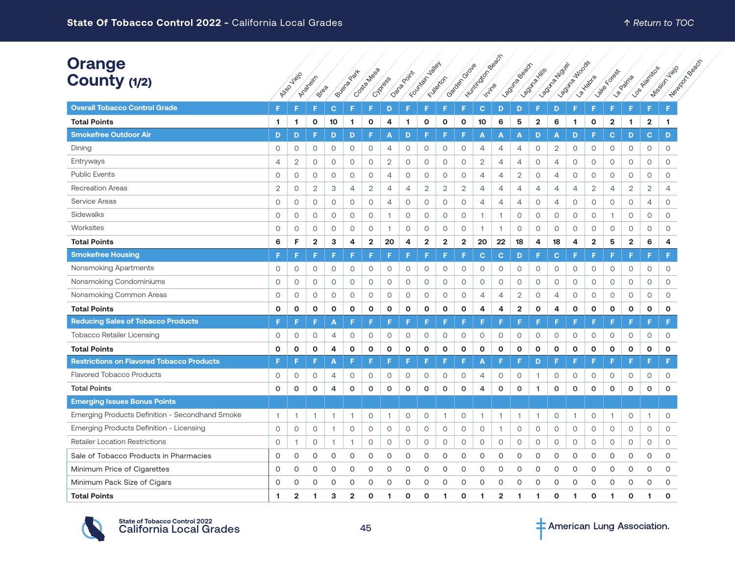# Orange County (1/2)

| | Aliso Viejo | Anaheim | Brea | Buena Park | Costa Mesa | Cypress | Dana Point | Fountain Valley | Fullerton | Garden Grove | Huntington Beach | Irvine | Laguna Beach | Laguna Hills | Laguna Niguel | Laguna Woods | La Habra | Lake Forest | La Palma | Los Alamitos | Mission Viejo | Newport Beach |
|---|---|---|---|---|---|---|---|---|---|---|---|---|---|---|---|---|---|---|---|---|---|---|
| **Overall Tobacco Control Grade** | F | F | F | C | F | F | D | F | F | F | F | C | D | D | F | D | F | F | F | F | F | F |
| **Total Points** | **1** | **1** | **0** | **10** | **1** | **0** | **4** | **1** | **0** | **0** | **0** | **10** | **6** | **5** | **2** | **6** | **1** | **0** | **2** | **1** | **2** | **1** |
| **Smokefree Outdoor Air** | D | D | F | D | D | F | A | D | F | F | F | A | A | A | D | A | D | F | C | D | C | D |
| Dining | 0 | 0 | 0 | 0 | 0 | 0 | 4 | 0 | 0 | 0 | 0 | 4 | 4 | 4 | 0 | 2 | 0 | 0 | 0 | 0 | 0 | 0 |
| Entryways | 4 | 2 | 0 | 0 | 0 | 0 | 2 | 0 | 0 | 0 | 0 | 2 | 4 | 4 | 0 | 4 | 0 | 0 | 0 | 0 | 0 | 0 |
| Public Events | 0 | 0 | 0 | 0 | 0 | 0 | 4 | 0 | 0 | 0 | 0 | 4 | 4 | 2 | 0 | 4 | 0 | 0 | 0 | 0 | 0 | 0 |
| Recreation Areas | 2 | 0 | 2 | 3 | 4 | 2 | 4 | 4 | 2 | 2 | 2 | 4 | 4 | 4 | 4 | 4 | 4 | 2 | 4 | 2 | 2 | 4 |
| Service Areas | 0 | 0 | 0 | 0 | 0 | 0 | 4 | 0 | 0 | 0 | 0 | 4 | 4 | 4 | 0 | 4 | 0 | 0 | 0 | 0 | 4 | 0 |
| Sidewalks | 0 | 0 | 0 | 0 | 0 | 0 | 1 | 0 | 0 | 0 | 0 | 1 | 1 | 0 | 0 | 0 | 0 | 0 | 1 | 0 | 0 | 0 |
| Worksites | 0 | 0 | 0 | 0 | 0 | 0 | 1 | 0 | 0 | 0 | 0 | 1 | 1 | 0 | 0 | 0 | 0 | 0 | 0 | 0 | 0 | 0 |
| **Total Points** | **6** | **F** | **2** | **3** | **4** | **2** | **20** | **4** | **2** | **2** | **2** | **20** | **22** | **18** | **4** | **18** | **4** | **2** | **5** | **2** | **6** | **4** |
| **Smokefree Housing** | F | F | F | F | F | F | F | F | F | F | F | C | C | D | F | C | F | F | F | F | F | F |
| Nonsmoking Apartments | 0 | 0 | 0 | 0 | 0 | 0 | 0 | 0 | 0 | 0 | 0 | 0 | 0 | 0 | 0 | 0 | 0 | 0 | 0 | 0 | 0 | 0 |
| Nonsmoking Condominiums | 0 | 0 | 0 | 0 | 0 | 0 | 0 | 0 | 0 | 0 | 0 | 0 | 0 | 0 | 0 | 0 | 0 | 0 | 0 | 0 | 0 | 0 |
| Nonsmoking Common Areas | 0 | 0 | 0 | 0 | 0 | 0 | 0 | 0 | 0 | 0 | 0 | 4 | 4 | 2 | 0 | 4 | 0 | 0 | 0 | 0 | 0 | 0 |
| **Total Points** | **0** | **0** | **0** | **0** | **0** | **0** | **0** | **0** | **0** | **0** | **0** | **4** | **4** | **2** | **0** | **4** | **0** | **0** | **0** | **0** | **0** | **0** |
| **Reducing Sales of Tobacco Products** | F | F | F | A | F | F | F | F | F | F | F | F | F | F | F | F | F | F | F | F | F | F |
| Tobacco Retailer Licensing | 0 | 0 | 0 | 4 | 0 | 0 | 0 | 0 | 0 | 0 | 0 | 0 | 0 | 0 | 0 | 0 | 0 | 0 | 0 | 0 | 0 | 0 |
| **Total Points** | **0** | **0** | **0** | **4** | **0** | **0** | **0** | **0** | **0** | **0** | **0** | **0** | **0** | **0** | **0** | **0** | **0** | **0** | **0** | **0** | **0** | **0** |
| **Restrictions on Flavored Tobacco Products** | F | F | F | A | F | F | F | F | F | F | F | A | F | F | D | F | F | F | F | F | F | F |
| Flavored Tobacco Products | 0 | 0 | 0 | 4 | 0 | 0 | 0 | 0 | 0 | 0 | 0 | 4 | 0 | 0 | 1 | 0 | 0 | 0 | 0 | 0 | 0 | 0 |
| **Total Points** | **0** | **0** | **0** | **4** | **0** | **0** | **0** | **0** | **0** | **0** | **0** | **4** | **0** | **0** | **1** | **0** | **0** | **0** | **0** | **0** | **0** | **0** |
| **Emerging Issues Bonus Points** | | | | | | | | | | | | | | | | | | | | | | |
| Emerging Products Definition - Secondhand Smoke | 1 | 1 | 1 | 1 | 1 | 0 | 1 | 0 | 0 | 1 | 0 | 1 | 1 | 1 | 1 | 0 | 1 | 0 | 1 | 0 | 1 | 0 |
| Emerging Products Definition - Licensing | 0 | 0 | 0 | 1 | 0 | 0 | 0 | 0 | 0 | 0 | 0 | 0 | 1 | 0 | 0 | 0 | 0 | 0 | 0 | 0 | 0 | 0 |
| Retailer Location Restrictions | 0 | 1 | 0 | 1 | 1 | 0 | 0 | 0 | 0 | 0 | 0 | 0 | 0 | 0 | 0 | 0 | 0 | 0 | 0 | 0 | 0 | 0 |
| Sale of Tobacco Products in Pharmacies | 0 | 0 | 0 | 0 | 0 | 0 | 0 | 0 | 0 | 0 | 0 | 0 | 0 | 0 | 0 | 0 | 0 | 0 | 0 | 0 | 0 | 0 |
| Minimum Price of Cigarettes | 0 | 0 | 0 | 0 | 0 | 0 | 0 | 0 | 0 | 0 | 0 | 0 | 0 | 0 | 0 | 0 | 0 | 0 | 0 | 0 | 0 | 0 |
| Minimum Pack Size of Cigars | 0 | 0 | 0 | 0 | 0 | 0 | 0 | 0 | 0 | 0 | 0 | 0 | 0 | 0 | 0 | 0 | 0 | 0 | 0 | 0 | 0 | 0 |
| **Total Points** | **1** | **2** | **1** | **3** | **2** | **0** | **1** | **0** | **0** | **1** | **0** | **1** | **2** | **1** | **1** | **0** | **1** | **0** | **1** | **0** | **1** | **0** |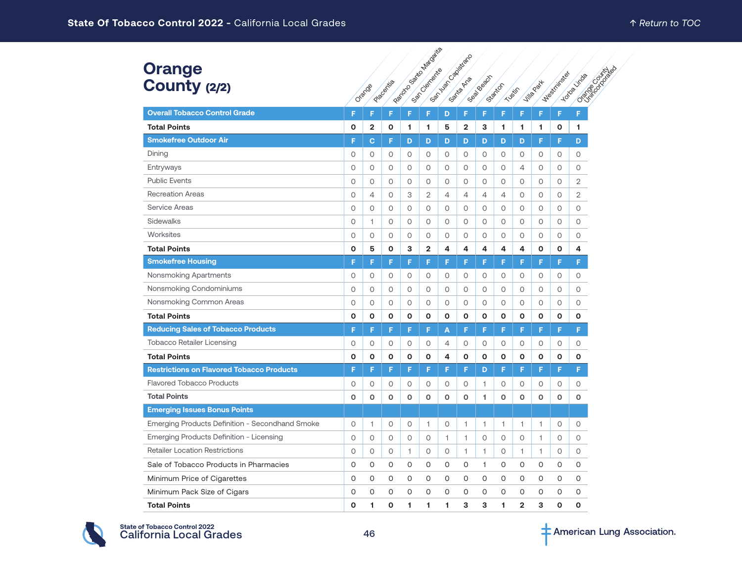# Orange County (2/2)

| | Orange | Placentia | Rancho Santo Margarita | San Clemente | San Juan Capistrano | Santa Ana | Seal Beach | Stanton | Tustin | Villa Park | Westminster | Yorba Linda | Orange County Unincorporated |
|---|---|---|---|---|---|---|---|---|---|---|---|---|---|
| **Overall Tobacco Control Grade** | F | F | F | F | F | D | F | F | F | F | F | F | F |
| **Total Points** | **0** | **2** | **0** | **1** | **1** | **5** | **2** | **3** | **1** | **1** | **1** | **0** | **1** |
| **Smokefree Outdoor Air** | F | C | F | D | D | D | D | D | D | D | F | F | D |
| Dining | 0 | 0 | 0 | 0 | 0 | 0 | 0 | 0 | 0 | 0 | 0 | 0 | 0 |
| Entryways | 0 | 0 | 0 | 0 | 0 | 0 | 0 | 0 | 0 | 4 | 0 | 0 | 0 |
| Public Events | 0 | 0 | 0 | 0 | 0 | 0 | 0 | 0 | 0 | 0 | 0 | 0 | 2 |
| Recreation Areas | 0 | 4 | 0 | 3 | 2 | 4 | 4 | 4 | 4 | 0 | 0 | 0 | 2 |
| Service Areas | 0 | 0 | 0 | 0 | 0 | 0 | 0 | 0 | 0 | 0 | 0 | 0 | 0 |
| Sidewalks | 0 | 1 | 0 | 0 | 0 | 0 | 0 | 0 | 0 | 0 | 0 | 0 | 0 |
| Worksites | 0 | 0 | 0 | 0 | 0 | 0 | 0 | 0 | 0 | 0 | 0 | 0 | 0 |
| **Total Points** | **0** | **5** | **0** | **3** | **2** | **4** | **4** | **4** | **4** | **4** | **0** | **0** | **4** |
| **Smokefree Housing** | F | F | F | F | F | F | F | F | F | F | F | F | F |
| Nonsmoking Apartments | 0 | 0 | 0 | 0 | 0 | 0 | 0 | 0 | 0 | 0 | 0 | 0 | 0 |
| Nonsmoking Condominiums | 0 | 0 | 0 | 0 | 0 | 0 | 0 | 0 | 0 | 0 | 0 | 0 | 0 |
| Nonsmoking Common Areas | 0 | 0 | 0 | 0 | 0 | 0 | 0 | 0 | 0 | 0 | 0 | 0 | 0 |
| **Total Points** | **0** | **0** | **0** | **0** | **0** | **0** | **0** | **0** | **0** | **0** | **0** | **0** | **0** |
| **Reducing Sales of Tobacco Products** | F | F | F | F | F | A | F | F | F | F | F | F | F |
| Tobacco Retailer Licensing | 0 | 0 | 0 | 0 | 0 | 4 | 0 | 0 | 0 | 0 | 0 | 0 | 0 |
| **Total Points** | **0** | **0** | **0** | **0** | **0** | **4** | **0** | **0** | **0** | **0** | **0** | **0** | **0** |
| **Restrictions on Flavored Tobacco Products** | F | F | F | F | F | F | F | D | F | F | F | F | F |
| Flavored Tobacco Products | 0 | 0 | 0 | 0 | 0 | 0 | 0 | 1 | 0 | 0 | 0 | 0 | 0 |
| **Total Points** | **0** | **0** | **0** | **0** | **0** | **0** | **0** | **1** | **0** | **0** | **0** | **0** | **0** |
| **Emerging Issues Bonus Points** | | | | | | | | | | | | | |
| Emerging Products Definition - Secondhand Smoke | 0 | 1 | 0 | 0 | 1 | 0 | 1 | 1 | 1 | 1 | 1 | 0 | 0 |
| Emerging Products Definition - Licensing | 0 | 0 | 0 | 0 | 0 | 1 | 1 | 0 | 0 | 0 | 1 | 0 | 0 |
| Retailer Location Restrictions | 0 | 0 | 0 | 1 | 0 | 0 | 1 | 1 | 0 | 1 | 1 | 0 | 0 |
| Sale of Tobacco Products in Pharmacies | 0 | 0 | 0 | 0 | 0 | 0 | 0 | 1 | 0 | 0 | 0 | 0 | 0 |
| Minimum Price of Cigarettes | 0 | 0 | 0 | 0 | 0 | 0 | 0 | 0 | 0 | 0 | 0 | 0 | 0 |
| Minimum Pack Size of Cigars | 0 | 0 | 0 | 0 | 0 | 0 | 0 | 0 | 0 | 0 | 0 | 0 | 0 |
| **Total Points** | **0** | **1** | **0** | **1** | **1** | **1** | **3** | **3** | **1** | **2** | **3** | **0** | **0** |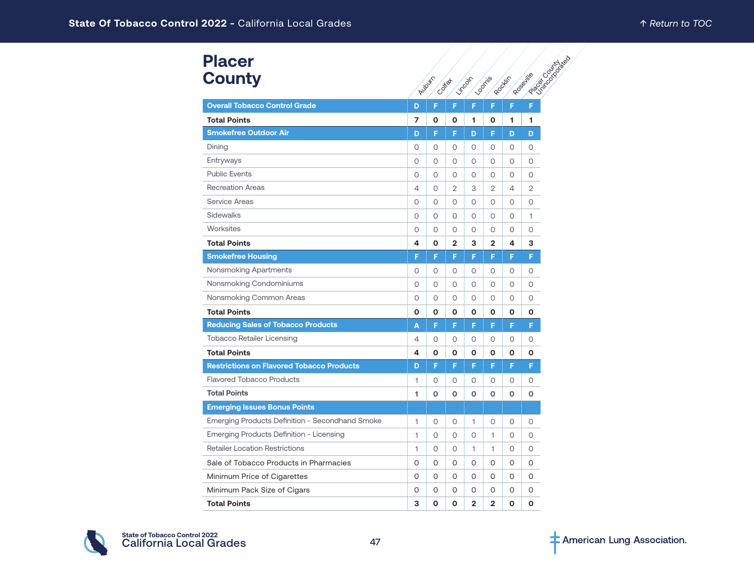# Placer County

| | Auburn | Colfax | Lincoln | Loomis | Rocklin | Roseville | Placer County Unincorporated |
|---|---|---|---|---|---|---|---|
| **Overall Tobacco Control Grade** | **D** | **F** | **F** | **F** | **F** | **F** | **F** |
| **Total Points** | **7** | **0** | **0** | **1** | **0** | **1** | **1** |
| **Smokefree Outdoor Air** | **D** | **F** | **F** | **D** | **F** | **D** | **D** |
| Dining | 0 | 0 | 0 | 0 | 0 | 0 | 0 |
| Entryways | 0 | 0 | 0 | 0 | 0 | 0 | 0 |
| Public Events | 0 | 0 | 0 | 0 | 0 | 0 | 0 |
| Recreation Areas | 4 | 0 | 2 | 3 | 2 | 4 | 2 |
| Service Areas | 0 | 0 | 0 | 0 | 0 | 0 | 0 |
| Sidewalks | 0 | 0 | 0 | 0 | 0 | 0 | 1 |
| Worksites | 0 | 0 | 0 | 0 | 0 | 0 | 0 |
| **Total Points** | **4** | **0** | **2** | **3** | **2** | **4** | **3** |
| **Smokefree Housing** | **F** | **F** | **F** | **F** | **F** | **F** | **F** |
| Nonsmoking Apartments | 0 | 0 | 0 | 0 | 0 | 0 | 0 |
| Nonsmoking Condominiums | 0 | 0 | 0 | 0 | 0 | 0 | 0 |
| Nonsmoking Common Areas | 0 | 0 | 0 | 0 | 0 | 0 | 0 |
| **Total Points** | **0** | **0** | **0** | **0** | **0** | **0** | **0** |
| **Reducing Sales of Tobacco Products** | **A** | **F** | **F** | **F** | **F** | **F** | **F** |
| Tobacco Retailer Licensing | 4 | 0 | 0 | 0 | 0 | 0 | 0 |
| **Total Points** | **4** | **0** | **0** | **0** | **0** | **0** | **0** |
| **Restrictions on Flavored Tobacco Products** | **D** | **F** | **F** | **F** | **F** | **F** | **F** |
| Flavored Tobacco Products | 1 | 0 | 0 | 0 | 0 | 0 | 0 |
| **Total Points** | **1** | **0** | **0** | **0** | **0** | **0** | **0** |
| **Emerging Issues Bonus Points** | | | | | | | |
| Emerging Products Definition - Secondhand Smoke | 1 | 0 | 0 | 1 | 0 | 0 | 0 |
| Emerging Products Definition - Licensing | 1 | 0 | 0 | 0 | 1 | 0 | 0 |
| Retailer Location Restrictions | 1 | 0 | 0 | 1 | 1 | 0 | 0 |
| Sale of Tobacco Products in Pharmacies | 0 | 0 | 0 | 0 | 0 | 0 | 0 |
| Minimum Price of Cigarettes | 0 | 0 | 0 | 0 | 0 | 0 | 0 |
| Minimum Pack Size of Cigars | 0 | 0 | 0 | 0 | 0 | 0 | 0 |
| **Total Points** | **3** | **0** | **0** | **2** | **2** | **0** | **0** |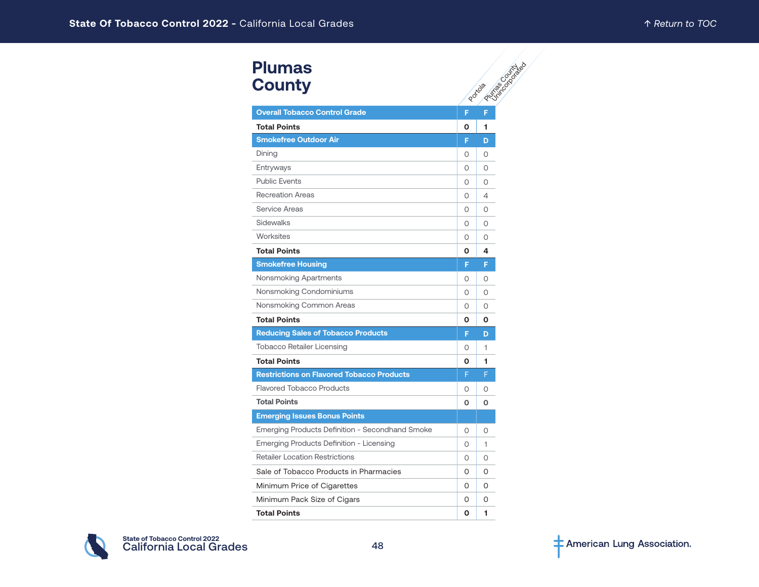# Plumas County

| | Portola | Plumas County Unincorporated |
|---|---|---|
| **Overall Tobacco Control Grade** | **F** | **F** |
| **Total Points** | **0** | **1** |
| **Smokefree Outdoor Air** | **F** | **D** |
| Dining | 0 | 0 |
| Entryways | 0 | 0 |
| Public Events | 0 | 0 |
| Recreation Areas | 0 | 4 |
| Service Areas | 0 | 0 |
| Sidewalks | 0 | 0 |
| Worksites | 0 | 0 |
| **Total Points** | **0** | **4** |
| **Smokefree Housing** | **F** | **F** |
| Nonsmoking Apartments | 0 | 0 |
| Nonsmoking Condominiums | 0 | 0 |
| Nonsmoking Common Areas | 0 | 0 |
| **Total Points** | **0** | **0** |
| **Reducing Sales of Tobacco Products** | **F** | **D** |
| Tobacco Retailer Licensing | 0 | 1 |
| **Total Points** | **0** | **1** |
| **Restrictions on Flavored Tobacco Products** | F | F |
| Flavored Tobacco Products | 0 | 0 |
| **Total Points** | **0** | **0** |
| **Emerging Issues Bonus Points** | | |
| Emerging Products Definition - Secondhand Smoke | 0 | 0 |
| Emerging Products Definition - Licensing | 0 | 1 |
| Retailer Location Restrictions | 0 | 0 |
| Sale of Tobacco Products in Pharmacies | 0 | 0 |
| Minimum Price of Cigarettes | 0 | 0 |
| Minimum Pack Size of Cigars | 0 | 0 |
| **Total Points** | **0** | **1** |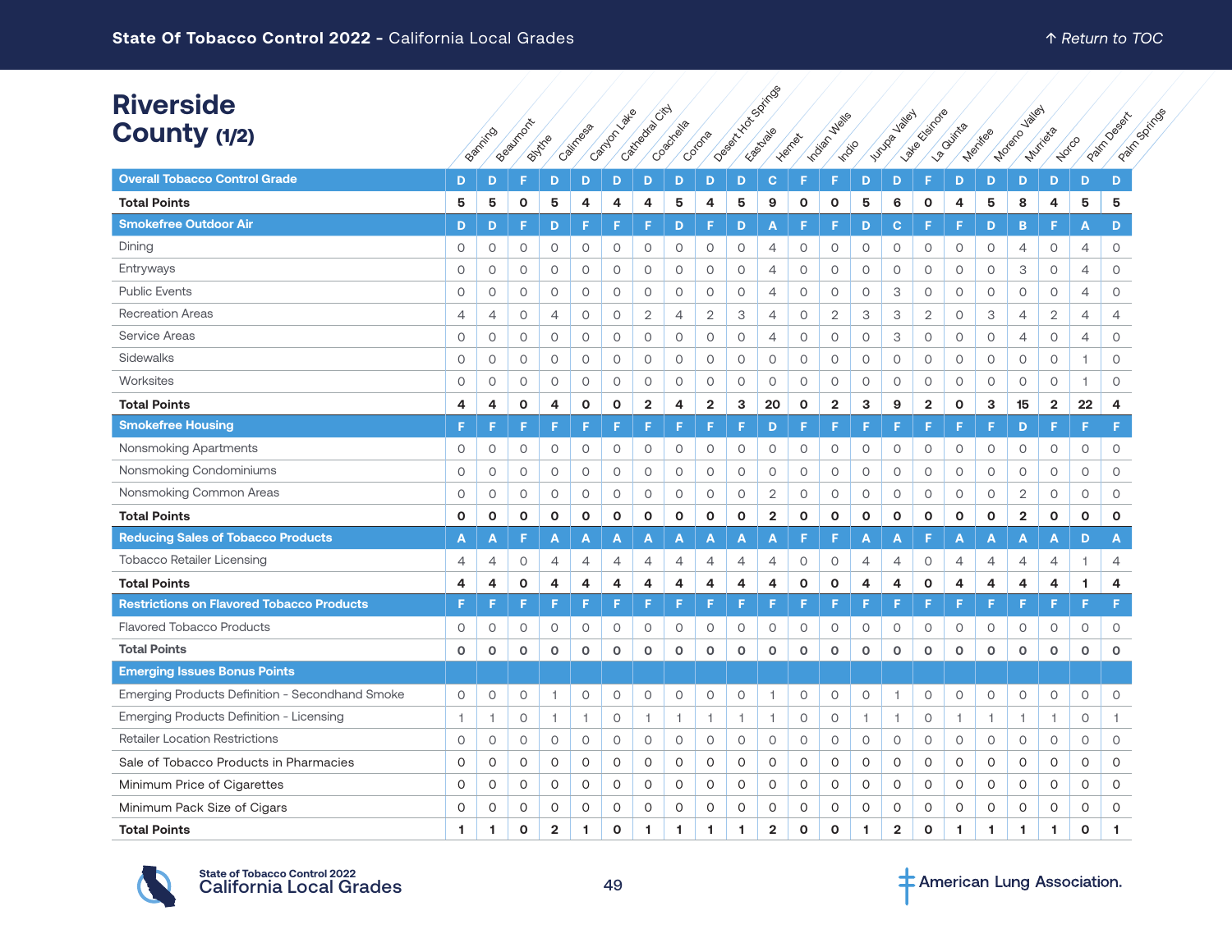# Riverside County (1/2)

| | Banning | Beaumont | Blythe | Calimesa | Canyon Lake | Cathedral City | Coachella | Corona | Desert Hot Springs | Eastvale | Hemet | Indian Wells | Indio | Jurupa Valley | Lake Elsinore | La Quinta | Menifee | Moreno Valley | Murrieta | Norco | Palm Desert | Palm Springs |
|---|---|---|---|---|---|---|---|---|---|---|---|---|---|---|---|---|---|---|---|---|---|---|
| **Overall Tobacco Control Grade** | D | D | F | D | D | D | D | D | D | D | C | F | F | D | D | F | D | D | D | D | D | D |
| **Total Points** | 5 | 5 | 0 | 5 | 4 | 4 | 4 | 5 | 4 | 5 | 9 | 0 | 0 | 5 | 6 | 0 | 4 | 5 | 8 | 4 | 5 | 5 |
| **Smokefree Outdoor Air** | D | D | F | D | F | F | F | D | F | D | A | F | F | D | C | F | F | D | B | F | A | D |
| Dining | 0 | 0 | 0 | 0 | 0 | 0 | 0 | 0 | 0 | 0 | 4 | 0 | 0 | 0 | 0 | 0 | 0 | 0 | 4 | 0 | 4 | 0 |
| Entryways | 0 | 0 | 0 | 0 | 0 | 0 | 0 | 0 | 0 | 0 | 4 | 0 | 0 | 0 | 0 | 0 | 0 | 0 | 3 | 0 | 4 | 0 |
| Public Events | 0 | 0 | 0 | 0 | 0 | 0 | 0 | 0 | 0 | 0 | 4 | 0 | 0 | 0 | 3 | 0 | 0 | 0 | 0 | 0 | 4 | 0 |
| Recreation Areas | 4 | 4 | 0 | 4 | 0 | 0 | 2 | 4 | 2 | 3 | 4 | 0 | 2 | 3 | 3 | 2 | 0 | 3 | 4 | 2 | 4 | 4 |
| Service Areas | 0 | 0 | 0 | 0 | 0 | 0 | 0 | 0 | 0 | 0 | 4 | 0 | 0 | 0 | 3 | 0 | 0 | 0 | 4 | 0 | 4 | 0 |
| Sidewalks | 0 | 0 | 0 | 0 | 0 | 0 | 0 | 0 | 0 | 0 | 0 | 0 | 0 | 0 | 0 | 0 | 0 | 0 | 0 | 0 | 1 | 0 |
| Worksites | 0 | 0 | 0 | 0 | 0 | 0 | 0 | 0 | 0 | 0 | 0 | 0 | 0 | 0 | 0 | 0 | 0 | 0 | 0 | 0 | 1 | 0 |
| **Total Points** | 4 | 4 | 0 | 4 | 0 | 0 | 2 | 4 | 2 | 3 | 20 | 0 | 2 | 3 | 9 | 2 | 0 | 3 | 15 | 2 | 22 | 4 |
| **Smokefree Housing** | F | F | F | F | F | F | F | F | F | F | D | F | F | F | F | F | F | F | D | F | F | F |
| Nonsmoking Apartments | 0 | 0 | 0 | 0 | 0 | 0 | 0 | 0 | 0 | 0 | 0 | 0 | 0 | 0 | 0 | 0 | 0 | 0 | 0 | 0 | 0 | 0 |
| Nonsmoking Condominiums | 0 | 0 | 0 | 0 | 0 | 0 | 0 | 0 | 0 | 0 | 0 | 0 | 0 | 0 | 0 | 0 | 0 | 0 | 0 | 0 | 0 | 0 |
| Nonsmoking Common Areas | 0 | 0 | 0 | 0 | 0 | 0 | 0 | 0 | 0 | 0 | 2 | 0 | 0 | 0 | 0 | 0 | 0 | 0 | 2 | 0 | 0 | 0 |
| **Total Points** | 0 | 0 | 0 | 0 | 0 | 0 | 0 | 0 | 0 | 0 | 2 | 0 | 0 | 0 | 0 | 0 | 0 | 0 | 2 | 0 | 0 | 0 |
| **Reducing Sales of Tobacco Products** | A | A | F | A | A | A | A | A | A | A | A | F | F | A | A | F | A | A | A | A | D | A |
| Tobacco Retailer Licensing | 4 | 4 | 0 | 4 | 4 | 4 | 4 | 4 | 4 | 4 | 4 | 0 | 0 | 4 | 4 | 0 | 4 | 4 | 4 | 4 | 1 | 4 |
| **Total Points** | 4 | 4 | 0 | 4 | 4 | 4 | 4 | 4 | 4 | 4 | 4 | 0 | 0 | 4 | 4 | 0 | 4 | 4 | 4 | 4 | 1 | 4 |
| **Restrictions on Flavored Tobacco Products** | F | F | F | F | F | F | F | F | F | F | F | F | F | F | F | F | F | F | F | F | F | F |
| Flavored Tobacco Products | 0 | 0 | 0 | 0 | 0 | 0 | 0 | 0 | 0 | 0 | 0 | 0 | 0 | 0 | 0 | 0 | 0 | 0 | 0 | 0 | 0 | 0 |
| **Total Points** | 0 | 0 | 0 | 0 | 0 | 0 | 0 | 0 | 0 | 0 | 0 | 0 | 0 | 0 | 0 | 0 | 0 | 0 | 0 | 0 | 0 | 0 |
| **Emerging Issues Bonus Points** | | | | | | | | | | | | | | | | | | | | | | |
| Emerging Products Definition - Secondhand Smoke | 0 | 0 | 0 | 1 | 0 | 0 | 0 | 0 | 0 | 0 | 1 | 0 | 0 | 0 | 1 | 0 | 0 | 0 | 0 | 0 | 0 | 0 |
| Emerging Products Definition - Licensing | 1 | 1 | 0 | 1 | 1 | 0 | 1 | 1 | 1 | 1 | 1 | 0 | 0 | 1 | 1 | 0 | 1 | 1 | 1 | 1 | 0 | 1 |
| Retailer Location Restrictions | 0 | 0 | 0 | 0 | 0 | 0 | 0 | 0 | 0 | 0 | 0 | 0 | 0 | 0 | 0 | 0 | 0 | 0 | 0 | 0 | 0 | 0 |
| Sale of Tobacco Products in Pharmacies | 0 | 0 | 0 | 0 | 0 | 0 | 0 | 0 | 0 | 0 | 0 | 0 | 0 | 0 | 0 | 0 | 0 | 0 | 0 | 0 | 0 | 0 |
| Minimum Price of Cigarettes | 0 | 0 | 0 | 0 | 0 | 0 | 0 | 0 | 0 | 0 | 0 | 0 | 0 | 0 | 0 | 0 | 0 | 0 | 0 | 0 | 0 | 0 |
| Minimum Pack Size of Cigars | 0 | 0 | 0 | 0 | 0 | 0 | 0 | 0 | 0 | 0 | 0 | 0 | 0 | 0 | 0 | 0 | 0 | 0 | 0 | 0 | 0 | 0 |
| **Total Points** | 1 | 1 | 0 | 2 | 1 | 0 | 1 | 1 | 1 | 1 | 2 | 0 | 0 | 1 | 2 | 0 | 1 | 1 | 1 | 1 | 0 | 1 |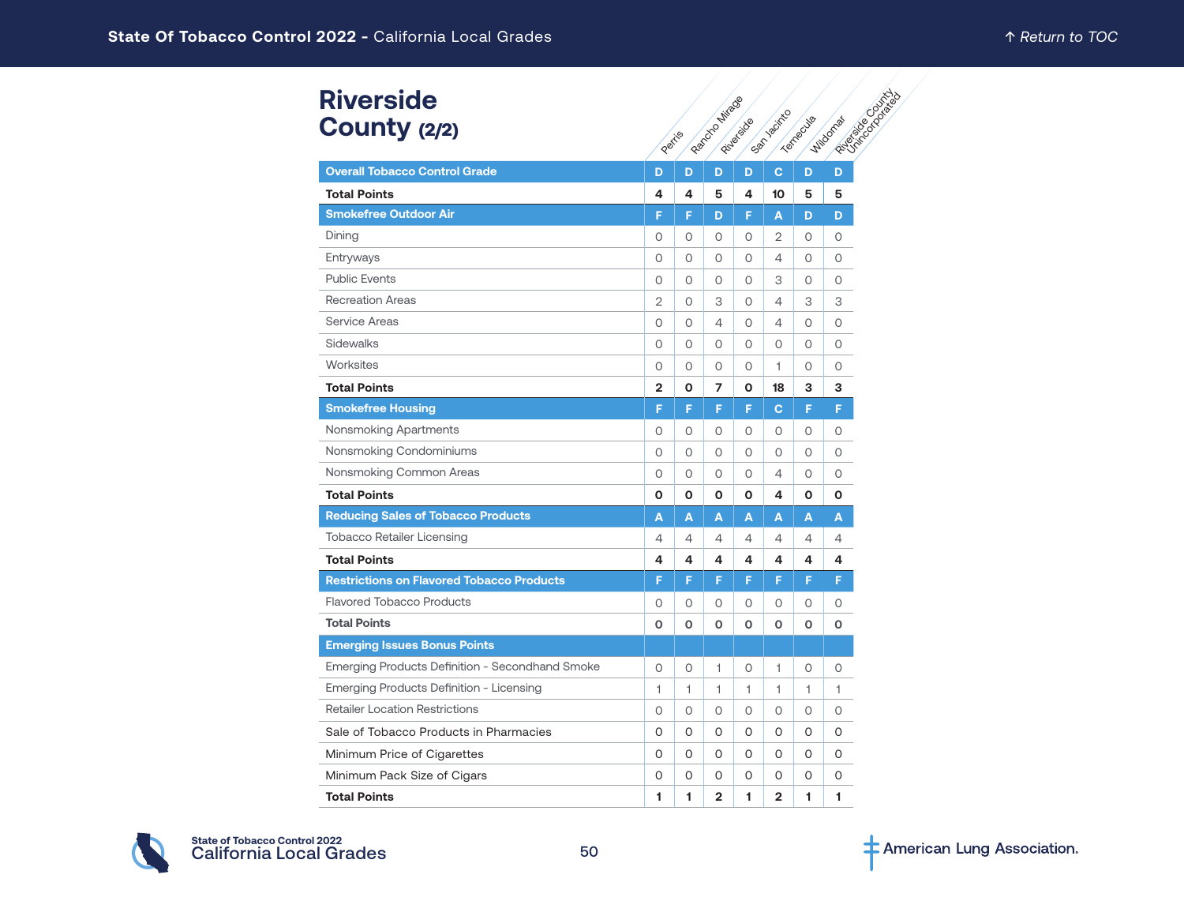# Riverside County (2/2)

| | Perris | Rancho Mirage | Riverside | San Jacinto | Temecula | Wildomar | Riverside County Unincorporated |
|---|---|---|---|---|---|---|---|
| **Overall Tobacco Control Grade** | D | D | D | D | C | D | D |
| **Total Points** | **4** | **4** | **5** | **4** | **10** | **5** | **5** |
| **Smokefree Outdoor Air** | F | F | D | F | A | D | D |
| Dining | 0 | 0 | 0 | 0 | 2 | 0 | 0 |
| Entryways | 0 | 0 | 0 | 0 | 4 | 0 | 0 |
| Public Events | 0 | 0 | 0 | 0 | 3 | 0 | 0 |
| Recreation Areas | 2 | 0 | 3 | 0 | 4 | 3 | 3 |
| Service Areas | 0 | 0 | 4 | 0 | 4 | 0 | 0 |
| Sidewalks | 0 | 0 | 0 | 0 | 0 | 0 | 0 |
| Worksites | 0 | 0 | 0 | 0 | 1 | 0 | 0 |
| **Total Points** | **2** | **0** | **7** | **0** | **18** | **3** | **3** |
| **Smokefree Housing** | F | F | F | F | C | F | F |
| Nonsmoking Apartments | 0 | 0 | 0 | 0 | 0 | 0 | 0 |
| Nonsmoking Condominiums | 0 | 0 | 0 | 0 | 0 | 0 | 0 |
| Nonsmoking Common Areas | 0 | 0 | 0 | 0 | 4 | 0 | 0 |
| **Total Points** | **0** | **0** | **0** | **0** | **4** | **0** | **0** |
| **Reducing Sales of Tobacco Products** | A | A | A | A | A | A | A |
| Tobacco Retailer Licensing | 4 | 4 | 4 | 4 | 4 | 4 | 4 |
| **Total Points** | **4** | **4** | **4** | **4** | **4** | **4** | **4** |
| **Restrictions on Flavored Tobacco Products** | F | F | F | F | F | F | F |
| Flavored Tobacco Products | 0 | 0 | 0 | 0 | 0 | 0 | 0 |
| **Total Points** | **0** | **0** | **0** | **0** | **0** | **0** | **0** |
| **Emerging Issues Bonus Points** | | | | | | | |
| Emerging Products Definition - Secondhand Smoke | 0 | 0 | 1 | 0 | 1 | 0 | 0 |
| Emerging Products Definition - Licensing | 1 | 1 | 1 | 1 | 1 | 1 | 1 |
| Retailer Location Restrictions | 0 | 0 | 0 | 0 | 0 | 0 | 0 |
| Sale of Tobacco Products in Pharmacies | 0 | 0 | 0 | 0 | 0 | 0 | 0 |
| Minimum Price of Cigarettes | 0 | 0 | 0 | 0 | 0 | 0 | 0 |
| Minimum Pack Size of Cigars | 0 | 0 | 0 | 0 | 0 | 0 | 0 |
| **Total Points** | **1** | **1** | **2** | **1** | **2** | **1** | **1** |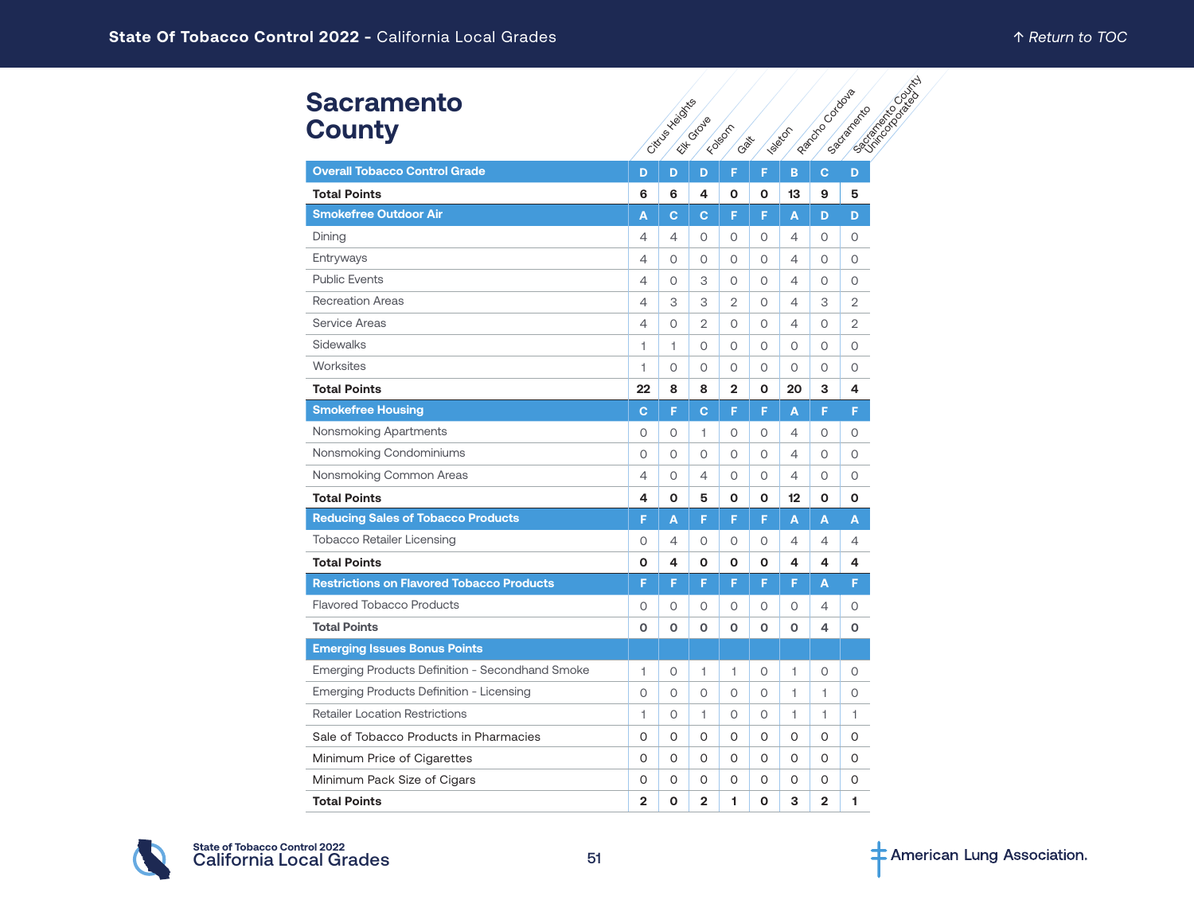# Sacramento County

| | Citrus Heights | Elk Grove | Folsom | Galt | Isleton | Rancho Cordova | Sacramento | Sacramento County Unincorporated |
|---|---|---|---|---|---|---|---|---|
| **Overall Tobacco Control Grade** | D | D | D | F | F | B | C | D |
| **Total Points** | **6** | **6** | **4** | **0** | **0** | **13** | **9** | **5** |
| **Smokefree Outdoor Air** | A | C | C | F | F | A | D | D |
| Dining | 4 | 4 | 0 | 0 | 0 | 4 | 0 | 0 |
| Entryways | 4 | 0 | 0 | 0 | 0 | 4 | 0 | 0 |
| Public Events | 4 | 0 | 3 | 0 | 0 | 4 | 0 | 0 |
| Recreation Areas | 4 | 3 | 3 | 2 | 0 | 4 | 3 | 2 |
| Service Areas | 4 | 0 | 2 | 0 | 0 | 4 | 0 | 2 |
| Sidewalks | 1 | 1 | 0 | 0 | 0 | 0 | 0 | 0 |
| Worksites | 1 | 0 | 0 | 0 | 0 | 0 | 0 | 0 |
| **Total Points** | **22** | **8** | **8** | **2** | **0** | **20** | **3** | **4** |
| **Smokefree Housing** | C | F | C | F | F | A | F | F |
| Nonsmoking Apartments | 0 | 0 | 1 | 0 | 0 | 4 | 0 | 0 |
| Nonsmoking Condominiums | 0 | 0 | 0 | 0 | 0 | 4 | 0 | 0 |
| Nonsmoking Common Areas | 4 | 0 | 4 | 0 | 0 | 4 | 0 | 0 |
| **Total Points** | **4** | **0** | **5** | **0** | **0** | **12** | **0** | **0** |
| **Reducing Sales of Tobacco Products** | F | A | F | F | F | A | A | A |
| Tobacco Retailer Licensing | 0 | 4 | 0 | 0 | 0 | 4 | 4 | 4 |
| **Total Points** | **0** | **4** | **0** | **0** | **0** | **4** | **4** | **4** |
| **Restrictions on Flavored Tobacco Products** | F | F | F | F | F | F | A | F |
| Flavored Tobacco Products | 0 | 0 | 0 | 0 | 0 | 0 | 4 | 0 |
| **Total Points** | **0** | **0** | **0** | **0** | **0** | **0** | **4** | **0** |
| **Emerging Issues Bonus Points** | | | | | | | | |
| Emerging Products Definition - Secondhand Smoke | 1 | 0 | 1 | 1 | 0 | 1 | 0 | 0 |
| Emerging Products Definition - Licensing | 0 | 0 | 0 | 0 | 0 | 1 | 1 | 0 |
| Retailer Location Restrictions | 1 | 0 | 1 | 0 | 0 | 1 | 1 | 1 |
| Sale of Tobacco Products in Pharmacies | 0 | 0 | 0 | 0 | 0 | 0 | 0 | 0 |
| Minimum Price of Cigarettes | 0 | 0 | 0 | 0 | 0 | 0 | 0 | 0 |
| Minimum Pack Size of Cigars | 0 | 0 | 0 | 0 | 0 | 0 | 0 | 0 |
| **Total Points** | **2** | **0** | **2** | **1** | **0** | **3** | **2** | **1** |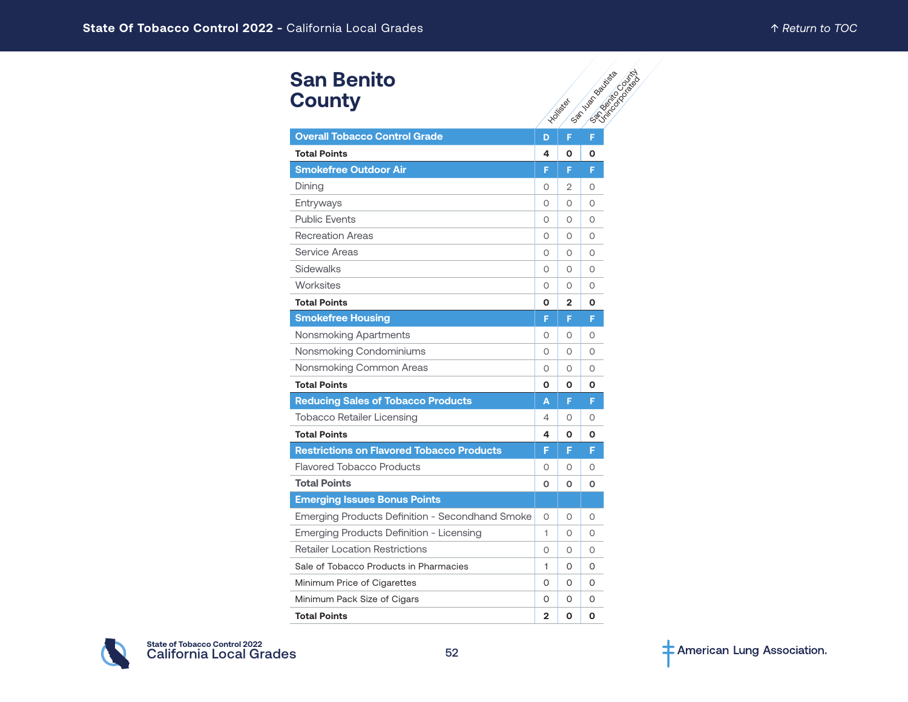# San Benito County

| | Hollister | San Juan Bautista | San Benito County Unincorporated |
|---|---|---|---|
| **Overall Tobacco Control Grade** | **D** | **F** | **F** |
| **Total Points** | **4** | **0** | **0** |
| **Smokefree Outdoor Air** | **F** | **F** | **F** |
| Dining | 0 | 2 | 0 |
| Entryways | 0 | 0 | 0 |
| Public Events | 0 | 0 | 0 |
| Recreation Areas | 0 | 0 | 0 |
| Service Areas | 0 | 0 | 0 |
| Sidewalks | 0 | 0 | 0 |
| Worksites | 0 | 0 | 0 |
| **Total Points** | **0** | **2** | **0** |
| **Smokefree Housing** | **F** | **F** | **F** |
| Nonsmoking Apartments | 0 | 0 | 0 |
| Nonsmoking Condominiums | 0 | 0 | 0 |
| Nonsmoking Common Areas | 0 | 0 | 0 |
| **Total Points** | **0** | **0** | **0** |
| **Reducing Sales of Tobacco Products** | **A** | **F** | **F** |
| Tobacco Retailer Licensing | 4 | 0 | 0 |
| **Total Points** | **4** | **0** | **0** |
| **Restrictions on Flavored Tobacco Products** | **F** | **F** | **F** |
| Flavored Tobacco Products | 0 | 0 | 0 |
| **Total Points** | **0** | **0** | **0** |
| **Emerging Issues Bonus Points** | | | |
| Emerging Products Definition - Secondhand Smoke | 0 | 0 | 0 |
| Emerging Products Definition - Licensing | 1 | 0 | 0 |
| Retailer Location Restrictions | 0 | 0 | 0 |
| Sale of Tobacco Products in Pharmacies | 1 | 0 | 0 |
| Minimum Price of Cigarettes | 0 | 0 | 0 |
| Minimum Pack Size of Cigars | 0 | 0 | 0 |
| **Total Points** | **2** | **0** | **0** |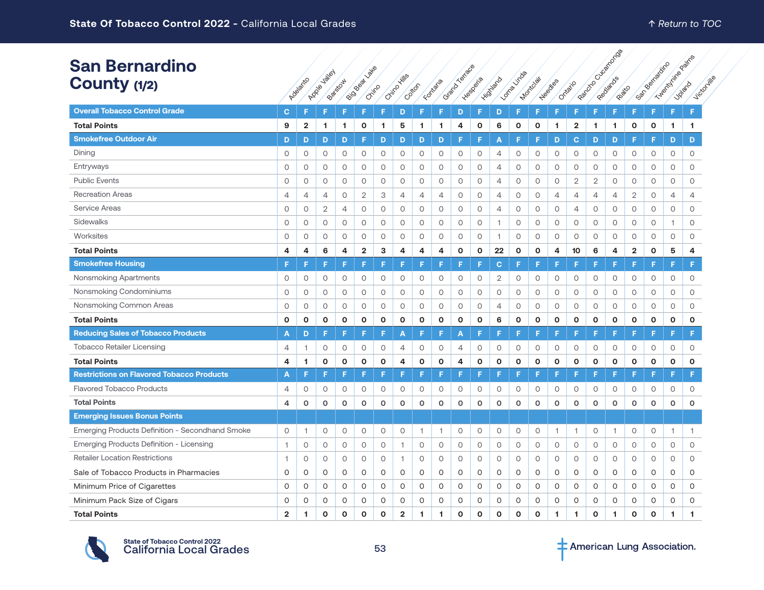## San Bernardino County (1/2)

| | Adelanto | Apple Valley | Barstow | Big Bear Lake | Chino | Chino Hills | Colton | Fontana | Grand Terrace | Hesperia | Highland | Loma Linda | Montclair | Needles | Ontario | Rancho Cucamonga | Redlands | Rialto | San Bernardino | Twentynine Palms | Upland | Victorville |
|---|---|---|---|---|---|---|---|---|---|---|---|---|---|---|---|---|---|---|---|---|---|---|
| **Overall Tobacco Control Grade** | C | F | F | F | F | F | D | F | F | D | F | D | F | F | F | F | F | F | F | F | F | F |
| **Total Points** | 9 | 2 | 1 | 1 | 0 | 1 | 5 | 1 | 1 | 4 | 0 | 6 | 0 | 0 | 1 | 2 | 1 | 1 | 0 | 0 | 1 | 1 |
| **Smokefree Outdoor Air** | D | D | D | D | F | D | D | D | D | F | F | A | F | F | D | C | D | D | F | F | D | D |
| Dining | 0 | 0 | 0 | 0 | 0 | 0 | 0 | 0 | 0 | 0 | 0 | 4 | 0 | 0 | 0 | 0 | 0 | 0 | 0 | 0 | 0 | 0 |
| Entryways | 0 | 0 | 0 | 0 | 0 | 0 | 0 | 0 | 0 | 0 | 0 | 4 | 0 | 0 | 0 | 0 | 0 | 0 | 0 | 0 | 0 | 0 |
| Public Events | 0 | 0 | 0 | 0 | 0 | 0 | 0 | 0 | 0 | 0 | 0 | 4 | 0 | 0 | 0 | 2 | 2 | 0 | 0 | 0 | 0 | 0 |
| Recreation Areas | 4 | 4 | 4 | 0 | 2 | 3 | 4 | 4 | 4 | 0 | 0 | 4 | 0 | 0 | 4 | 4 | 4 | 4 | 2 | 0 | 4 | 4 |
| Service Areas | 0 | 0 | 2 | 4 | 0 | 0 | 0 | 0 | 0 | 0 | 0 | 4 | 0 | 0 | 0 | 4 | 0 | 0 | 0 | 0 | 0 | 0 |
| Sidewalks | 0 | 0 | 0 | 0 | 0 | 0 | 0 | 0 | 0 | 0 | 0 | 1 | 0 | 0 | 0 | 0 | 0 | 0 | 0 | 0 | 1 | 0 |
| Worksites | 0 | 0 | 0 | 0 | 0 | 0 | 0 | 0 | 0 | 0 | 0 | 1 | 0 | 0 | 0 | 0 | 0 | 0 | 0 | 0 | 0 | 0 |
| **Total Points** | 4 | 4 | 6 | 4 | 2 | 3 | 4 | 4 | 4 | 0 | 0 | 22 | 0 | 0 | 4 | 10 | 6 | 4 | 2 | 0 | 5 | 4 |
| **Smokefree Housing** | F | F | F | F | F | F | F | F | F | F | F | C | F | F | F | F | F | F | F | F | F | F |
| Nonsmoking Apartments | 0 | 0 | 0 | 0 | 0 | 0 | 0 | 0 | 0 | 0 | 0 | 2 | 0 | 0 | 0 | 0 | 0 | 0 | 0 | 0 | 0 | 0 |
| Nonsmoking Condominiums | 0 | 0 | 0 | 0 | 0 | 0 | 0 | 0 | 0 | 0 | 0 | 0 | 0 | 0 | 0 | 0 | 0 | 0 | 0 | 0 | 0 | 0 |
| Nonsmoking Common Areas | 0 | 0 | 0 | 0 | 0 | 0 | 0 | 0 | 0 | 0 | 0 | 4 | 0 | 0 | 0 | 0 | 0 | 0 | 0 | 0 | 0 | 0 |
| **Total Points** | 0 | 0 | 0 | 0 | 0 | 0 | 0 | 0 | 0 | 0 | 0 | 6 | 0 | 0 | 0 | 0 | 0 | 0 | 0 | 0 | 0 | 0 |
| **Reducing Sales of Tobacco Products** | A | D | F | F | F | F | A | F | F | A | F | F | F | F | F | F | F | F | F | F | F | F |
| Tobacco Retailer Licensing | 4 | 1 | 0 | 0 | 0 | 0 | 4 | 0 | 0 | 4 | 0 | 0 | 0 | 0 | 0 | 0 | 0 | 0 | 0 | 0 | 0 | 0 |
| **Total Points** | 4 | 1 | 0 | 0 | 0 | 0 | 4 | 0 | 0 | 4 | 0 | 0 | 0 | 0 | 0 | 0 | 0 | 0 | 0 | 0 | 0 | 0 |
| **Restrictions on Flavored Tobacco Products** | A | F | F | F | F | F | F | F | F | F | F | F | F | F | F | F | F | F | F | F | F | F |
| Flavored Tobacco Products | 4 | 0 | 0 | 0 | 0 | 0 | 0 | 0 | 0 | 0 | 0 | 0 | 0 | 0 | 0 | 0 | 0 | 0 | 0 | 0 | 0 | 0 |
| **Total Points** | 4 | 0 | 0 | 0 | 0 | 0 | 0 | 0 | 0 | 0 | 0 | 0 | 0 | 0 | 0 | 0 | 0 | 0 | 0 | 0 | 0 | 0 |
| **Emerging Issues Bonus Points** | | | | | | | | | | | | | | | | | | | | | | |
| Emerging Products Definition - Secondhand Smoke | 0 | 1 | 0 | 0 | 0 | 0 | 0 | 1 | 1 | 0 | 0 | 0 | 0 | 0 | 1 | 1 | 0 | 1 | 0 | 0 | 1 | 1 |
| Emerging Products Definition - Licensing | 1 | 0 | 0 | 0 | 0 | 0 | 1 | 0 | 0 | 0 | 0 | 0 | 0 | 0 | 0 | 0 | 0 | 0 | 0 | 0 | 0 | 0 |
| Retailer Location Restrictions | 1 | 0 | 0 | 0 | 0 | 0 | 1 | 0 | 0 | 0 | 0 | 0 | 0 | 0 | 0 | 0 | 0 | 0 | 0 | 0 | 0 | 0 |
| Sale of Tobacco Products in Pharmacies | 0 | 0 | 0 | 0 | 0 | 0 | 0 | 0 | 0 | 0 | 0 | 0 | 0 | 0 | 0 | 0 | 0 | 0 | 0 | 0 | 0 | 0 |
| Minimum Price of Cigarettes | 0 | 0 | 0 | 0 | 0 | 0 | 0 | 0 | 0 | 0 | 0 | 0 | 0 | 0 | 0 | 0 | 0 | 0 | 0 | 0 | 0 | 0 |
| Minimum Pack Size of Cigars | 0 | 0 | 0 | 0 | 0 | 0 | 0 | 0 | 0 | 0 | 0 | 0 | 0 | 0 | 0 | 0 | 0 | 0 | 0 | 0 | 0 | 0 |
| **Total Points** | 2 | 1 | 0 | 0 | 0 | 0 | 2 | 1 | 1 | 0 | 0 | 0 | 0 | 0 | 1 | 1 | 0 | 1 | 0 | 0 | 1 | 1 |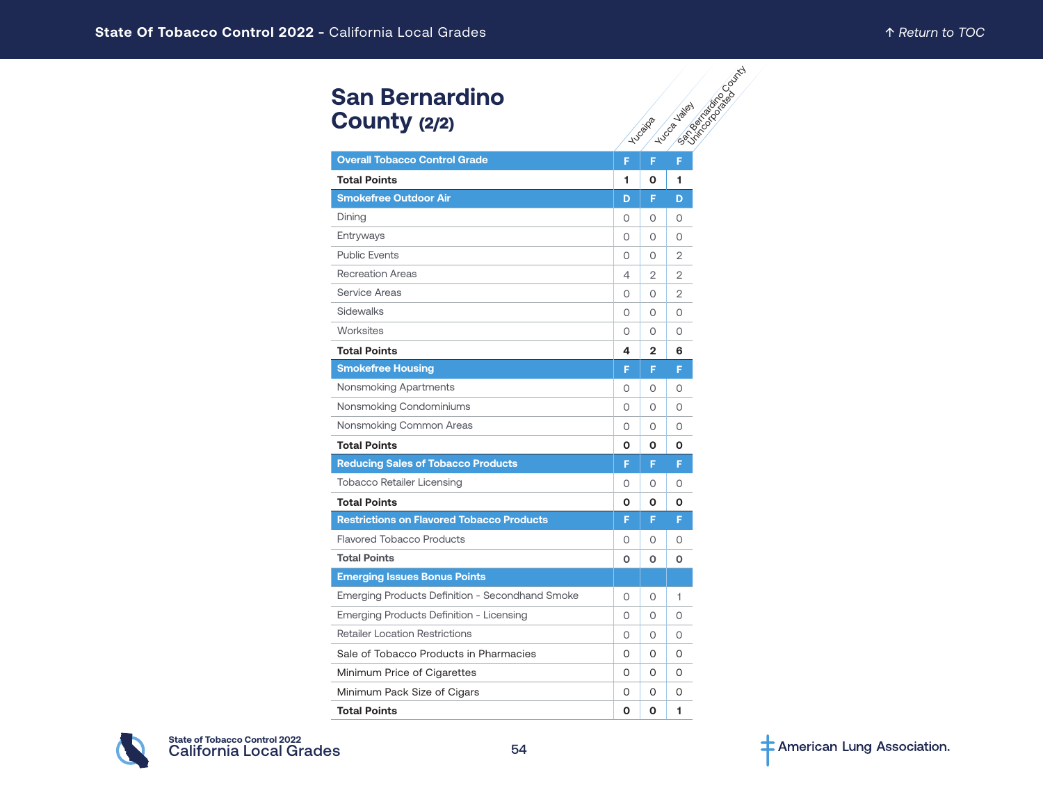# San Bernardino County (2/2)

| | Yucaipa | Yucca Valley | San Bernardino County Unincorporated |
|---|---|---|---|
| **Overall Tobacco Control Grade** | F | F | F |
| **Total Points** | 1 | 0 | 1 |
| **Smokefree Outdoor Air** | D | F | D |
| Dining | 0 | 0 | 0 |
| Entryways | 0 | 0 | 0 |
| Public Events | 0 | 0 | 2 |
| Recreation Areas | 4 | 2 | 2 |
| Service Areas | 0 | 0 | 2 |
| Sidewalks | 0 | 0 | 0 |
| Worksites | 0 | 0 | 0 |
| **Total Points** | 4 | 2 | 6 |
| **Smokefree Housing** | F | F | F |
| Nonsmoking Apartments | 0 | 0 | 0 |
| Nonsmoking Condominiums | 0 | 0 | 0 |
| Nonsmoking Common Areas | 0 | 0 | 0 |
| **Total Points** | 0 | 0 | 0 |
| **Reducing Sales of Tobacco Products** | F | F | F |
| Tobacco Retailer Licensing | 0 | 0 | 0 |
| **Total Points** | 0 | 0 | 0 |
| **Restrictions on Flavored Tobacco Products** | F | F | F |
| Flavored Tobacco Products | 0 | 0 | 0 |
| **Total Points** | 0 | 0 | 0 |
| **Emerging Issues Bonus Points** | | | |
| Emerging Products Definition - Secondhand Smoke | 0 | 0 | 1 |
| Emerging Products Definition - Licensing | 0 | 0 | 0 |
| Retailer Location Restrictions | 0 | 0 | 0 |
| Sale of Tobacco Products in Pharmacies | 0 | 0 | 0 |
| Minimum Price of Cigarettes | 0 | 0 | 0 |
| Minimum Pack Size of Cigars | 0 | 0 | 0 |
| **Total Points** | 0 | 0 | 1 |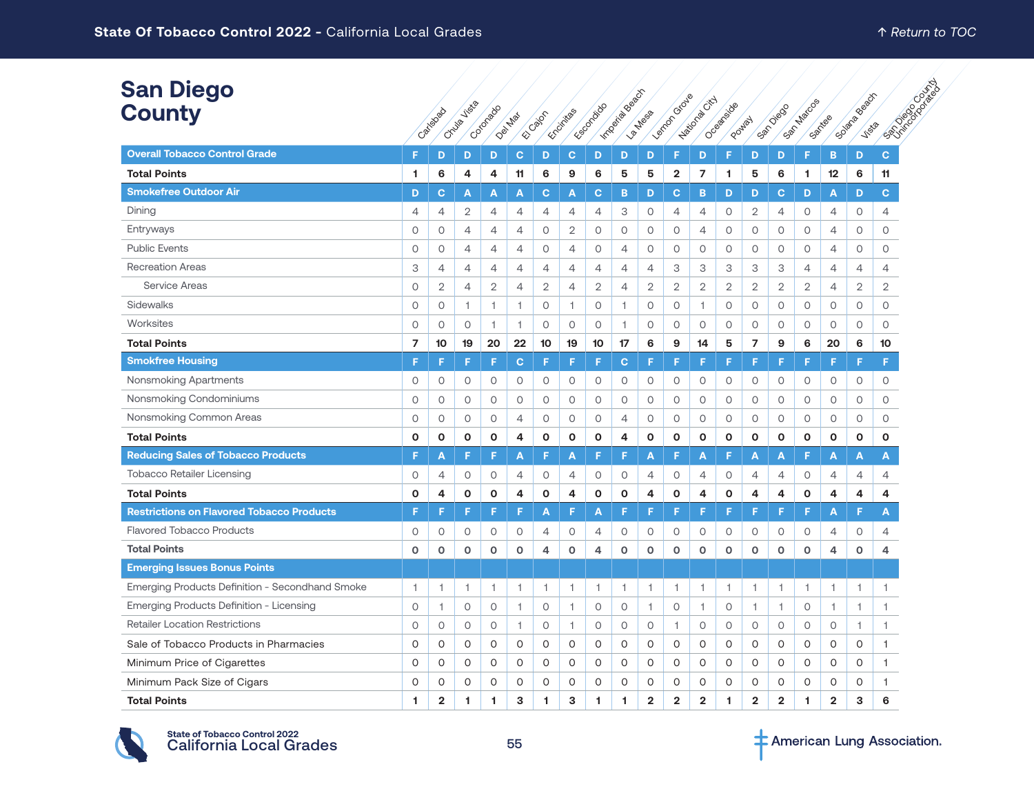# San Diego County

| | Carlsbad | Chula Vista | Coronado | Del Mar | El Cajon | Encinitas | Escondido | Imperial Beach | La Mesa | Lemon Grove | National City | Oceanside | Poway | San Diego | San Marcos | Santee | Solana Beach | Vista | San Diego County Unincorporated |
|---|---|---|---|---|---|---|---|---|---|---|---|---|---|---|---|---|---|---|---|
| **Overall Tobacco Control Grade** | F | D | D | D | C | D | C | D | D | D | F | D | F | D | D | F | B | D | C |
| **Total Points** | **1** | **6** | **4** | **4** | **11** | **6** | **9** | **6** | **5** | **5** | **2** | **7** | **1** | **5** | **6** | **1** | **12** | **6** | **11** |
| **Smokefree Outdoor Air** | D | C | A | A | A | C | A | C | B | D | C | B | D | D | C | D | A | D | C |
| Dining | 4 | 4 | 2 | 4 | 4 | 4 | 4 | 4 | 3 | 0 | 4 | 4 | 0 | 2 | 4 | 0 | 4 | 0 | 4 |
| Entryways | 0 | 0 | 4 | 4 | 4 | 0 | 2 | 0 | 0 | 0 | 0 | 4 | 0 | 0 | 0 | 0 | 4 | 0 | 0 |
| Public Events | 0 | 0 | 4 | 4 | 4 | 0 | 4 | 0 | 4 | 0 | 0 | 0 | 0 | 0 | 0 | 0 | 4 | 0 | 0 |
| Recreation Areas | 3 | 4 | 4 | 4 | 4 | 4 | 4 | 4 | 4 | 4 | 3 | 3 | 3 | 3 | 3 | 4 | 4 | 4 | 4 |
| Service Areas | 0 | 2 | 4 | 2 | 4 | 2 | 4 | 2 | 4 | 2 | 2 | 2 | 2 | 2 | 2 | 2 | 4 | 2 | 2 |
| Sidewalks | 0 | 0 | 1 | 1 | 1 | 0 | 1 | 0 | 1 | 0 | 0 | 1 | 0 | 0 | 0 | 0 | 0 | 0 | 0 |
| Worksites | 0 | 0 | 0 | 1 | 1 | 0 | 0 | 0 | 1 | 0 | 0 | 0 | 0 | 0 | 0 | 0 | 0 | 0 | 0 |
| **Total Points** | **7** | **10** | **19** | **20** | **22** | **10** | **19** | **10** | **17** | **6** | **9** | **14** | **5** | **7** | **9** | **6** | **20** | **6** | **10** |
| **Smokefree Housing** | F | F | F | F | C | F | F | F | C | F | F | F | F | F | F | F | F | F | F |
| Nonsmoking Apartments | 0 | 0 | 0 | 0 | 0 | 0 | 0 | 0 | 0 | 0 | 0 | 0 | 0 | 0 | 0 | 0 | 0 | 0 | 0 |
| Nonsmoking Condominiums | 0 | 0 | 0 | 0 | 0 | 0 | 0 | 0 | 0 | 0 | 0 | 0 | 0 | 0 | 0 | 0 | 0 | 0 | 0 |
| Nonsmoking Common Areas | 0 | 0 | 0 | 0 | 4 | 0 | 0 | 0 | 4 | 0 | 0 | 0 | 0 | 0 | 0 | 0 | 0 | 0 | 0 |
| **Total Points** | **0** | **0** | **0** | **0** | **4** | **0** | **0** | **0** | **4** | **0** | **0** | **0** | **0** | **0** | **0** | **0** | **0** | **0** | **0** |
| **Reducing Sales of Tobacco Products** | F | A | F | F | A | F | A | F | F | A | F | A | F | A | A | F | A | A | A |
| Tobacco Retailer Licensing | 0 | 4 | 0 | 0 | 4 | 0 | 4 | 0 | 0 | 4 | 0 | 4 | 0 | 4 | 4 | 0 | 4 | 4 | 4 |
| **Total Points** | **0** | **4** | **0** | **0** | **4** | **0** | **4** | **0** | **0** | **4** | **0** | **4** | **0** | **4** | **4** | **0** | **4** | **4** | **4** |
| **Restrictions on Flavored Tobacco Products** | F | F | F | F | F | A | F | A | F | F | F | F | F | F | F | F | A | F | A |
| Flavored Tobacco Products | 0 | 0 | 0 | 0 | 0 | 4 | 0 | 4 | 0 | 0 | 0 | 0 | 0 | 0 | 0 | 0 | 4 | 0 | 4 |
| **Total Points** | **0** | **0** | **0** | **0** | **0** | **4** | **0** | **4** | **0** | **0** | **0** | **0** | **0** | **0** | **0** | **0** | **4** | **0** | **4** |
| **Emerging Issues Bonus Points** | | | | | | | | | | | | | | | | | | | |
| Emerging Products Definition - Secondhand Smoke | 1 | 1 | 1 | 1 | 1 | 1 | 1 | 1 | 1 | 1 | 1 | 1 | 1 | 1 | 1 | 1 | 1 | 1 | 1 |
| Emerging Products Definition - Licensing | 0 | 1 | 0 | 0 | 1 | 0 | 1 | 0 | 0 | 1 | 0 | 1 | 0 | 1 | 1 | 0 | 1 | 1 | 1 |
| Retailer Location Restrictions | 0 | 0 | 0 | 0 | 1 | 0 | 1 | 0 | 0 | 0 | 1 | 0 | 0 | 0 | 0 | 0 | 0 | 1 | 1 |
| Sale of Tobacco Products in Pharmacies | 0 | 0 | 0 | 0 | 0 | 0 | 0 | 0 | 0 | 0 | 0 | 0 | 0 | 0 | 0 | 0 | 0 | 0 | 1 |
| Minimum Price of Cigarettes | 0 | 0 | 0 | 0 | 0 | 0 | 0 | 0 | 0 | 0 | 0 | 0 | 0 | 0 | 0 | 0 | 0 | 0 | 1 |
| Minimum Pack Size of Cigars | 0 | 0 | 0 | 0 | 0 | 0 | 0 | 0 | 0 | 0 | 0 | 0 | 0 | 0 | 0 | 0 | 0 | 0 | 1 |
| **Total Points** | **1** | **2** | **1** | **1** | **3** | **1** | **3** | **1** | **1** | **2** | **2** | **2** | **1** | **2** | **2** | **1** | **2** | **3** | **6** |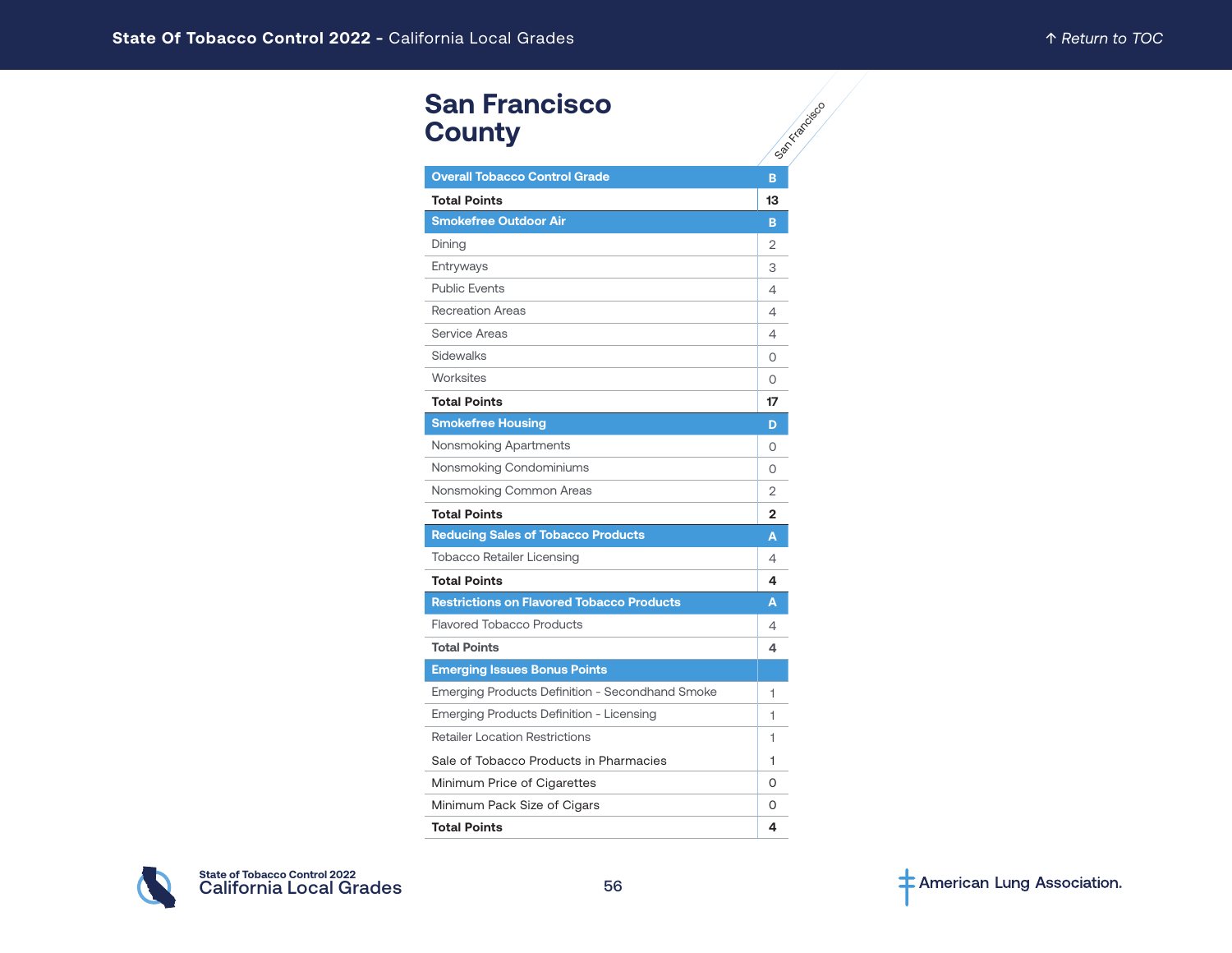# San Francisco County

| | San Francisco |
|---|---|
| **Overall Tobacco Control Grade** | **B** |
| **Total Points** | **13** |
| **Smokefree Outdoor Air** | **B** |
| Dining | 2 |
| Entryways | 3 |
| Public Events | 4 |
| Recreation Areas | 4 |
| Service Areas | 4 |
| Sidewalks | 0 |
| Worksites | 0 |
| **Total Points** | **17** |
| **Smokefree Housing** | **D** |
| Nonsmoking Apartments | 0 |
| Nonsmoking Condominiums | 0 |
| Nonsmoking Common Areas | 2 |
| **Total Points** | **2** |
| **Reducing Sales of Tobacco Products** | **A** |
| Tobacco Retailer Licensing | 4 |
| **Total Points** | **4** |
| **Restrictions on Flavored Tobacco Products** | **A** |
| Flavored Tobacco Products | 4 |
| **Total Points** | **4** |
| **Emerging Issues Bonus Points** | |
| Emerging Products Definition - Secondhand Smoke | 1 |
| Emerging Products Definition - Licensing | 1 |
| Retailer Location Restrictions | 1 |
| Sale of Tobacco Products in Pharmacies | 1 |
| Minimum Price of Cigarettes | 0 |
| Minimum Pack Size of Cigars | 0 |
| **Total Points** | **4** |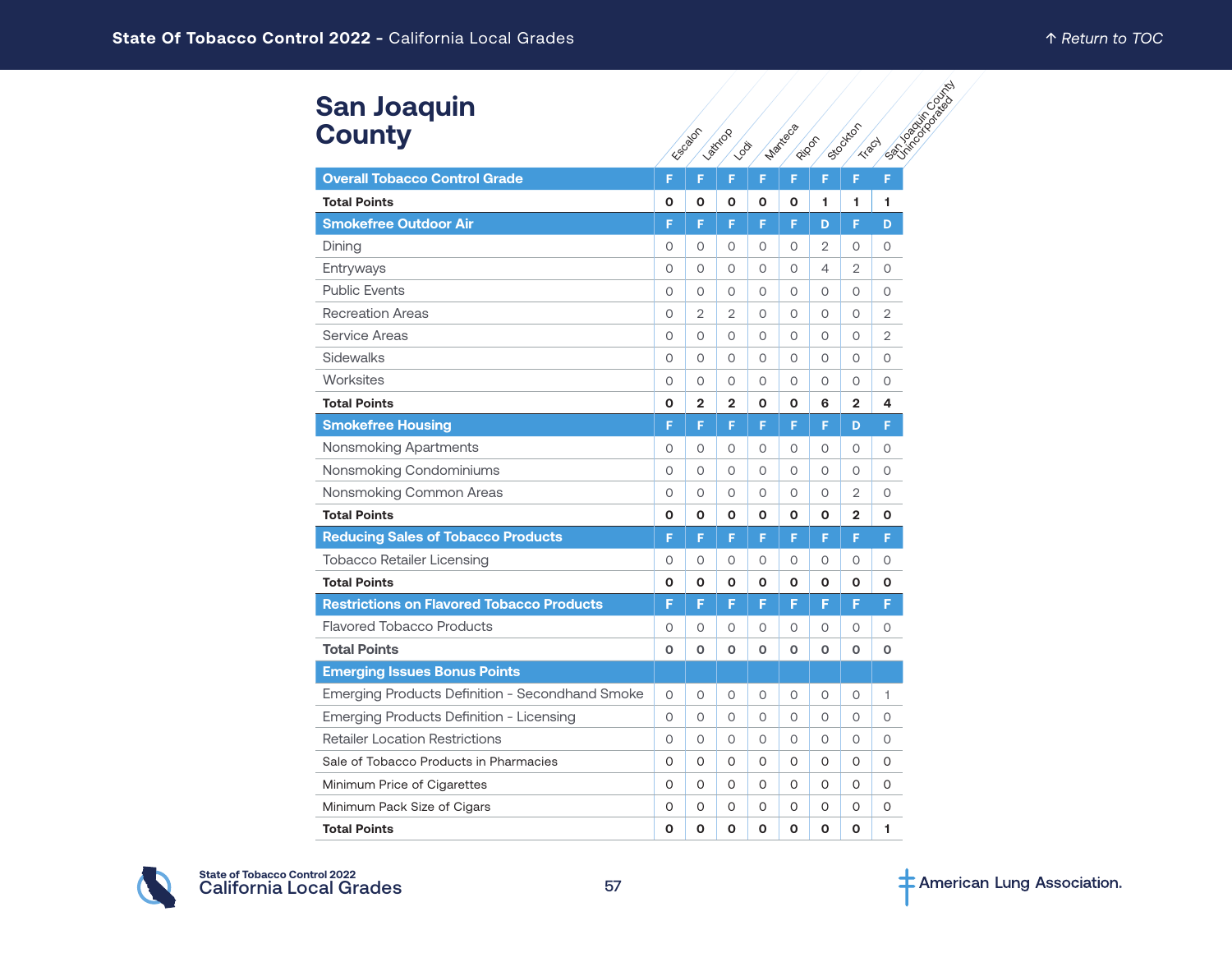# San Joaquin County

| | Escalon | Lathrop | Lodi | Manteca | Ripon | Stockton | Tracy | San Joaquin County Unincorporated |
|---|---|---|---|---|---|---|---|---|
| **Overall Tobacco Control Grade** | F | F | F | F | F | F | F | F |
| **Total Points** | **0** | **0** | **0** | **0** | **0** | **1** | **1** | **1** |
| **Smokefree Outdoor Air** | F | F | F | F | F | D | F | D |
| Dining | 0 | 0 | 0 | 0 | 0 | 2 | 0 | 0 |
| Entryways | 0 | 0 | 0 | 0 | 0 | 4 | 2 | 0 |
| Public Events | 0 | 0 | 0 | 0 | 0 | 0 | 0 | 0 |
| Recreation Areas | 0 | 2 | 2 | 0 | 0 | 0 | 0 | 2 |
| Service Areas | 0 | 0 | 0 | 0 | 0 | 0 | 0 | 2 |
| Sidewalks | 0 | 0 | 0 | 0 | 0 | 0 | 0 | 0 |
| Worksites | 0 | 0 | 0 | 0 | 0 | 0 | 0 | 0 |
| **Total Points** | **0** | **2** | **2** | **0** | **0** | **6** | **2** | **4** |
| **Smokefree Housing** | F | F | F | F | F | F | D | F |
| Nonsmoking Apartments | 0 | 0 | 0 | 0 | 0 | 0 | 0 | 0 |
| Nonsmoking Condominiums | 0 | 0 | 0 | 0 | 0 | 0 | 0 | 0 |
| Nonsmoking Common Areas | 0 | 0 | 0 | 0 | 0 | 0 | 2 | 0 |
| **Total Points** | **0** | **0** | **0** | **0** | **0** | **0** | **2** | **0** |
| **Reducing Sales of Tobacco Products** | F | F | F | F | F | F | F | F |
| Tobacco Retailer Licensing | 0 | 0 | 0 | 0 | 0 | 0 | 0 | 0 |
| **Total Points** | **0** | **0** | **0** | **0** | **0** | **0** | **0** | **0** |
| **Restrictions on Flavored Tobacco Products** | F | F | F | F | F | F | F | F |
| Flavored Tobacco Products | 0 | 0 | 0 | 0 | 0 | 0 | 0 | 0 |
| **Total Points** | **0** | **0** | **0** | **0** | **0** | **0** | **0** | **0** |
| **Emerging Issues Bonus Points** | | | | | | | | |
| Emerging Products Definition - Secondhand Smoke | 0 | 0 | 0 | 0 | 0 | 0 | 0 | 1 |
| Emerging Products Definition - Licensing | 0 | 0 | 0 | 0 | 0 | 0 | 0 | 0 |
| Retailer Location Restrictions | 0 | 0 | 0 | 0 | 0 | 0 | 0 | 0 |
| Sale of Tobacco Products in Pharmacies | 0 | 0 | 0 | 0 | 0 | 0 | 0 | 0 |
| Minimum Price of Cigarettes | 0 | 0 | 0 | 0 | 0 | 0 | 0 | 0 |
| Minimum Pack Size of Cigars | 0 | 0 | 0 | 0 | 0 | 0 | 0 | 0 |
| **Total Points** | **0** | **0** | **0** | **0** | **0** | **0** | **0** | **1** |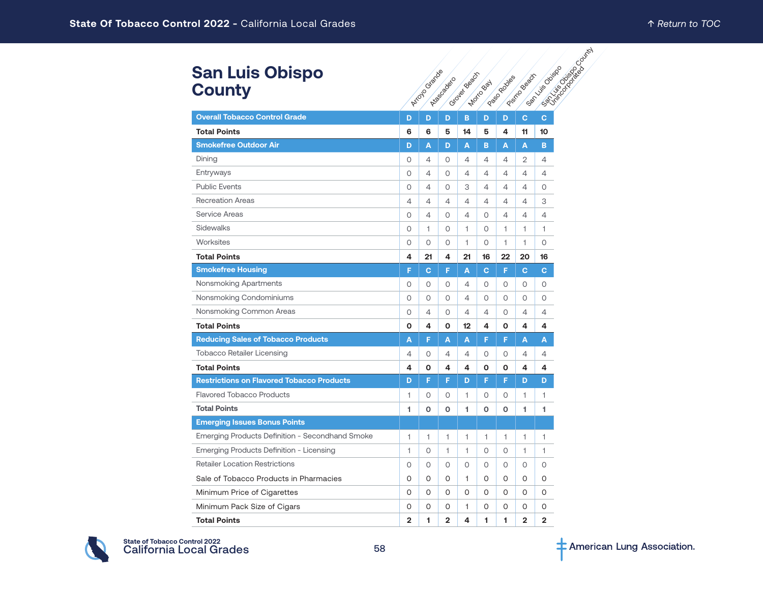# San Luis Obispo County

| | Arroyo Grande | Atascadero | Grover Beach | Morro Bay | Paso Robles | Pismo Beach | San Luis Obispo | San Luis Obispo County Unincorporated |
|---|---|---|---|---|---|---|---|---|
| **Overall Tobacco Control Grade** | D | D | D | B | D | D | C | C |
| **Total Points** | **6** | **6** | **5** | **14** | **5** | **4** | **11** | **10** |
| **Smokefree Outdoor Air** | D | A | D | A | B | A | A | B |
| Dining | 0 | 4 | 0 | 4 | 4 | 4 | 2 | 4 |
| Entryways | 0 | 4 | 0 | 4 | 4 | 4 | 4 | 4 |
| Public Events | 0 | 4 | 0 | 3 | 4 | 4 | 4 | 0 |
| Recreation Areas | 4 | 4 | 4 | 4 | 4 | 4 | 4 | 3 |
| Service Areas | 0 | 4 | 0 | 4 | 0 | 4 | 4 | 4 |
| Sidewalks | 0 | 1 | 0 | 1 | 0 | 1 | 1 | 1 |
| Worksites | 0 | 0 | 0 | 1 | 0 | 1 | 1 | 0 |
| **Total Points** | **4** | **21** | **4** | **21** | **16** | **22** | **20** | **16** |
| **Smokefree Housing** | F | C | F | A | C | F | C | C |
| Nonsmoking Apartments | 0 | 0 | 0 | 4 | 0 | 0 | 0 | 0 |
| Nonsmoking Condominiums | 0 | 0 | 0 | 4 | 0 | 0 | 0 | 0 |
| Nonsmoking Common Areas | 0 | 4 | 0 | 4 | 4 | 0 | 4 | 4 |
| **Total Points** | **0** | **4** | **0** | **12** | **4** | **0** | **4** | **4** |
| **Reducing Sales of Tobacco Products** | A | F | A | A | F | F | A | A |
| Tobacco Retailer Licensing | 4 | 0 | 4 | 4 | 0 | 0 | 4 | 4 |
| **Total Points** | **4** | **0** | **4** | **4** | **0** | **0** | **4** | **4** |
| **Restrictions on Flavored Tobacco Products** | D | F | F | D | F | F | D | D |
| Flavored Tobacco Products | 1 | 0 | 0 | 1 | 0 | 0 | 1 | 1 |
| **Total Points** | **1** | **0** | **0** | **1** | **0** | **0** | **1** | **1** |
| **Emerging Issues Bonus Points** | | | | | | | | |
| Emerging Products Definition - Secondhand Smoke | 1 | 1 | 1 | 1 | 1 | 1 | 1 | 1 |
| Emerging Products Definition - Licensing | 1 | 0 | 1 | 1 | 0 | 0 | 1 | 1 |
| Retailer Location Restrictions | 0 | 0 | 0 | 0 | 0 | 0 | 0 | 0 |
| Sale of Tobacco Products in Pharmacies | 0 | 0 | 0 | 1 | 0 | 0 | 0 | 0 |
| Minimum Price of Cigarettes | 0 | 0 | 0 | 0 | 0 | 0 | 0 | 0 |
| Minimum Pack Size of Cigars | 0 | 0 | 0 | 1 | 0 | 0 | 0 | 0 |
| **Total Points** | **2** | **1** | **2** | **4** | **1** | **1** | **2** | **2** |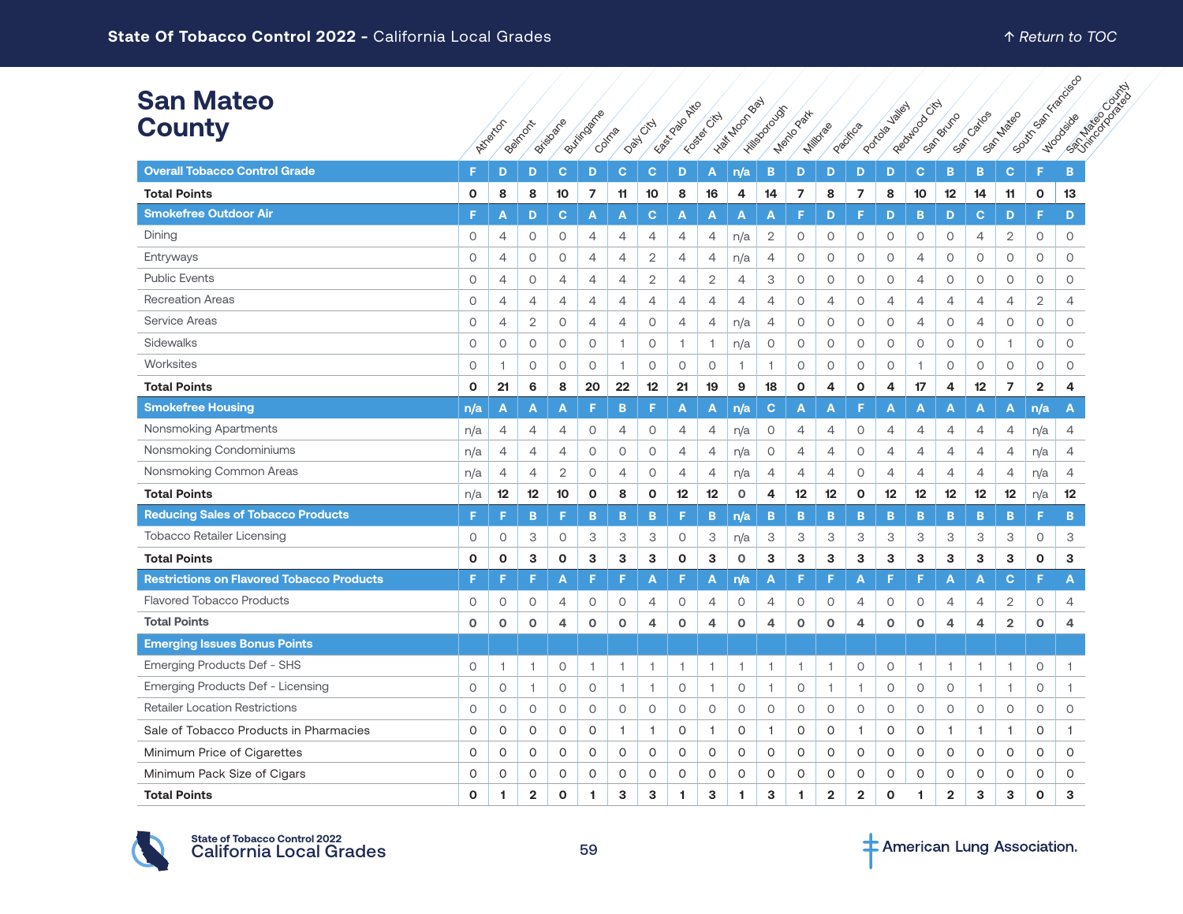# San Mateo County

| | Atherton | Belmont | Brisbane | Burlingame | Colma | Daly City | East Palo Alto | Foster City | Half Moon Bay | Hillsborough | Menlo Park | Millbrae | Pacifica | Portola Valley | Redwood City | San Bruno | San Carlos | San Mateo | South San Francisco | Woodside | San Mateo County Unincorporated |
|---|---|---|---|---|---|---|---|---|---|---|---|---|---|---|---|---|---|---|---|---|---|
| **Overall Tobacco Control Grade** | F | D | D | C | D | C | C | D | A | n/a | B | D | D | D | D | C | B | B | C | F | B |
| **Total Points** | **0** | **8** | **8** | **10** | **7** | **11** | **10** | **8** | **16** | **4** | **14** | **7** | **8** | **7** | **8** | **10** | **12** | **14** | **11** | **0** | **13** |
| **Smokefree Outdoor Air** | F | A | D | C | A | A | C | A | A | A | A | F | D | F | D | B | D | C | D | F | D |
| Dining | 0 | 4 | 0 | 0 | 4 | 4 | 4 | 4 | 4 | n/a | 2 | 0 | 0 | 0 | 0 | 0 | 0 | 4 | 2 | 0 | 0 |
| Entryways | 0 | 4 | 0 | 0 | 4 | 4 | 2 | 4 | 4 | n/a | 4 | 0 | 0 | 0 | 0 | 4 | 0 | 0 | 0 | 0 | 0 |
| Public Events | 0 | 4 | 0 | 4 | 4 | 4 | 2 | 4 | 2 | 4 | 3 | 0 | 0 | 0 | 0 | 4 | 0 | 0 | 0 | 0 | 0 |
| Recreation Areas | 0 | 4 | 4 | 4 | 4 | 4 | 4 | 4 | 4 | 4 | 4 | 0 | 4 | 0 | 4 | 4 | 4 | 4 | 4 | 2 | 4 |
| Service Areas | 0 | 4 | 2 | 0 | 4 | 4 | 0 | 4 | 4 | n/a | 4 | 0 | 0 | 0 | 0 | 4 | 0 | 4 | 0 | 0 | 0 |
| Sidewalks | 0 | 0 | 0 | 0 | 0 | 1 | 0 | 1 | 1 | n/a | 0 | 0 | 0 | 0 | 0 | 0 | 0 | 0 | 1 | 0 | 0 |
| Worksites | 0 | 1 | 0 | 0 | 0 | 1 | 0 | 0 | 0 | 1 | 1 | 0 | 0 | 0 | 0 | 1 | 0 | 0 | 0 | 0 | 0 |
| **Total Points** | **0** | **21** | **6** | **8** | **20** | **22** | **12** | **21** | **19** | **9** | **18** | **0** | **4** | **0** | **4** | **17** | **4** | **12** | **7** | **2** | **4** |
| **Smokefree Housing** | n/a | A | A | A | F | B | F | A | A | n/a | C | A | A | F | A | A | A | A | A | n/a | A |
| Nonsmoking Apartments | n/a | 4 | 4 | 4 | 0 | 4 | 0 | 4 | 4 | n/a | 0 | 4 | 4 | 0 | 4 | 4 | 4 | 4 | 4 | n/a | 4 |
| Nonsmoking Condominiums | n/a | 4 | 4 | 4 | 0 | 0 | 0 | 4 | 4 | n/a | 0 | 4 | 4 | 0 | 4 | 4 | 4 | 4 | 4 | n/a | 4 |
| Nonsmoking Common Areas | n/a | 4 | 4 | 2 | 0 | 4 | 0 | 4 | 4 | n/a | 4 | 4 | 4 | 0 | 4 | 4 | 4 | 4 | 4 | n/a | 4 |
| **Total Points** | n/a | **12** | **12** | **10** | **0** | **8** | **0** | **12** | **12** | **0** | **4** | **12** | **12** | **0** | **12** | **12** | **12** | **12** | **12** | n/a | **12** |
| **Reducing Sales of Tobacco Products** | F | F | B | F | B | B | B | F | B | n/a | B | B | B | B | B | B | B | B | B | F | B |
| Tobacco Retailer Licensing | 0 | 0 | 3 | 0 | 3 | 3 | 3 | 0 | 3 | n/a | 3 | 3 | 3 | 3 | 3 | 3 | 3 | 3 | 3 | 0 | 3 |
| **Total Points** | **0** | **0** | **3** | **0** | **3** | **3** | **3** | **0** | **3** | **0** | **3** | **3** | **3** | **3** | **3** | **3** | **3** | **3** | **3** | **0** | **3** |
| **Restrictions on Flavored Tobacco Products** | F | F | F | A | F | F | A | F | A | n/a | A | F | F | A | F | F | A | A | C | F | A |
| Flavored Tobacco Products | 0 | 0 | 0 | 4 | 0 | 0 | 4 | 0 | 4 | 0 | 4 | 0 | 0 | 4 | 0 | 0 | 4 | 4 | 2 | 0 | 4 |
| **Total Points** | **0** | **0** | **0** | **4** | **0** | **0** | **4** | **0** | **4** | **0** | **4** | **0** | **0** | **4** | **0** | **0** | **4** | **4** | **2** | **0** | **4** |
| **Emerging Issues Bonus Points** | | | | | | | | | | | | | | | | | | | | | |
| Emerging Products Def - SHS | 0 | 1 | 1 | 0 | 1 | 1 | 1 | 1 | 1 | 1 | 1 | 1 | 1 | 0 | 0 | 1 | 1 | 1 | 1 | 0 | 1 |
| Emerging Products Def - Licensing | 0 | 0 | 1 | 0 | 0 | 1 | 1 | 0 | 1 | 0 | 1 | 0 | 1 | 1 | 0 | 0 | 0 | 1 | 1 | 0 | 1 |
| Retailer Location Restrictions | 0 | 0 | 0 | 0 | 0 | 0 | 0 | 0 | 0 | 0 | 0 | 0 | 0 | 0 | 0 | 0 | 0 | 0 | 0 | 0 | 0 |
| Sale of Tobacco Products in Pharmacies | 0 | 0 | 0 | 0 | 0 | 1 | 1 | 0 | 1 | 0 | 1 | 0 | 0 | 1 | 0 | 0 | 1 | 1 | 1 | 0 | 1 |
| Minimum Price of Cigarettes | 0 | 0 | 0 | 0 | 0 | 0 | 0 | 0 | 0 | 0 | 0 | 0 | 0 | 0 | 0 | 0 | 0 | 0 | 0 | 0 | 0 |
| Minimum Pack Size of Cigars | 0 | 0 | 0 | 0 | 0 | 0 | 0 | 0 | 0 | 0 | 0 | 0 | 0 | 0 | 0 | 0 | 0 | 0 | 0 | 0 | 0 |
| **Total Points** | **0** | **1** | **2** | **0** | **1** | **3** | **3** | **1** | **3** | **1** | **3** | **1** | **2** | **2** | **0** | **1** | **2** | **3** | **3** | **0** | **3** |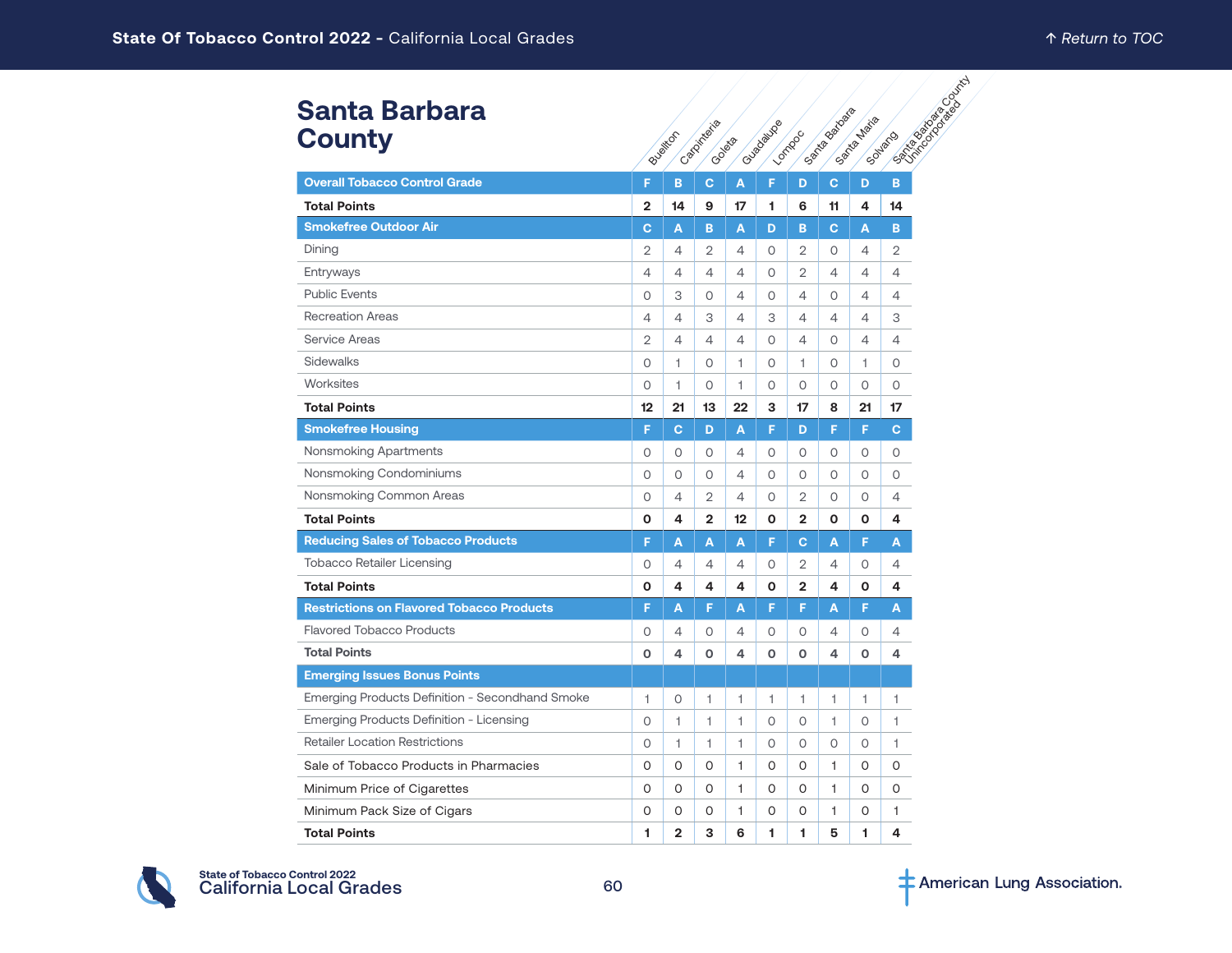# Santa Barbara County

| | Buellton | Carpinteria | Goleta | Guadalupe | Lompoc | Santa Barbara | Santa Maria | Solvang | Santa Barbara County Unincorporated |
|---|---|---|---|---|---|---|---|---|---|
| **Overall Tobacco Control Grade** | F | B | C | A | F | D | C | D | B |
| **Total Points** | **2** | **14** | **9** | **17** | **1** | **6** | **11** | **4** | **14** |
| **Smokefree Outdoor Air** | C | A | B | A | D | B | C | A | B |
| Dining | 2 | 4 | 2 | 4 | 0 | 2 | 0 | 4 | 2 |
| Entryways | 4 | 4 | 4 | 4 | 0 | 2 | 4 | 4 | 4 |
| Public Events | 0 | 3 | 0 | 4 | 0 | 4 | 0 | 4 | 4 |
| Recreation Areas | 4 | 4 | 3 | 4 | 3 | 4 | 4 | 4 | 3 |
| Service Areas | 2 | 4 | 4 | 4 | 0 | 4 | 0 | 4 | 4 |
| Sidewalks | 0 | 1 | 0 | 1 | 0 | 1 | 0 | 1 | 0 |
| Worksites | 0 | 1 | 0 | 1 | 0 | 0 | 0 | 0 | 0 |
| **Total Points** | **12** | **21** | **13** | **22** | **3** | **17** | **8** | **21** | **17** |
| **Smokefree Housing** | F | C | D | A | F | D | F | F | C |
| Nonsmoking Apartments | 0 | 0 | 0 | 4 | 0 | 0 | 0 | 0 | 0 |
| Nonsmoking Condominiums | 0 | 0 | 0 | 4 | 0 | 0 | 0 | 0 | 0 |
| Nonsmoking Common Areas | 0 | 4 | 2 | 4 | 0 | 2 | 0 | 0 | 4 |
| **Total Points** | **0** | **4** | **2** | **12** | **0** | **2** | **0** | **0** | **4** |
| **Reducing Sales of Tobacco Products** | F | A | A | A | F | C | A | F | A |
| Tobacco Retailer Licensing | 0 | 4 | 4 | 4 | 0 | 2 | 4 | 0 | 4 |
| **Total Points** | **0** | **4** | **4** | **4** | **0** | **2** | **4** | **0** | **4** |
| **Restrictions on Flavored Tobacco Products** | F | A | F | A | F | F | A | F | A |
| Flavored Tobacco Products | 0 | 4 | 0 | 4 | 0 | 0 | 4 | 0 | 4 |
| **Total Points** | **0** | **4** | **0** | **4** | **0** | **0** | **4** | **0** | **4** |
| **Emerging Issues Bonus Points** | | | | | | | | | |
| Emerging Products Definition - Secondhand Smoke | 1 | 0 | 1 | 1 | 1 | 1 | 1 | 1 | 1 |
| Emerging Products Definition - Licensing | 0 | 1 | 1 | 1 | 0 | 0 | 1 | 0 | 1 |
| Retailer Location Restrictions | 0 | 1 | 1 | 1 | 0 | 0 | 0 | 0 | 1 |
| Sale of Tobacco Products in Pharmacies | 0 | 0 | 0 | 1 | 0 | 0 | 1 | 0 | 0 |
| Minimum Price of Cigarettes | 0 | 0 | 0 | 1 | 0 | 0 | 1 | 0 | 0 |
| Minimum Pack Size of Cigars | 0 | 0 | 0 | 1 | 0 | 0 | 1 | 0 | 1 |
| **Total Points** | **1** | **2** | **3** | **6** | **1** | **1** | **5** | **1** | **4** |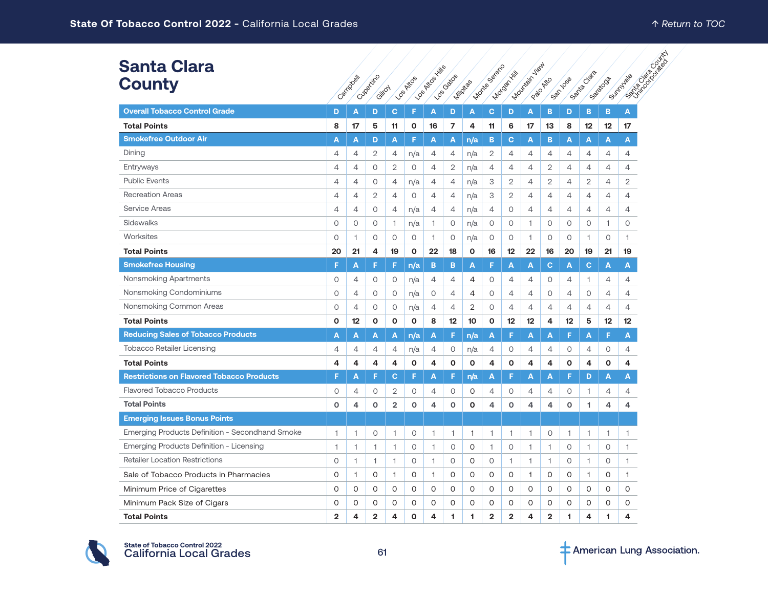# Santa Clara County

| | Campbell | Cupertino | Gilroy | Los Altos | Los Altos Hills | Los Gatos | Milpitas | Monte Sereno | Morgan Hill | Mountain View | Palo Alto | San Jose | Santa Clara | Saratoga | Sunnyvale | Santa Clara County Unincorporated |
|---|---|---|---|---|---|---|---|---|---|---|---|---|---|---|---|---|
| **Overall Tobacco Control Grade** | D | A | D | C | F | A | D | A | C | D | A | B | D | B | B | A |
| **Total Points** | 8 | 17 | 5 | 11 | 0 | 16 | 7 | 4 | 11 | 6 | 17 | 13 | 8 | 12 | 12 | 17 |
| **Smokefree Outdoor Air** | A | A | D | A | F | A | A | n/a | B | C | A | B | A | A | A | A |
| Dining | 4 | 4 | 2 | 4 | n/a | 4 | 4 | n/a | 2 | 4 | 4 | 4 | 4 | 4 | 4 | 4 |
| Entryways | 4 | 4 | 0 | 2 | 0 | 4 | 2 | n/a | 4 | 4 | 4 | 2 | 4 | 4 | 4 | 4 |
| Public Events | 4 | 4 | 0 | 4 | n/a | 4 | 4 | n/a | 3 | 2 | 4 | 2 | 4 | 2 | 4 | 2 |
| Recreation Areas | 4 | 4 | 2 | 4 | 0 | 4 | 4 | n/a | 3 | 2 | 4 | 4 | 4 | 4 | 4 | 4 |
| Service Areas | 4 | 4 | 0 | 4 | n/a | 4 | 4 | n/a | 4 | 0 | 4 | 4 | 4 | 4 | 4 | 4 |
| Sidewalks | 0 | 0 | 0 | 1 | n/a | 1 | 0 | n/a | 0 | 0 | 1 | 0 | 0 | 0 | 1 | 0 |
| Worksites | 0 | 1 | 0 | 0 | 0 | 1 | 0 | n/a | 0 | 0 | 1 | 0 | 0 | 1 | 0 | 1 |
| **Total Points** | 20 | 21 | 4 | 19 | 0 | 22 | 18 | 0 | 16 | 12 | 22 | 16 | 20 | 19 | 21 | 19 |
| **Smokefree Housing** | F | A | F | F | n/a | B | B | A | F | A | A | C | A | C | A | A |
| Nonsmoking Apartments | 0 | 4 | 0 | 0 | n/a | 4 | 4 | 4 | 0 | 4 | 4 | 0 | 4 | 1 | 4 | 4 |
| Nonsmoking Condominiums | 0 | 4 | 0 | 0 | n/a | 0 | 4 | 4 | 0 | 4 | 4 | 0 | 4 | 0 | 4 | 4 |
| Nonsmoking Common Areas | 0 | 4 | 0 | 0 | n/a | 4 | 4 | 2 | 0 | 4 | 4 | 4 | 4 | 4 | 4 | 4 |
| **Total Points** | 0 | 12 | 0 | 0 | 0 | 8 | 12 | 10 | 0 | 12 | 12 | 4 | 12 | 5 | 12 | 12 |
| **Reducing Sales of Tobacco Products** | A | A | A | A | n/a | A | F | n/a | A | F | A | A | F | A | F | A |
| Tobacco Retailer Licensing | 4 | 4 | 4 | 4 | n/a | 4 | 0 | n/a | 4 | 0 | 4 | 4 | 0 | 4 | 0 | 4 |
| **Total Points** | 4 | 4 | 4 | 4 | 0 | 4 | 0 | 0 | 4 | 0 | 4 | 4 | 0 | 4 | 0 | 4 |
| **Restrictions on Flavored Tobacco Products** | F | A | F | C | F | A | F | n/a | A | F | A | A | F | D | A | A |
| Flavored Tobacco Products | 0 | 4 | 0 | 2 | 0 | 4 | 0 | 0 | 4 | 0 | 4 | 4 | 0 | 1 | 4 | 4 |
| **Total Points** | 0 | 4 | 0 | 2 | 0 | 4 | 0 | 0 | 4 | 0 | 4 | 4 | 0 | 1 | 4 | 4 |
| **Emerging Issues Bonus Points** | | | | | | | | | | | | | | | | |
| Emerging Products Definition - Secondhand Smoke | 1 | 1 | 0 | 1 | 0 | 1 | 1 | 1 | 1 | 1 | 1 | 0 | 1 | 1 | 1 | 1 |
| Emerging Products Definition - Licensing | 1 | 1 | 1 | 1 | 0 | 1 | 0 | 0 | 1 | 0 | 1 | 1 | 0 | 1 | 0 | 1 |
| Retailer Location Restrictions | 0 | 1 | 1 | 1 | 0 | 1 | 0 | 0 | 0 | 1 | 1 | 1 | 0 | 1 | 0 | 1 |
| Sale of Tobacco Products in Pharmacies | 0 | 1 | 0 | 1 | 0 | 1 | 0 | 0 | 0 | 0 | 1 | 0 | 0 | 1 | 0 | 1 |
| Minimum Price of Cigarettes | 0 | 0 | 0 | 0 | 0 | 0 | 0 | 0 | 0 | 0 | 0 | 0 | 0 | 0 | 0 | 0 |
| Minimum Pack Size of Cigars | 0 | 0 | 0 | 0 | 0 | 0 | 0 | 0 | 0 | 0 | 0 | 0 | 0 | 0 | 0 | 0 |
| **Total Points** | 2 | 4 | 2 | 4 | 0 | 4 | 1 | 1 | 2 | 2 | 4 | 2 | 1 | 4 | 1 | 4 |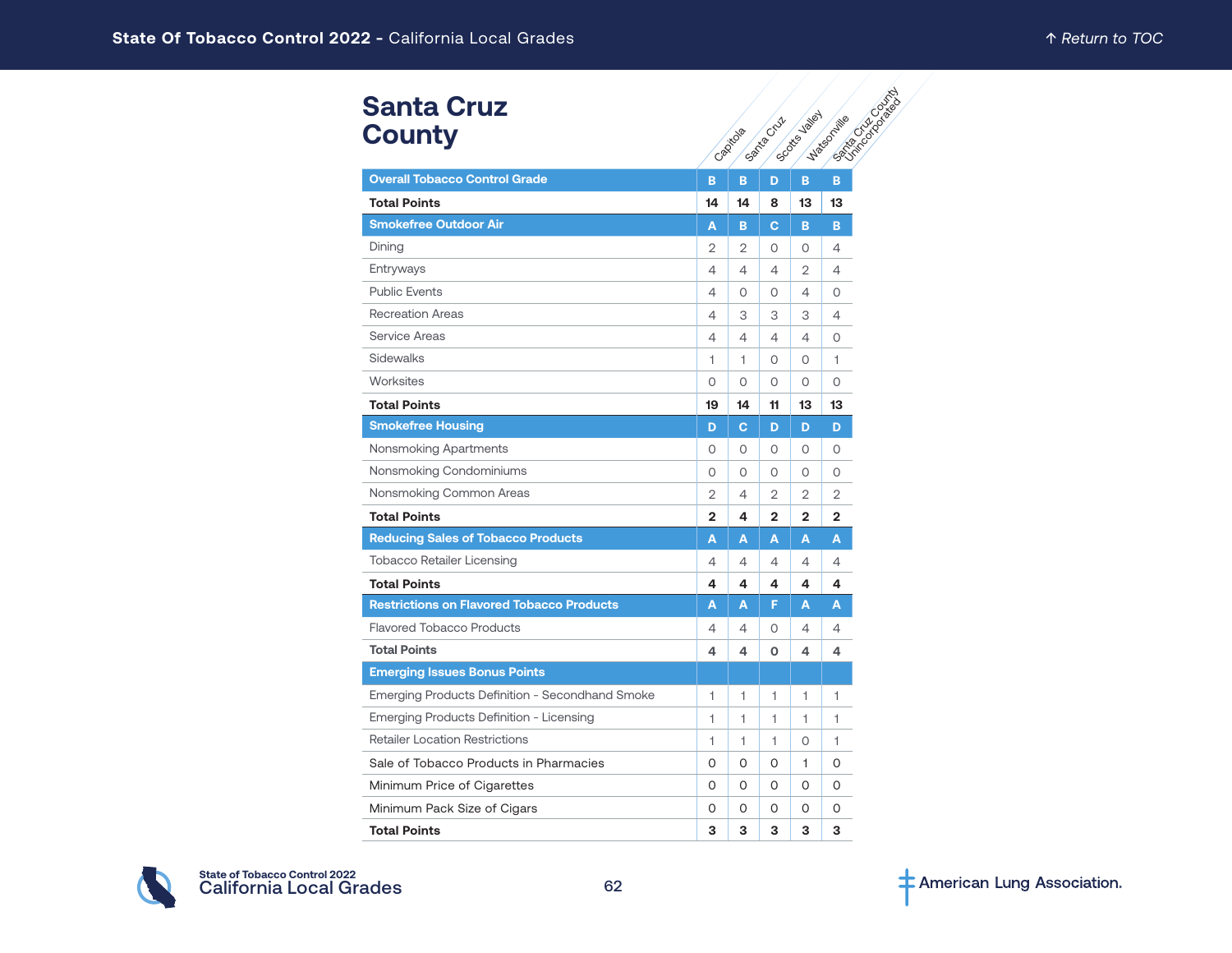# Santa Cruz County

| | Capitola | Santa Cruz | Scotts Valley | Watsonville | Santa Cruz County Unincorporated |
|---|---|---|---|---|---|
| **Overall Tobacco Control Grade** | **B** | **B** | **D** | **B** | **B** |
| **Total Points** | **14** | **14** | **8** | **13** | **13** |
| **Smokefree Outdoor Air** | **A** | **B** | **C** | **B** | **B** |
| Dining | 2 | 2 | 0 | 0 | 4 |
| Entryways | 4 | 4 | 4 | 2 | 4 |
| Public Events | 4 | 0 | 0 | 4 | 0 |
| Recreation Areas | 4 | 3 | 3 | 3 | 4 |
| Service Areas | 4 | 4 | 4 | 4 | 0 |
| Sidewalks | 1 | 1 | 0 | 0 | 1 |
| Worksites | 0 | 0 | 0 | 0 | 0 |
| **Total Points** | **19** | **14** | **11** | **13** | **13** |
| **Smokefree Housing** | **D** | **C** | **D** | **D** | **D** |
| Nonsmoking Apartments | 0 | 0 | 0 | 0 | 0 |
| Nonsmoking Condominiums | 0 | 0 | 0 | 0 | 0 |
| Nonsmoking Common Areas | 2 | 4 | 2 | 2 | 2 |
| **Total Points** | **2** | **4** | **2** | **2** | **2** |
| **Reducing Sales of Tobacco Products** | **A** | **A** | **A** | **A** | **A** |
| Tobacco Retailer Licensing | 4 | 4 | 4 | 4 | 4 |
| **Total Points** | **4** | **4** | **4** | **4** | **4** |
| **Restrictions on Flavored Tobacco Products** | **A** | **A** | **F** | **A** | **A** |
| Flavored Tobacco Products | 4 | 4 | 0 | 4 | 4 |
| **Total Points** | **4** | **4** | **0** | **4** | **4** |
| **Emerging Issues Bonus Points** | | | | | |
| Emerging Products Definition - Secondhand Smoke | 1 | 1 | 1 | 1 | 1 |
| Emerging Products Definition - Licensing | 1 | 1 | 1 | 1 | 1 |
| Retailer Location Restrictions | 1 | 1 | 1 | 0 | 1 |
| Sale of Tobacco Products in Pharmacies | 0 | 0 | 0 | 1 | 0 |
| Minimum Price of Cigarettes | 0 | 0 | 0 | 0 | 0 |
| Minimum Pack Size of Cigars | 0 | 0 | 0 | 0 | 0 |
| **Total Points** | **3** | **3** | **3** | **3** | **3** |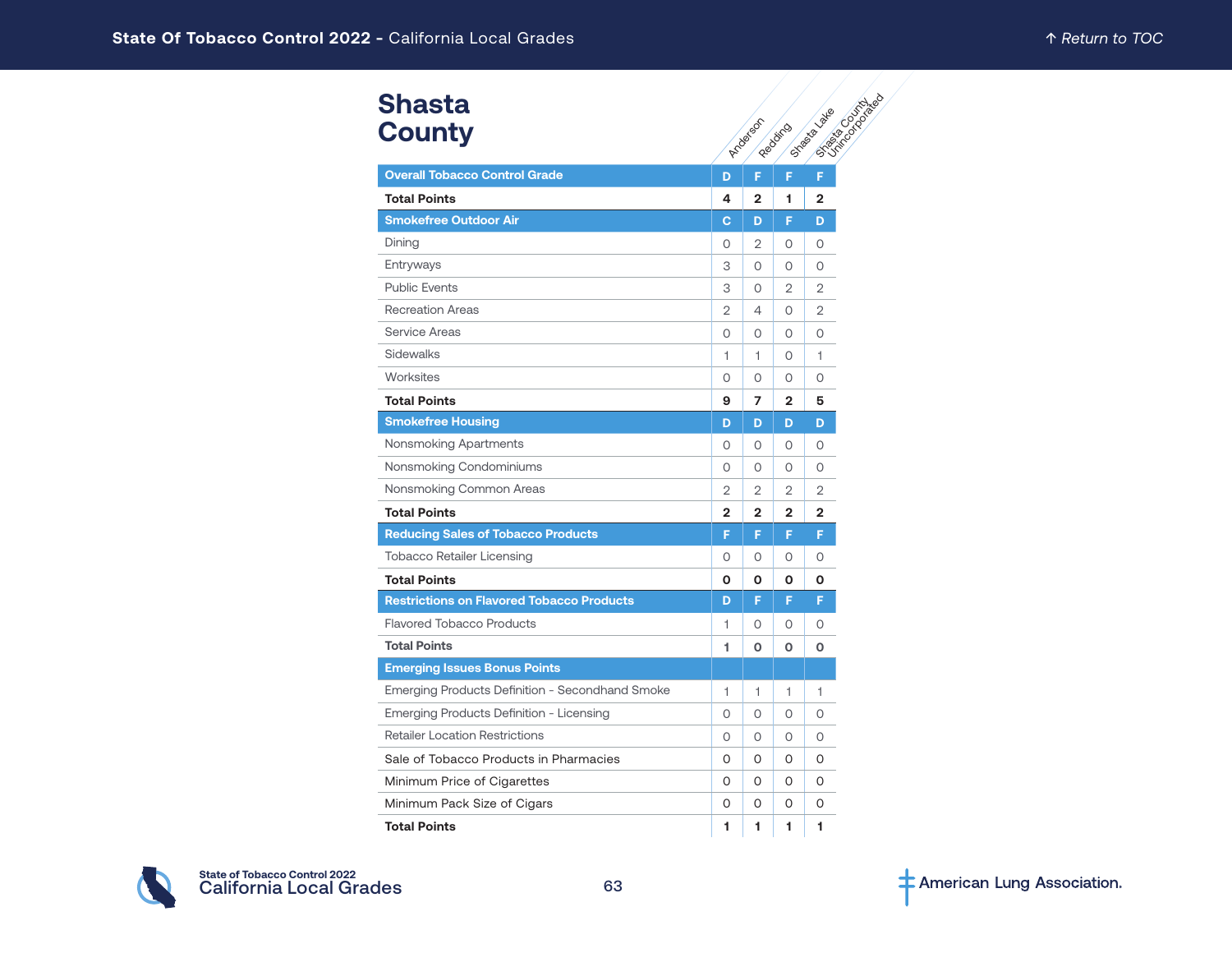# Shasta County

| | Anderson | Redding | Shasta Lake | Shasta County Unincorporated |
|---|---|---|---|---|
| **Overall Tobacco Control Grade** | **D** | **F** | **F** | **F** |
| **Total Points** | **4** | **2** | **1** | **2** |
| **Smokefree Outdoor Air** | **C** | **D** | **F** | **D** |
| Dining | 0 | 2 | 0 | 0 |
| Entryways | 3 | 0 | 0 | 0 |
| Public Events | 3 | 0 | 2 | 2 |
| Recreation Areas | 2 | 4 | 0 | 2 |
| Service Areas | 0 | 0 | 0 | 0 |
| Sidewalks | 1 | 1 | 0 | 1 |
| Worksites | 0 | 0 | 0 | 0 |
| **Total Points** | **9** | **7** | **2** | **5** |
| **Smokefree Housing** | **D** | **D** | **D** | **D** |
| Nonsmoking Apartments | 0 | 0 | 0 | 0 |
| Nonsmoking Condominiums | 0 | 0 | 0 | 0 |
| Nonsmoking Common Areas | 2 | 2 | 2 | 2 |
| **Total Points** | **2** | **2** | **2** | **2** |
| **Reducing Sales of Tobacco Products** | **F** | **F** | **F** | **F** |
| Tobacco Retailer Licensing | 0 | 0 | 0 | 0 |
| **Total Points** | **0** | **0** | **0** | **0** |
| **Restrictions on Flavored Tobacco Products** | **D** | **F** | **F** | **F** |
| Flavored Tobacco Products | 1 | 0 | 0 | 0 |
| **Total Points** | **1** | **0** | **0** | **0** |
| **Emerging Issues Bonus Points** | | | | |
| Emerging Products Definition - Secondhand Smoke | 1 | 1 | 1 | 1 |
| Emerging Products Definition - Licensing | 0 | 0 | 0 | 0 |
| Retailer Location Restrictions | 0 | 0 | 0 | 0 |
| Sale of Tobacco Products in Pharmacies | 0 | 0 | 0 | 0 |
| Minimum Price of Cigarettes | 0 | 0 | 0 | 0 |
| Minimum Pack Size of Cigars | 0 | 0 | 0 | 0 |
| **Total Points** | **1** | **1** | **1** | **1** |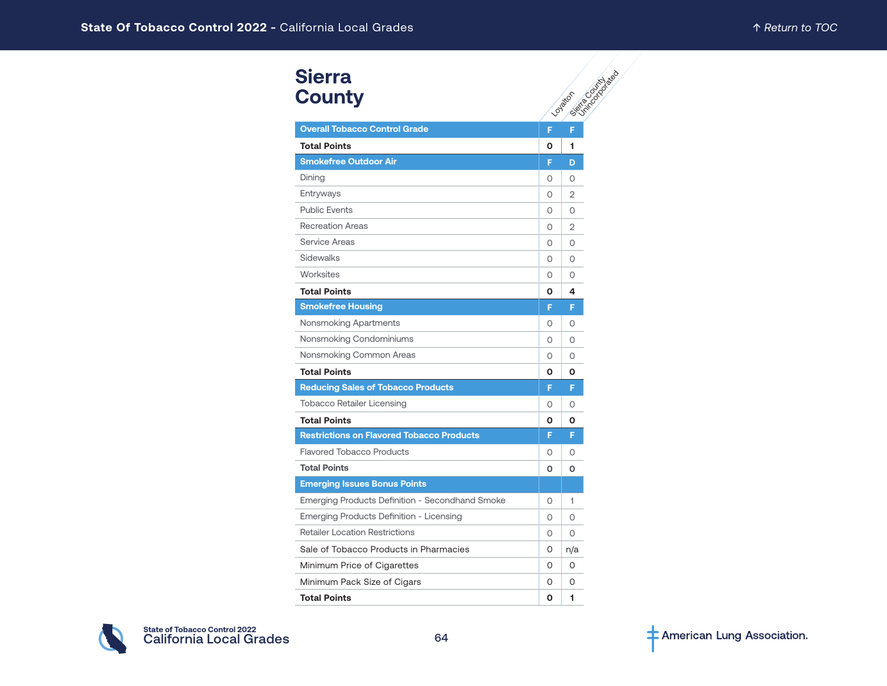# Sierra County

| | Loyalton | Sierra County Unincorporated |
|---|---|---|
| **Overall Tobacco Control Grade** | **F** | **F** |
| **Total Points** | **0** | **1** |
| **Smokefree Outdoor Air** | **F** | **D** |
| Dining | 0 | 0 |
| Entryways | 0 | 2 |
| Public Events | 0 | 0 |
| Recreation Areas | 0 | 2 |
| Service Areas | 0 | 0 |
| Sidewalks | 0 | 0 |
| Worksites | 0 | 0 |
| **Total Points** | **0** | **4** |
| **Smokefree Housing** | **F** | **F** |
| Nonsmoking Apartments | 0 | 0 |
| Nonsmoking Condominiums | 0 | 0 |
| Nonsmoking Common Areas | 0 | 0 |
| **Total Points** | **0** | **0** |
| **Reducing Sales of Tobacco Products** | **F** | **F** |
| Tobacco Retailer Licensing | 0 | 0 |
| **Total Points** | **0** | **0** |
| **Restrictions on Flavored Tobacco Products** | **F** | **F** |
| Flavored Tobacco Products | 0 | 0 |
| **Total Points** | **0** | **0** |
| **Emerging Issues Bonus Points** | | |
| Emerging Products Definition - Secondhand Smoke | 0 | 1 |
| Emerging Products Definition - Licensing | 0 | 0 |
| Retailer Location Restrictions | 0 | 0 |
| Sale of Tobacco Products in Pharmacies | 0 | n/a |
| Minimum Price of Cigarettes | 0 | 0 |
| Minimum Pack Size of Cigars | 0 | 0 |
| **Total Points** | **0** | **1** |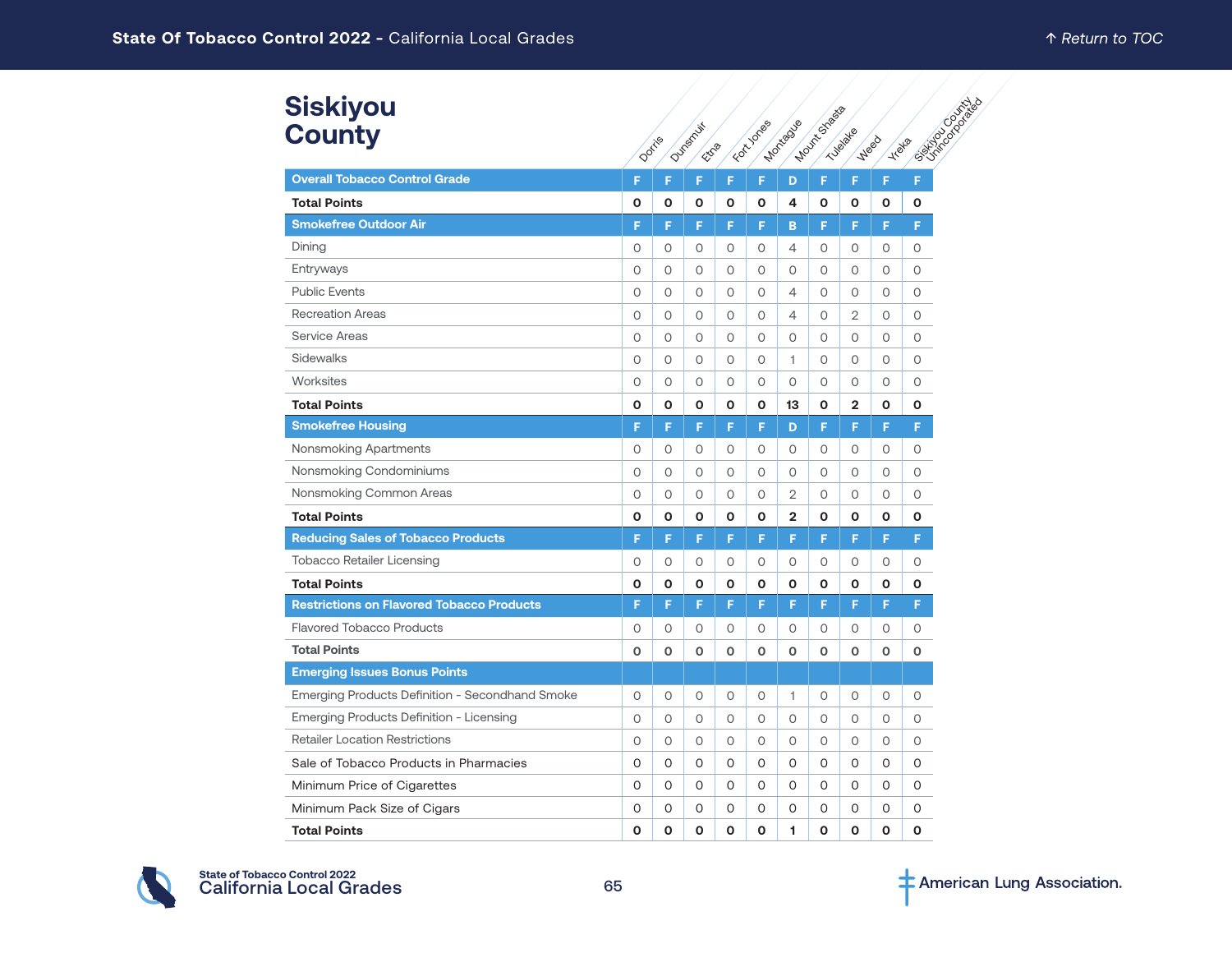# Siskiyou County

| | Dorris | Dunsmuir | Etna | Fort Jones | Montague | Mount Shasta | Tulelake | Weed | Yreka | Siskiyou County Unincorporated |
|---|---|---|---|---|---|---|---|---|---|---|
| **Overall Tobacco Control Grade** | F | F | F | F | F | D | F | F | F | F |
| **Total Points** | **0** | **0** | **0** | **0** | **0** | **4** | **0** | **0** | **0** | **0** |
| **Smokefree Outdoor Air** | F | F | F | F | F | B | F | F | F | F |
| Dining | 0 | 0 | 0 | 0 | 0 | 4 | 0 | 0 | 0 | 0 |
| Entryways | 0 | 0 | 0 | 0 | 0 | 0 | 0 | 0 | 0 | 0 |
| Public Events | 0 | 0 | 0 | 0 | 0 | 4 | 0 | 0 | 0 | 0 |
| Recreation Areas | 0 | 0 | 0 | 0 | 0 | 4 | 0 | 2 | 0 | 0 |
| Service Areas | 0 | 0 | 0 | 0 | 0 | 0 | 0 | 0 | 0 | 0 |
| Sidewalks | 0 | 0 | 0 | 0 | 0 | 1 | 0 | 0 | 0 | 0 |
| Worksites | 0 | 0 | 0 | 0 | 0 | 0 | 0 | 0 | 0 | 0 |
| **Total Points** | **0** | **0** | **0** | **0** | **0** | **13** | **0** | **2** | **0** | **0** |
| **Smokefree Housing** | F | F | F | F | F | D | F | F | F | F |
| Nonsmoking Apartments | 0 | 0 | 0 | 0 | 0 | 0 | 0 | 0 | 0 | 0 |
| Nonsmoking Condominiums | 0 | 0 | 0 | 0 | 0 | 0 | 0 | 0 | 0 | 0 |
| Nonsmoking Common Areas | 0 | 0 | 0 | 0 | 0 | 2 | 0 | 0 | 0 | 0 |
| **Total Points** | **0** | **0** | **0** | **0** | **0** | **2** | **0** | **0** | **0** | **0** |
| **Reducing Sales of Tobacco Products** | F | F | F | F | F | F | F | F | F | F |
| Tobacco Retailer Licensing | 0 | 0 | 0 | 0 | 0 | 0 | 0 | 0 | 0 | 0 |
| **Total Points** | **0** | **0** | **0** | **0** | **0** | **0** | **0** | **0** | **0** | **0** |
| **Restrictions on Flavored Tobacco Products** | F | F | F | F | F | F | F | F | F | F |
| Flavored Tobacco Products | 0 | 0 | 0 | 0 | 0 | 0 | 0 | 0 | 0 | 0 |
| **Total Points** | **0** | **0** | **0** | **0** | **0** | **0** | **0** | **0** | **0** | **0** |
| **Emerging Issues Bonus Points** | | | | | | | | | | |
| Emerging Products Definition - Secondhand Smoke | 0 | 0 | 0 | 0 | 0 | 1 | 0 | 0 | 0 | 0 |
| Emerging Products Definition - Licensing | 0 | 0 | 0 | 0 | 0 | 0 | 0 | 0 | 0 | 0 |
| Retailer Location Restrictions | 0 | 0 | 0 | 0 | 0 | 0 | 0 | 0 | 0 | 0 |
| Sale of Tobacco Products in Pharmacies | 0 | 0 | 0 | 0 | 0 | 0 | 0 | 0 | 0 | 0 |
| Minimum Price of Cigarettes | 0 | 0 | 0 | 0 | 0 | 0 | 0 | 0 | 0 | 0 |
| Minimum Pack Size of Cigars | 0 | 0 | 0 | 0 | 0 | 0 | 0 | 0 | 0 | 0 |
| **Total Points** | **0** | **0** | **0** | **0** | **0** | **1** | **0** | **0** | **0** | **0** |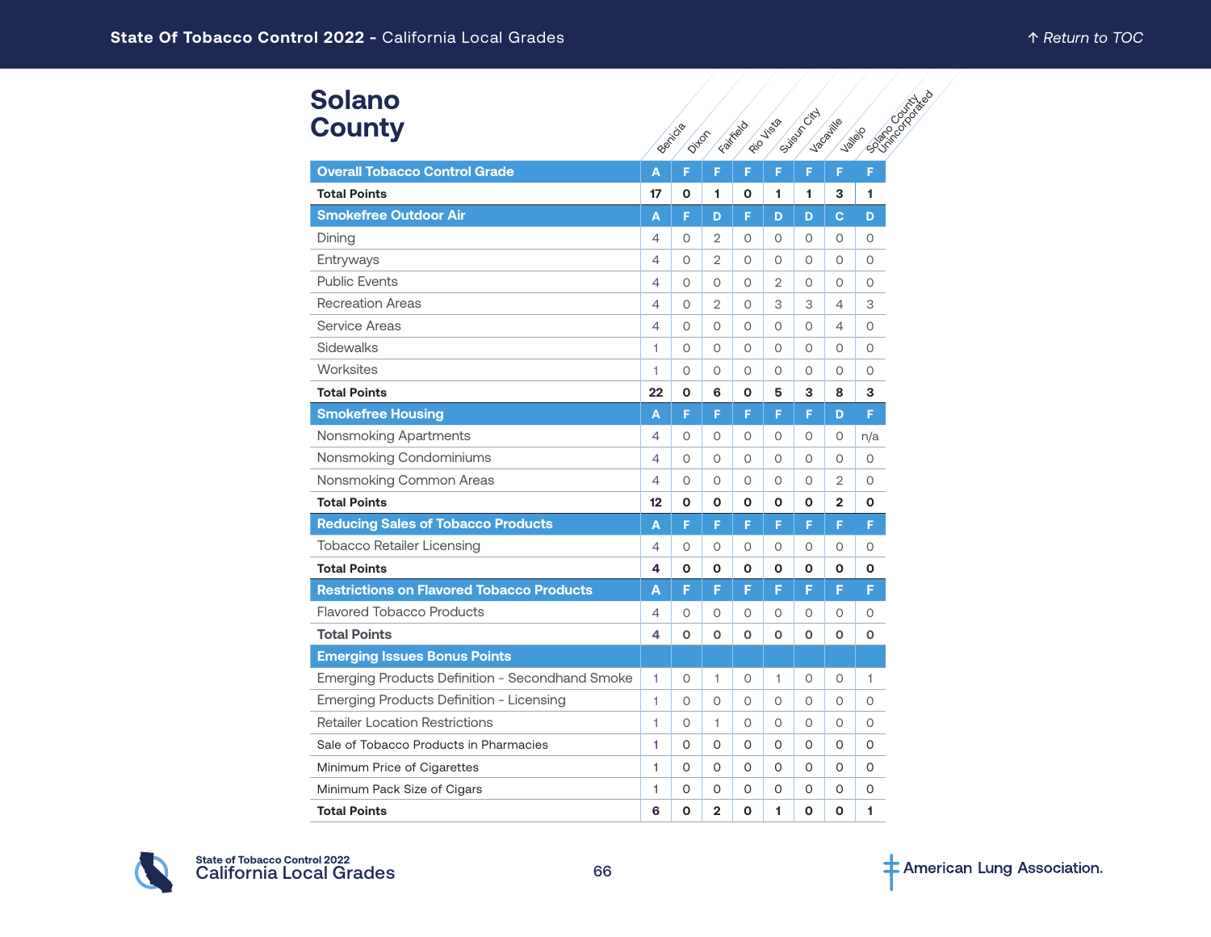# Solano County

| | Benicia | Dixon | Fairfield | Rio Vista | Suisun City | Vacaville | Vallejo | Solano County Unincorporated |
|---|---|---|---|---|---|---|---|---|
| **Overall Tobacco Control Grade** | A | F | F | F | F | F | F | F |
| **Total Points** | **17** | **0** | **1** | **0** | **1** | **1** | **3** | **1** |
| **Smokefree Outdoor Air** | A | F | D | F | D | D | C | D |
| Dining | 4 | 0 | 2 | 0 | 0 | 0 | 0 | 0 |
| Entryways | 4 | 0 | 2 | 0 | 0 | 0 | 0 | 0 |
| Public Events | 4 | 0 | 0 | 0 | 2 | 0 | 0 | 0 |
| Recreation Areas | 4 | 0 | 2 | 0 | 3 | 3 | 4 | 3 |
| Service Areas | 4 | 0 | 0 | 0 | 0 | 0 | 4 | 0 |
| Sidewalks | 1 | 0 | 0 | 0 | 0 | 0 | 0 | 0 |
| Worksites | 1 | 0 | 0 | 0 | 0 | 0 | 0 | 0 |
| **Total Points** | **22** | **0** | **6** | **0** | **5** | **3** | **8** | **3** |
| **Smokefree Housing** | A | F | F | F | F | F | D | F |
| Nonsmoking Apartments | 4 | 0 | 0 | 0 | 0 | 0 | 0 | n/a |
| Nonsmoking Condominiums | 4 | 0 | 0 | 0 | 0 | 0 | 0 | 0 |
| Nonsmoking Common Areas | 4 | 0 | 0 | 0 | 0 | 0 | 2 | 0 |
| **Total Points** | **12** | **0** | **0** | **0** | **0** | **0** | **2** | **0** |
| **Reducing Sales of Tobacco Products** | A | F | F | F | F | F | F | F |
| Tobacco Retailer Licensing | 4 | 0 | 0 | 0 | 0 | 0 | 0 | 0 |
| **Total Points** | **4** | **0** | **0** | **0** | **0** | **0** | **0** | **0** |
| **Restrictions on Flavored Tobacco Products** | A | F | F | F | F | F | F | F |
| Flavored Tobacco Products | 4 | 0 | 0 | 0 | 0 | 0 | 0 | 0 |
| **Total Points** | **4** | **0** | **0** | **0** | **0** | **0** | **0** | **0** |
| **Emerging Issues Bonus Points** | | | | | | | | |
| Emerging Products Definition - Secondhand Smoke | 1 | 0 | 1 | 0 | 1 | 0 | 0 | 1 |
| Emerging Products Definition - Licensing | 1 | 0 | 0 | 0 | 0 | 0 | 0 | 0 |
| Retailer Location Restrictions | 1 | 0 | 1 | 0 | 0 | 0 | 0 | 0 |
| Sale of Tobacco Products in Pharmacies | 1 | 0 | 0 | 0 | 0 | 0 | 0 | 0 |
| Minimum Price of Cigarettes | 1 | 0 | 0 | 0 | 0 | 0 | 0 | 0 |
| Minimum Pack Size of Cigars | 1 | 0 | 0 | 0 | 0 | 0 | 0 | 0 |
| **Total Points** | **6** | **0** | **2** | **0** | **1** | **0** | **0** | **1** |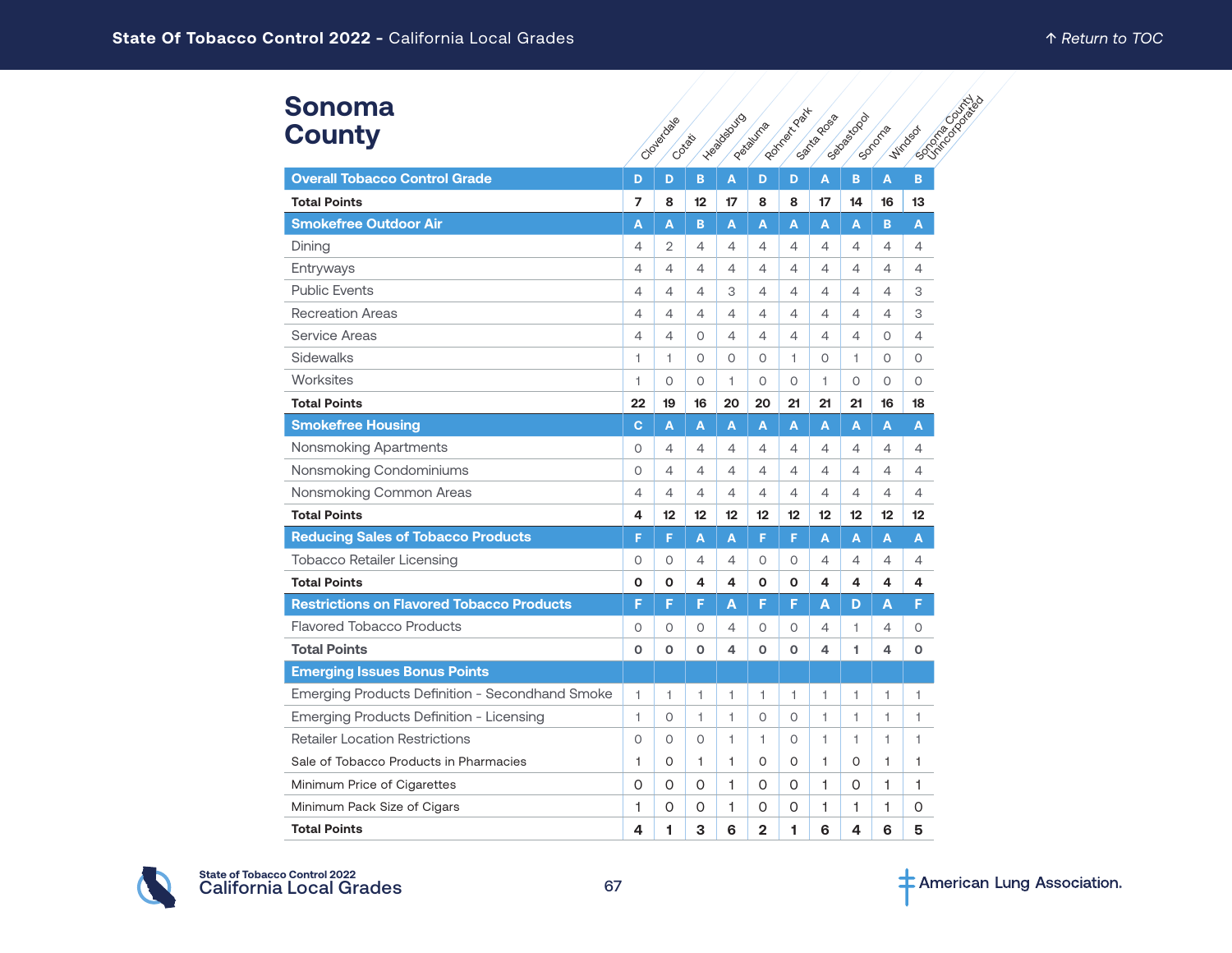# Sonoma County

| | Cloverdale | Cotati | Healdsburg | Petaluma | Rohnert Park | Santa Rosa | Sebastopol | Sonoma | Windsor | Sonoma County Unincorporated |
|---|---|---|---|---|---|---|---|---|---|---|
| **Overall Tobacco Control Grade** | D | D | B | A | D | D | A | B | A | B |
| **Total Points** | 7 | 8 | 12 | 17 | 8 | 8 | 17 | 14 | 16 | 13 |
| **Smokefree Outdoor Air** | A | A | B | A | A | A | A | A | B | A |
| Dining | 4 | 2 | 4 | 4 | 4 | 4 | 4 | 4 | 4 | 4 |
| Entryways | 4 | 4 | 4 | 4 | 4 | 4 | 4 | 4 | 4 | 4 |
| Public Events | 4 | 4 | 4 | 3 | 4 | 4 | 4 | 4 | 4 | 3 |
| Recreation Areas | 4 | 4 | 4 | 4 | 4 | 4 | 4 | 4 | 4 | 3 |
| Service Areas | 4 | 4 | 0 | 4 | 4 | 4 | 4 | 4 | 0 | 4 |
| Sidewalks | 1 | 1 | 0 | 0 | 0 | 1 | 0 | 1 | 0 | 0 |
| Worksites | 1 | 0 | 0 | 1 | 0 | 0 | 1 | 0 | 0 | 0 |
| **Total Points** | 22 | 19 | 16 | 20 | 20 | 21 | 21 | 21 | 16 | 18 |
| **Smokefree Housing** | C | A | A | A | A | A | A | A | A | A |
| Nonsmoking Apartments | 0 | 4 | 4 | 4 | 4 | 4 | 4 | 4 | 4 | 4 |
| Nonsmoking Condominiums | 0 | 4 | 4 | 4 | 4 | 4 | 4 | 4 | 4 | 4 |
| Nonsmoking Common Areas | 4 | 4 | 4 | 4 | 4 | 4 | 4 | 4 | 4 | 4 |
| **Total Points** | 4 | 12 | 12 | 12 | 12 | 12 | 12 | 12 | 12 | 12 |
| **Reducing Sales of Tobacco Products** | F | F | A | A | F | F | A | A | A | A |
| Tobacco Retailer Licensing | 0 | 0 | 4 | 4 | 0 | 0 | 4 | 4 | 4 | 4 |
| **Total Points** | 0 | 0 | 4 | 4 | 0 | 0 | 4 | 4 | 4 | 4 |
| **Restrictions on Flavored Tobacco Products** | F | F | F | A | F | F | A | D | A | F |
| Flavored Tobacco Products | 0 | 0 | 0 | 4 | 0 | 0 | 4 | 1 | 4 | 0 |
| **Total Points** | 0 | 0 | 0 | 4 | 0 | 0 | 4 | 1 | 4 | 0 |
| **Emerging Issues Bonus Points** | | | | | | | | | | |
| Emerging Products Definition - Secondhand Smoke | 1 | 1 | 1 | 1 | 1 | 1 | 1 | 1 | 1 | 1 |
| Emerging Products Definition - Licensing | 1 | 0 | 1 | 1 | 0 | 0 | 1 | 1 | 1 | 1 |
| Retailer Location Restrictions | 0 | 0 | 0 | 1 | 1 | 0 | 1 | 1 | 1 | 1 |
| Sale of Tobacco Products in Pharmacies | 1 | 0 | 1 | 1 | 0 | 0 | 1 | 0 | 1 | 1 |
| Minimum Price of Cigarettes | 0 | 0 | 0 | 1 | 0 | 0 | 1 | 0 | 1 | 1 |
| Minimum Pack Size of Cigars | 1 | 0 | 0 | 1 | 0 | 0 | 1 | 1 | 1 | 0 |
| **Total Points** | 4 | 1 | 3 | 6 | 2 | 1 | 6 | 4 | 6 | 5 |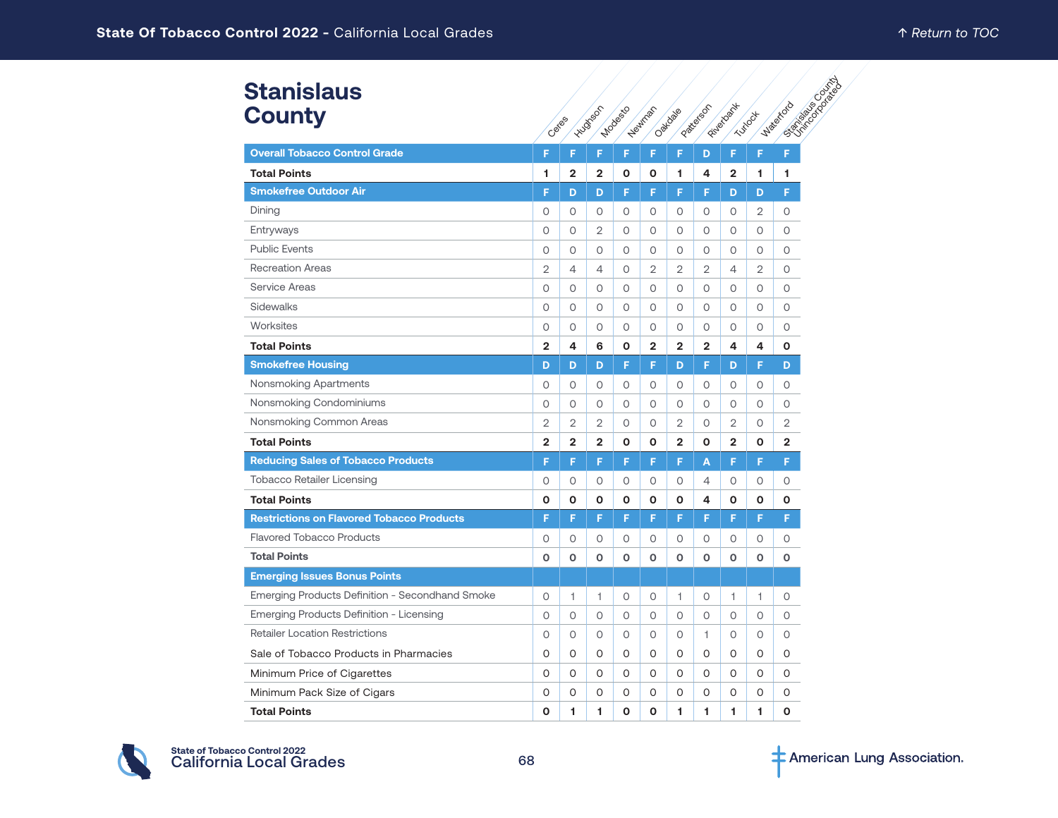# Stanislaus County

| | Ceres | Hughson | Modesto | Newman | Oakdale | Patterson | Riverbank | Turlock | Waterford | Stanislaus County Unincorporated |
|---|---|---|---|---|---|---|---|---|---|---|
| **Overall Tobacco Control Grade** | F | F | F | F | F | F | D | F | F | F |
| **Total Points** | **1** | **2** | **2** | **0** | **0** | **1** | **4** | **2** | **1** | **1** |
| **Smokefree Outdoor Air** | F | D | D | F | F | F | F | D | D | F |
| Dining | 0 | 0 | 0 | 0 | 0 | 0 | 0 | 0 | 2 | 0 |
| Entryways | 0 | 0 | 2 | 0 | 0 | 0 | 0 | 0 | 0 | 0 |
| Public Events | 0 | 0 | 0 | 0 | 0 | 0 | 0 | 0 | 0 | 0 |
| Recreation Areas | 2 | 4 | 4 | 0 | 2 | 2 | 2 | 4 | 2 | 0 |
| Service Areas | 0 | 0 | 0 | 0 | 0 | 0 | 0 | 0 | 0 | 0 |
| Sidewalks | 0 | 0 | 0 | 0 | 0 | 0 | 0 | 0 | 0 | 0 |
| Worksites | 0 | 0 | 0 | 0 | 0 | 0 | 0 | 0 | 0 | 0 |
| **Total Points** | **2** | **4** | **6** | **0** | **2** | **2** | **2** | **4** | **4** | **0** |
| **Smokefree Housing** | D | D | D | F | F | D | F | D | F | D |
| Nonsmoking Apartments | 0 | 0 | 0 | 0 | 0 | 0 | 0 | 0 | 0 | 0 |
| Nonsmoking Condominiums | 0 | 0 | 0 | 0 | 0 | 0 | 0 | 0 | 0 | 0 |
| Nonsmoking Common Areas | 2 | 2 | 2 | 0 | 0 | 2 | 0 | 2 | 0 | 2 |
| **Total Points** | **2** | **2** | **2** | **0** | **0** | **2** | **0** | **2** | **0** | **2** |
| **Reducing Sales of Tobacco Products** | F | F | F | F | F | F | A | F | F | F |
| Tobacco Retailer Licensing | 0 | 0 | 0 | 0 | 0 | 0 | 4 | 0 | 0 | 0 |
| **Total Points** | **0** | **0** | **0** | **0** | **0** | **0** | **4** | **0** | **0** | **0** |
| **Restrictions on Flavored Tobacco Products** | F | F | F | F | F | F | F | F | F | F |
| Flavored Tobacco Products | 0 | 0 | 0 | 0 | 0 | 0 | 0 | 0 | 0 | 0 |
| **Total Points** | **0** | **0** | **0** | **0** | **0** | **0** | **0** | **0** | **0** | **0** |
| **Emerging Issues Bonus Points** | | | | | | | | | | |
| Emerging Products Definition - Secondhand Smoke | 0 | 1 | 1 | 0 | 0 | 1 | 0 | 1 | 1 | 0 |
| Emerging Products Definition - Licensing | 0 | 0 | 0 | 0 | 0 | 0 | 0 | 0 | 0 | 0 |
| Retailer Location Restrictions | 0 | 0 | 0 | 0 | 0 | 0 | 1 | 0 | 0 | 0 |
| Sale of Tobacco Products in Pharmacies | 0 | 0 | 0 | 0 | 0 | 0 | 0 | 0 | 0 | 0 |
| Minimum Price of Cigarettes | 0 | 0 | 0 | 0 | 0 | 0 | 0 | 0 | 0 | 0 |
| Minimum Pack Size of Cigars | 0 | 0 | 0 | 0 | 0 | 0 | 0 | 0 | 0 | 0 |
| **Total Points** | **0** | **1** | **1** | **0** | **0** | **1** | **1** | **1** | **1** | **0** |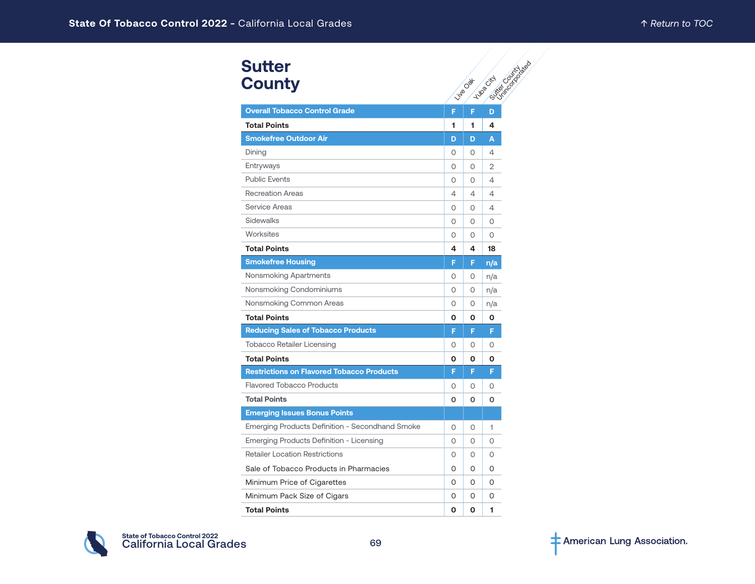# Sutter County

| | Live Oak | Yuba City | Sutter County Unincorporated |
|---|---|---|---|
| **Overall Tobacco Control Grade** | **F** | **F** | **D** |
| **Total Points** | **1** | **1** | **4** |
| **Smokefree Outdoor Air** | **D** | **D** | **A** |
| Dining | 0 | 0 | 4 |
| Entryways | 0 | 0 | 2 |
| Public Events | 0 | 0 | 4 |
| Recreation Areas | 4 | 4 | 4 |
| Service Areas | 0 | 0 | 4 |
| Sidewalks | 0 | 0 | 0 |
| Worksites | 0 | 0 | 0 |
| **Total Points** | **4** | **4** | **18** |
| **Smokefree Housing** | **F** | **F** | **n/a** |
| Nonsmoking Apartments | 0 | 0 | n/a |
| Nonsmoking Condominiums | 0 | 0 | n/a |
| Nonsmoking Common Areas | 0 | 0 | n/a |
| **Total Points** | **0** | **0** | **0** |
| **Reducing Sales of Tobacco Products** | **F** | **F** | **F** |
| Tobacco Retailer Licensing | 0 | 0 | 0 |
| **Total Points** | **0** | **0** | **0** |
| **Restrictions on Flavored Tobacco Products** | **F** | **F** | **F** |
| Flavored Tobacco Products | 0 | 0 | 0 |
| **Total Points** | **0** | **0** | **0** |
| **Emerging Issues Bonus Points** | | | |
| Emerging Products Definition - Secondhand Smoke | 0 | 0 | 1 |
| Emerging Products Definition - Licensing | 0 | 0 | 0 |
| Retailer Location Restrictions | 0 | 0 | 0 |
| Sale of Tobacco Products in Pharmacies | 0 | 0 | 0 |
| Minimum Price of Cigarettes | 0 | 0 | 0 |
| Minimum Pack Size of Cigars | 0 | 0 | 0 |
| **Total Points** | **0** | **0** | **1** |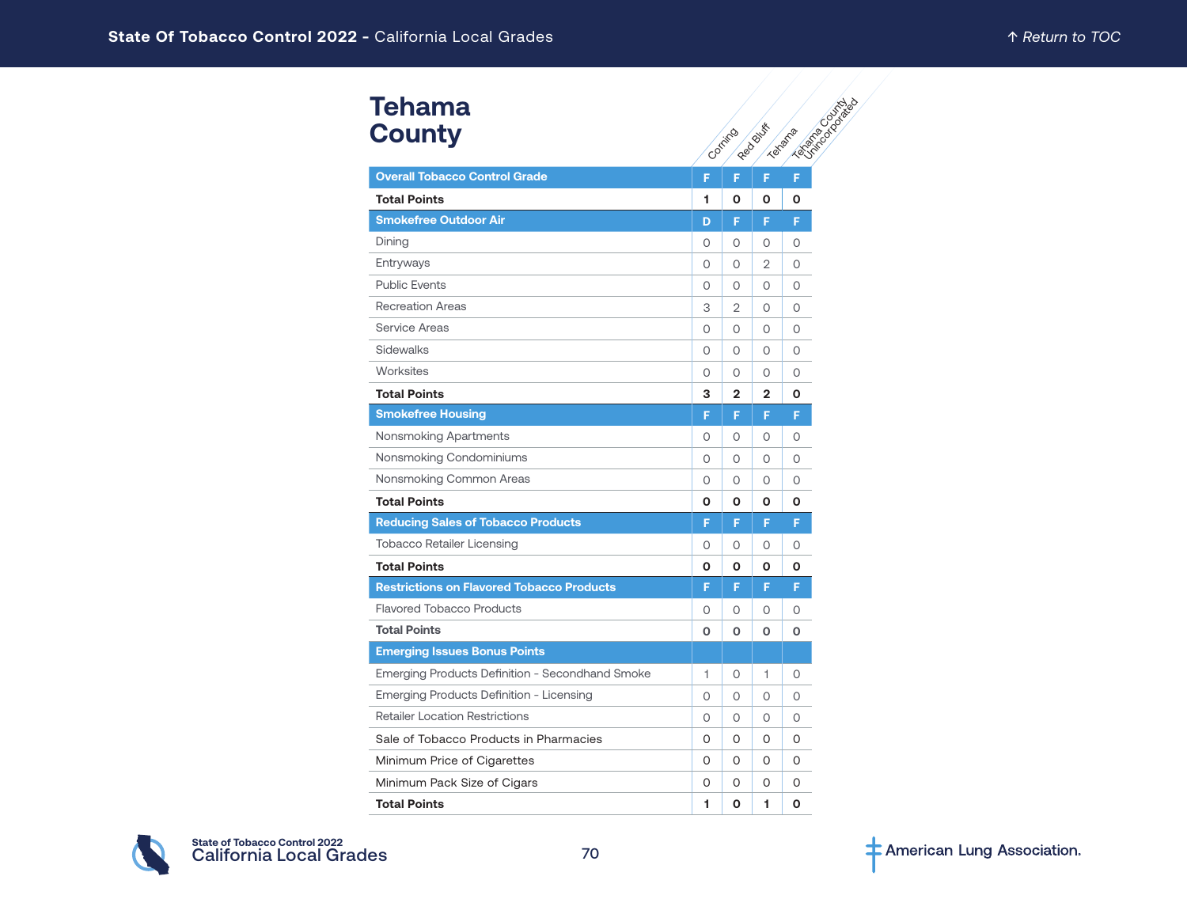# Tehama County

| | Corning | Red Bluff | Tehama | Tehama County Unincorporated |
|---|---|---|---|---|
| **Overall Tobacco Control Grade** | F | F | F | F |
| **Total Points** | 1 | 0 | 0 | 0 |
| **Smokefree Outdoor Air** | D | F | F | F |
| Dining | 0 | 0 | 0 | 0 |
| Entryways | 0 | 0 | 2 | 0 |
| Public Events | 0 | 0 | 0 | 0 |
| Recreation Areas | 3 | 2 | 0 | 0 |
| Service Areas | 0 | 0 | 0 | 0 |
| Sidewalks | 0 | 0 | 0 | 0 |
| Worksites | 0 | 0 | 0 | 0 |
| **Total Points** | 3 | 2 | 2 | 0 |
| **Smokefree Housing** | F | F | F | F |
| Nonsmoking Apartments | 0 | 0 | 0 | 0 |
| Nonsmoking Condominiums | 0 | 0 | 0 | 0 |
| Nonsmoking Common Areas | 0 | 0 | 0 | 0 |
| **Total Points** | 0 | 0 | 0 | 0 |
| **Reducing Sales of Tobacco Products** | F | F | F | F |
| Tobacco Retailer Licensing | 0 | 0 | 0 | 0 |
| **Total Points** | 0 | 0 | 0 | 0 |
| **Restrictions on Flavored Tobacco Products** | F | F | F | F |
| Flavored Tobacco Products | 0 | 0 | 0 | 0 |
| **Total Points** | 0 | 0 | 0 | 0 |
| **Emerging Issues Bonus Points** | | | | |
| Emerging Products Definition - Secondhand Smoke | 1 | 0 | 1 | 0 |
| Emerging Products Definition - Licensing | 0 | 0 | 0 | 0 |
| Retailer Location Restrictions | 0 | 0 | 0 | 0 |
| Sale of Tobacco Products in Pharmacies | 0 | 0 | 0 | 0 |
| Minimum Price of Cigarettes | 0 | 0 | 0 | 0 |
| Minimum Pack Size of Cigars | 0 | 0 | 0 | 0 |
| **Total Points** | 1 | 0 | 1 | 0 |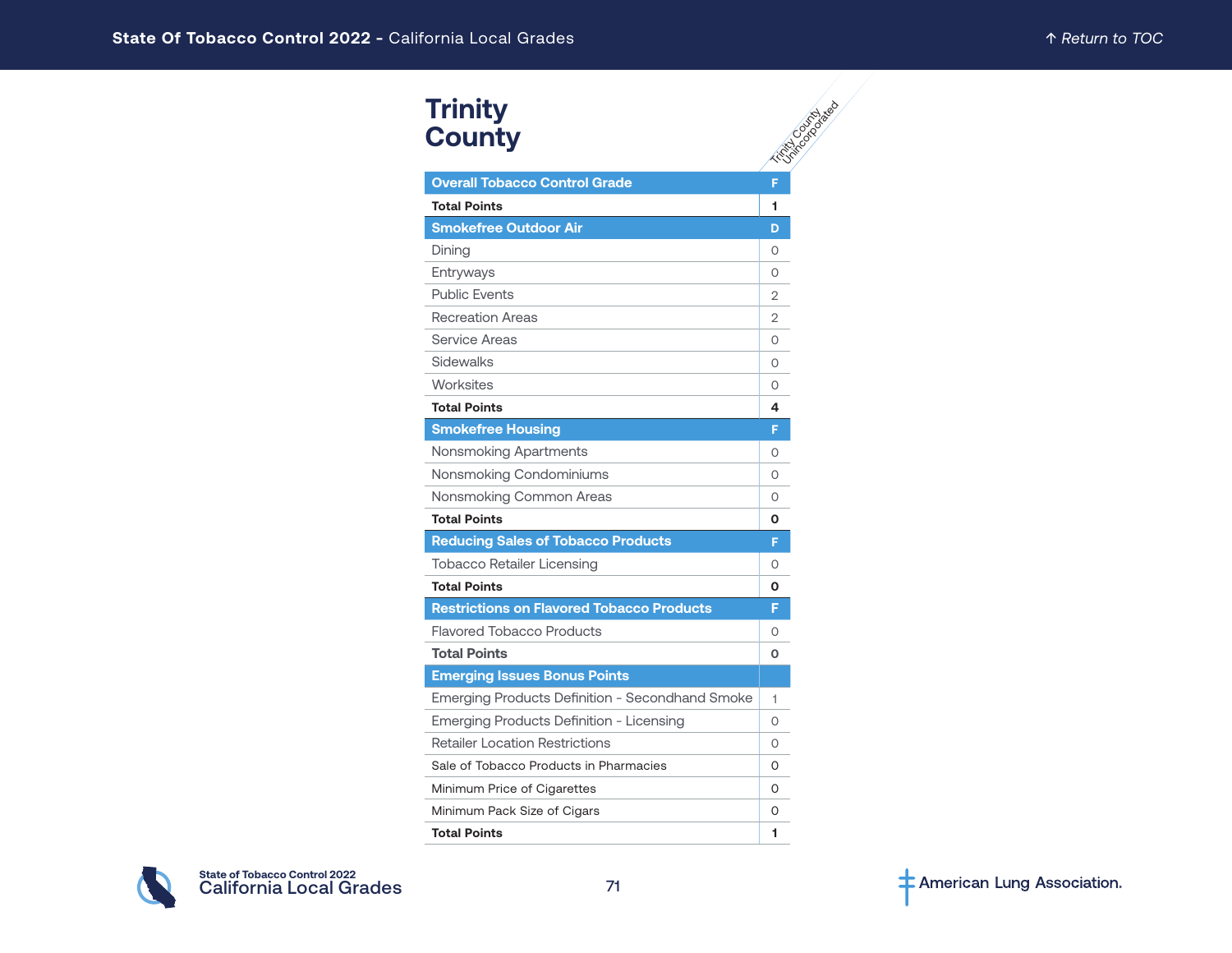# Trinity County

| | Trinity County Unincorporated |
|---|---|
| **Overall Tobacco Control Grade** | **F** |
| **Total Points** | **1** |
| **Smokefree Outdoor Air** | **D** |
| Dining | 0 |
| Entryways | 0 |
| Public Events | 2 |
| Recreation Areas | 2 |
| Service Areas | 0 |
| Sidewalks | 0 |
| Worksites | 0 |
| **Total Points** | **4** |
| **Smokefree Housing** | **F** |
| Nonsmoking Apartments | 0 |
| Nonsmoking Condominiums | 0 |
| Nonsmoking Common Areas | 0 |
| **Total Points** | **0** |
| **Reducing Sales of Tobacco Products** | **F** |
| Tobacco Retailer Licensing | 0 |
| **Total Points** | **0** |
| **Restrictions on Flavored Tobacco Products** | **F** |
| Flavored Tobacco Products | 0 |
| **Total Points** | **0** |
| **Emerging Issues Bonus Points** | |
| Emerging Products Definition - Secondhand Smoke | 1 |
| Emerging Products Definition - Licensing | 0 |
| Retailer Location Restrictions | 0 |
| Sale of Tobacco Products in Pharmacies | 0 |
| Minimum Price of Cigarettes | 0 |
| Minimum Pack Size of Cigars | 0 |
| **Total Points** | **1** |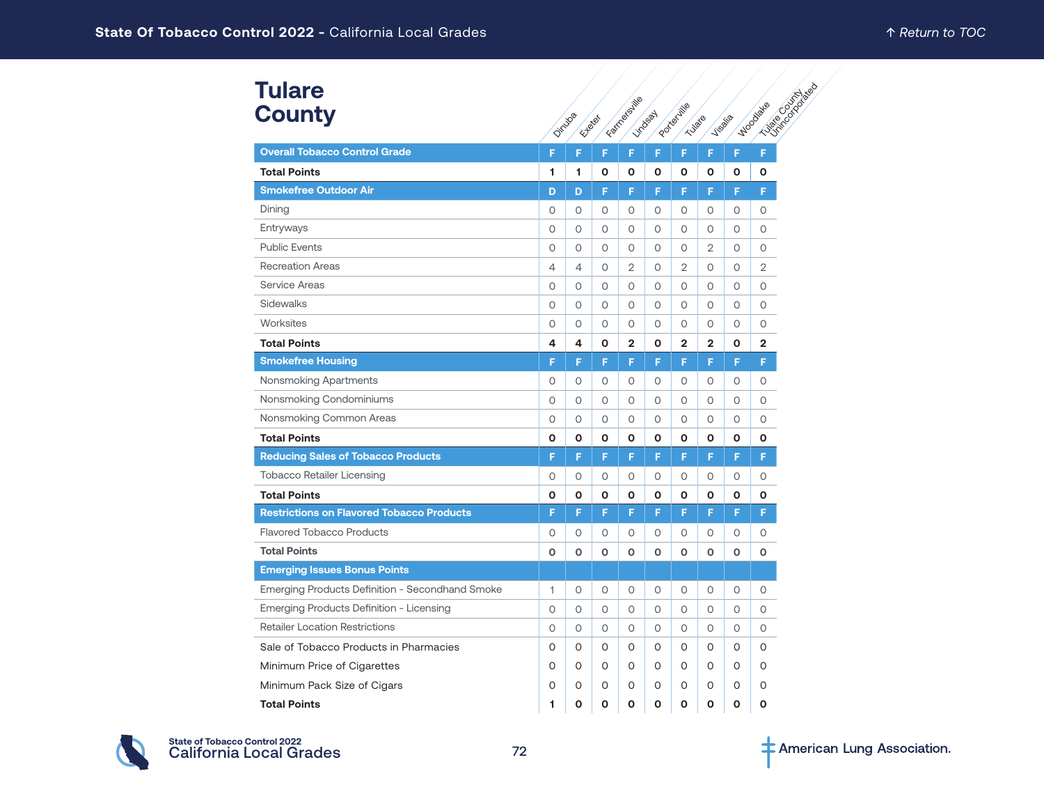# Tulare County

| | Dinuba | Exeter | Farmersville | Lindsay | Porterville | Tulare | Visalia | Woodlake | Tulare County Unincorporated |
|---|---|---|---|---|---|---|---|---|---|
| **Overall Tobacco Control Grade** | F | F | F | F | F | F | F | F | F |
| **Total Points** | **1** | **1** | **0** | **0** | **0** | **0** | **0** | **0** | **0** |
| **Smokefree Outdoor Air** | D | D | F | F | F | F | F | F | F |
| Dining | 0 | 0 | 0 | 0 | 0 | 0 | 0 | 0 | 0 |
| Entryways | 0 | 0 | 0 | 0 | 0 | 0 | 0 | 0 | 0 |
| Public Events | 0 | 0 | 0 | 0 | 0 | 0 | 2 | 0 | 0 |
| Recreation Areas | 4 | 4 | 0 | 2 | 0 | 2 | 0 | 0 | 2 |
| Service Areas | 0 | 0 | 0 | 0 | 0 | 0 | 0 | 0 | 0 |
| Sidewalks | 0 | 0 | 0 | 0 | 0 | 0 | 0 | 0 | 0 |
| Worksites | 0 | 0 | 0 | 0 | 0 | 0 | 0 | 0 | 0 |
| **Total Points** | **4** | **4** | **0** | **2** | **0** | **2** | **2** | **0** | **2** |
| **Smokefree Housing** | F | F | F | F | F | F | F | F | F |
| Nonsmoking Apartments | 0 | 0 | 0 | 0 | 0 | 0 | 0 | 0 | 0 |
| Nonsmoking Condominiums | 0 | 0 | 0 | 0 | 0 | 0 | 0 | 0 | 0 |
| Nonsmoking Common Areas | 0 | 0 | 0 | 0 | 0 | 0 | 0 | 0 | 0 |
| **Total Points** | **0** | **0** | **0** | **0** | **0** | **0** | **0** | **0** | **0** |
| **Reducing Sales of Tobacco Products** | F | F | F | F | F | F | F | F | F |
| Tobacco Retailer Licensing | 0 | 0 | 0 | 0 | 0 | 0 | 0 | 0 | 0 |
| **Total Points** | **0** | **0** | **0** | **0** | **0** | **0** | **0** | **0** | **0** |
| **Restrictions on Flavored Tobacco Products** | F | F | F | F | F | F | F | F | F |
| Flavored Tobacco Products | 0 | 0 | 0 | 0 | 0 | 0 | 0 | 0 | 0 |
| **Total Points** | **0** | **0** | **0** | **0** | **0** | **0** | **0** | **0** | **0** |
| **Emerging Issues Bonus Points** | | | | | | | | | |
| Emerging Products Definition - Secondhand Smoke | 1 | 0 | 0 | 0 | 0 | 0 | 0 | 0 | 0 |
| Emerging Products Definition - Licensing | 0 | 0 | 0 | 0 | 0 | 0 | 0 | 0 | 0 |
| Retailer Location Restrictions | 0 | 0 | 0 | 0 | 0 | 0 | 0 | 0 | 0 |
| Sale of Tobacco Products in Pharmacies | 0 | 0 | 0 | 0 | 0 | 0 | 0 | 0 | 0 |
| Minimum Price of Cigarettes | 0 | 0 | 0 | 0 | 0 | 0 | 0 | 0 | 0 |
| Minimum Pack Size of Cigars | 0 | 0 | 0 | 0 | 0 | 0 | 0 | 0 | 0 |
| **Total Points** | **1** | **0** | **0** | **0** | **0** | **0** | **0** | **0** | **0** |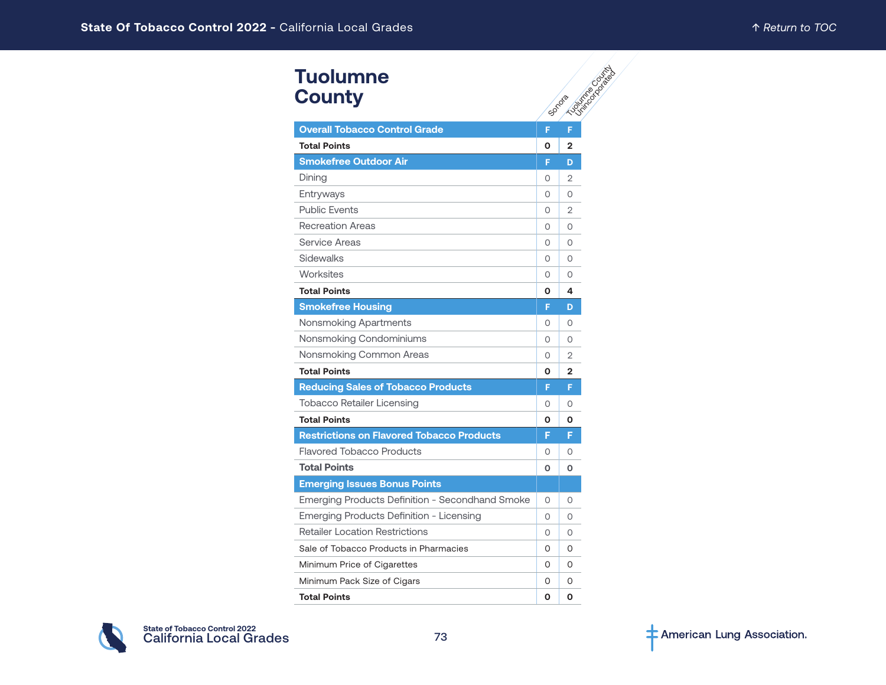# Tuolumne County

| | Sonora | Tuolumne County Unincorporated |
|---|---|---|
| **Overall Tobacco Control Grade** | **F** | **F** |
| **Total Points** | **0** | **2** |
| **Smokefree Outdoor Air** | **F** | **D** |
| Dining | 0 | 2 |
| Entryways | 0 | 0 |
| Public Events | 0 | 2 |
| Recreation Areas | 0 | 0 |
| Service Areas | 0 | 0 |
| Sidewalks | 0 | 0 |
| Worksites | 0 | 0 |
| **Total Points** | **0** | **4** |
| **Smokefree Housing** | **F** | **D** |
| Nonsmoking Apartments | 0 | 0 |
| Nonsmoking Condominiums | 0 | 0 |
| Nonsmoking Common Areas | 0 | 2 |
| **Total Points** | **0** | **2** |
| **Reducing Sales of Tobacco Products** | **F** | **F** |
| Tobacco Retailer Licensing | 0 | 0 |
| **Total Points** | **0** | **0** |
| **Restrictions on Flavored Tobacco Products** | **F** | **F** |
| Flavored Tobacco Products | 0 | 0 |
| **Total Points** | **0** | **0** |
| **Emerging Issues Bonus Points** | | |
| Emerging Products Definition - Secondhand Smoke | 0 | 0 |
| Emerging Products Definition - Licensing | 0 | 0 |
| Retailer Location Restrictions | 0 | 0 |
| Sale of Tobacco Products in Pharmacies | 0 | 0 |
| Minimum Price of Cigarettes | 0 | 0 |
| Minimum Pack Size of Cigars | 0 | 0 |
| **Total Points** | **0** | **0** |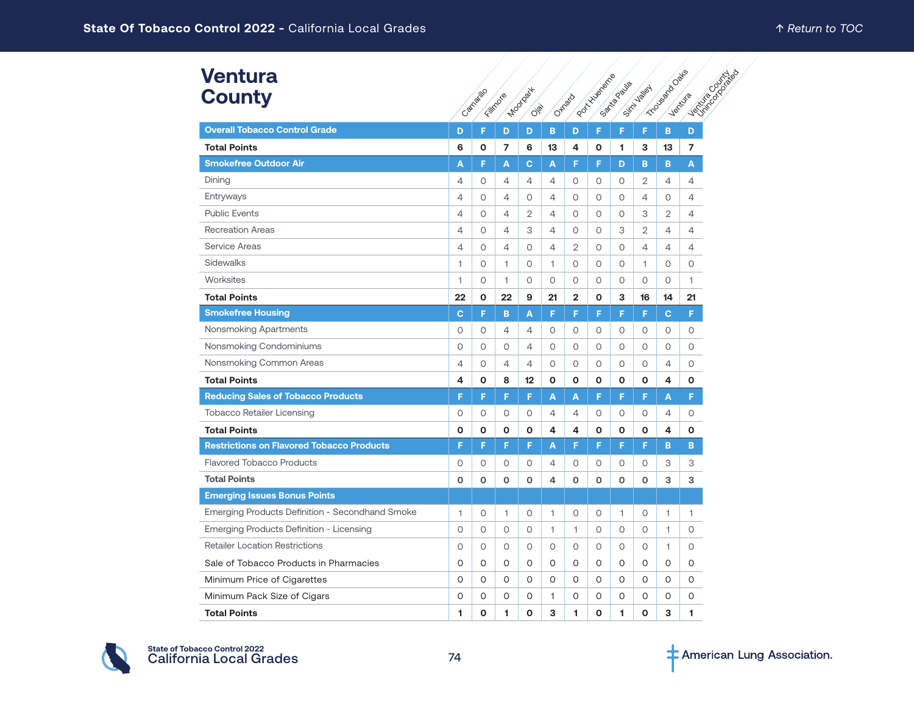# Ventura County

| | Camarillo | Fillmore | Moorpark | Ojai | Oxnard | Port Hueneme | Santa Paula | Simi Valley | Thousand Oaks | Ventura | Ventura County Unincorporated |
|---|---|---|---|---|---|---|---|---|---|---|---|
| **Overall Tobacco Control Grade** | D | F | D | D | B | D | F | F | F | B | D |
| **Total Points** | **6** | **0** | **7** | **6** | **13** | **4** | **0** | **1** | **3** | **13** | **7** |
| **Smokefree Outdoor Air** | A | F | A | C | A | F | F | D | B | B | A |
| Dining | 4 | 0 | 4 | 4 | 4 | 0 | 0 | 0 | 2 | 4 | 4 |
| Entryways | 4 | 0 | 4 | 0 | 4 | 0 | 0 | 0 | 4 | 0 | 4 |
| Public Events | 4 | 0 | 4 | 2 | 4 | 0 | 0 | 0 | 3 | 2 | 4 |
| Recreation Areas | 4 | 0 | 4 | 3 | 4 | 0 | 0 | 3 | 2 | 4 | 4 |
| Service Areas | 4 | 0 | 4 | 0 | 4 | 2 | 0 | 0 | 4 | 4 | 4 |
| Sidewalks | 1 | 0 | 1 | 0 | 1 | 0 | 0 | 0 | 1 | 0 | 0 |
| Worksites | 1 | 0 | 1 | 0 | 0 | 0 | 0 | 0 | 0 | 0 | 1 |
| **Total Points** | **22** | **0** | **22** | **9** | **21** | **2** | **0** | **3** | **16** | **14** | **21** |
| **Smokefree Housing** | C | F | B | A | F | F | F | F | F | C | F |
| Nonsmoking Apartments | 0 | 0 | 4 | 4 | 0 | 0 | 0 | 0 | 0 | 0 | 0 |
| Nonsmoking Condominiums | 0 | 0 | 0 | 4 | 0 | 0 | 0 | 0 | 0 | 0 | 0 |
| Nonsmoking Common Areas | 4 | 0 | 4 | 4 | 0 | 0 | 0 | 0 | 0 | 4 | 0 |
| **Total Points** | **4** | **0** | **8** | **12** | **0** | **0** | **0** | **0** | **0** | **4** | **0** |
| **Reducing Sales of Tobacco Products** | F | F | F | F | A | A | F | F | F | A | F |
| Tobacco Retailer Licensing | 0 | 0 | 0 | 0 | 4 | 4 | 0 | 0 | 0 | 4 | 0 |
| **Total Points** | **0** | **0** | **0** | **0** | **4** | **4** | **0** | **0** | **0** | **4** | **0** |
| **Restrictions on Flavored Tobacco Products** | F | F | F | F | A | F | F | F | F | B | B |
| Flavored Tobacco Products | 0 | 0 | 0 | 0 | 4 | 0 | 0 | 0 | 0 | 3 | 3 |
| **Total Points** | **0** | **0** | **0** | **0** | **4** | **0** | **0** | **0** | **0** | **3** | **3** |
| **Emerging Issues Bonus Points** | | | | | | | | | | | |
| Emerging Products Definition - Secondhand Smoke | 1 | 0 | 1 | 0 | 1 | 0 | 0 | 1 | 0 | 1 | 1 |
| Emerging Products Definition - Licensing | 0 | 0 | 0 | 0 | 1 | 1 | 0 | 0 | 0 | 1 | 0 |
| Retailer Location Restrictions | 0 | 0 | 0 | 0 | 0 | 0 | 0 | 0 | 0 | 1 | 0 |
| Sale of Tobacco Products in Pharmacies | 0 | 0 | 0 | 0 | 0 | 0 | 0 | 0 | 0 | 0 | 0 |
| Minimum Price of Cigarettes | 0 | 0 | 0 | 0 | 0 | 0 | 0 | 0 | 0 | 0 | 0 |
| Minimum Pack Size of Cigars | 0 | 0 | 0 | 0 | 1 | 0 | 0 | 0 | 0 | 0 | 0 |
| **Total Points** | **1** | **0** | **1** | **0** | **3** | **1** | **0** | **1** | **0** | **3** | **1** |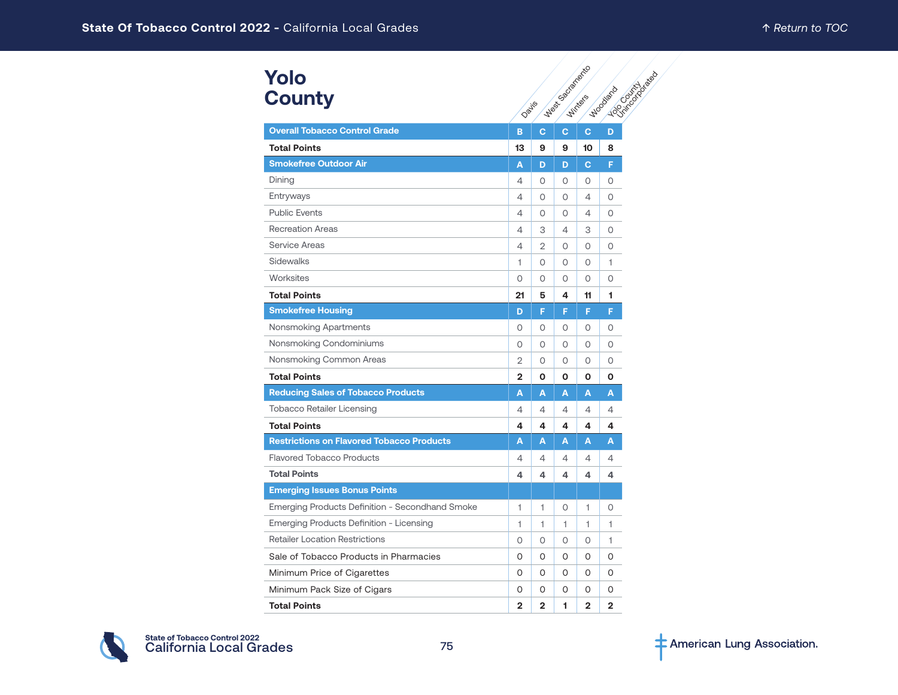# Yolo County

| | Davis | West Sacramento | Winters | Woodland | Yolo County Unincorporated |
|---|---|---|---|---|---|
| **Overall Tobacco Control Grade** | **B** | **C** | **C** | **C** | **D** |
| **Total Points** | **13** | **9** | **9** | **10** | **8** |
| **Smokefree Outdoor Air** | **A** | **D** | **D** | **C** | **F** |
| Dining | 4 | 0 | 0 | 0 | 0 |
| Entryways | 4 | 0 | 0 | 4 | 0 |
| Public Events | 4 | 0 | 0 | 4 | 0 |
| Recreation Areas | 4 | 3 | 4 | 3 | 0 |
| Service Areas | 4 | 2 | 0 | 0 | 0 |
| Sidewalks | 1 | 0 | 0 | 0 | 1 |
| Worksites | 0 | 0 | 0 | 0 | 0 |
| **Total Points** | **21** | **5** | **4** | **11** | **1** |
| **Smokefree Housing** | **D** | **F** | **F** | **F** | **F** |
| Nonsmoking Apartments | 0 | 0 | 0 | 0 | 0 |
| Nonsmoking Condominiums | 0 | 0 | 0 | 0 | 0 |
| Nonsmoking Common Areas | 2 | 0 | 0 | 0 | 0 |
| **Total Points** | **2** | **0** | **0** | **0** | **0** |
| **Reducing Sales of Tobacco Products** | **A** | **A** | **A** | **A** | **A** |
| Tobacco Retailer Licensing | 4 | 4 | 4 | 4 | 4 |
| **Total Points** | **4** | **4** | **4** | **4** | **4** |
| **Restrictions on Flavored Tobacco Products** | **A** | **A** | **A** | **A** | **A** |
| Flavored Tobacco Products | 4 | 4 | 4 | 4 | 4 |
| **Total Points** | **4** | **4** | **4** | **4** | **4** |
| **Emerging Issues Bonus Points** | | | | | |
| Emerging Products Definition - Secondhand Smoke | 1 | 1 | 0 | 1 | 0 |
| Emerging Products Definition - Licensing | 1 | 1 | 1 | 1 | 1 |
| Retailer Location Restrictions | 0 | 0 | 0 | 0 | 1 |
| Sale of Tobacco Products in Pharmacies | 0 | 0 | 0 | 0 | 0 |
| Minimum Price of Cigarettes | 0 | 0 | 0 | 0 | 0 |
| Minimum Pack Size of Cigars | 0 | 0 | 0 | 0 | 0 |
| **Total Points** | **2** | **2** | **1** | **2** | **2** |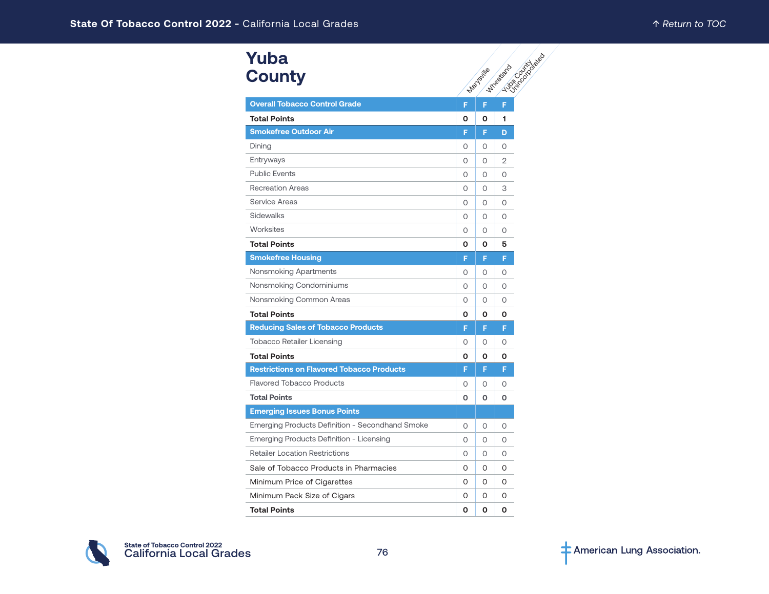# Yuba County

| | Marysville | Wheatland | Yuba County Unincorporated |
|---|---|---|---|
| **Overall Tobacco Control Grade** | F | F | F |
| **Total Points** | **0** | **0** | **1** |
| **Smokefree Outdoor Air** | F | F | D |
| Dining | 0 | 0 | 0 |
| Entryways | 0 | 0 | 2 |
| Public Events | 0 | 0 | 0 |
| Recreation Areas | 0 | 0 | 3 |
| Service Areas | 0 | 0 | 0 |
| Sidewalks | 0 | 0 | 0 |
| Worksites | 0 | 0 | 0 |
| **Total Points** | **0** | **0** | **5** |
| **Smokefree Housing** | F | F | F |
| Nonsmoking Apartments | 0 | 0 | 0 |
| Nonsmoking Condominiums | 0 | 0 | 0 |
| Nonsmoking Common Areas | 0 | 0 | 0 |
| **Total Points** | **0** | **0** | **0** |
| **Reducing Sales of Tobacco Products** | F | F | F |
| Tobacco Retailer Licensing | 0 | 0 | 0 |
| **Total Points** | **0** | **0** | **0** |
| **Restrictions on Flavored Tobacco Products** | F | F | F |
| Flavored Tobacco Products | 0 | 0 | 0 |
| **Total Points** | **0** | **0** | **0** |
| **Emerging Issues Bonus Points** | | | |
| Emerging Products Definition - Secondhand Smoke | 0 | 0 | 0 |
| Emerging Products Definition - Licensing | 0 | 0 | 0 |
| Retailer Location Restrictions | 0 | 0 | 0 |
| Sale of Tobacco Products in Pharmacies | 0 | 0 | 0 |
| Minimum Price of Cigarettes | 0 | 0 | 0 |
| Minimum Pack Size of Cigars | 0 | 0 | 0 |
| **Total Points** | **0** | **0** | **0** |